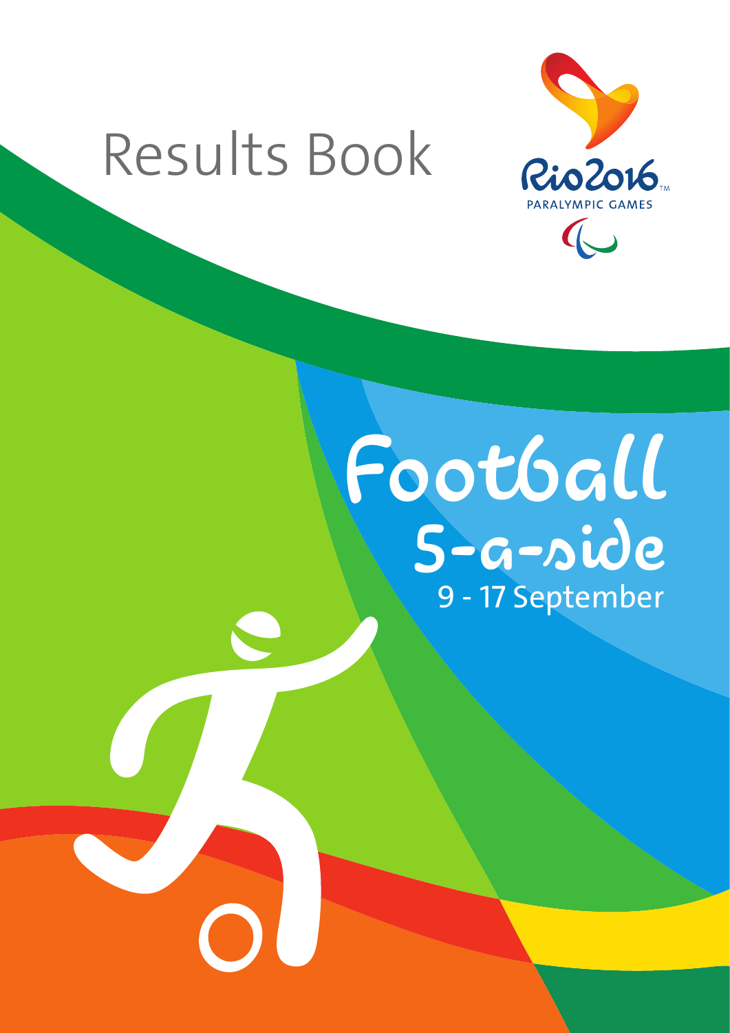# Results Book

Rio2016™
PARALYMPIC GAMES

# Football 5-a-side

9 - 17 September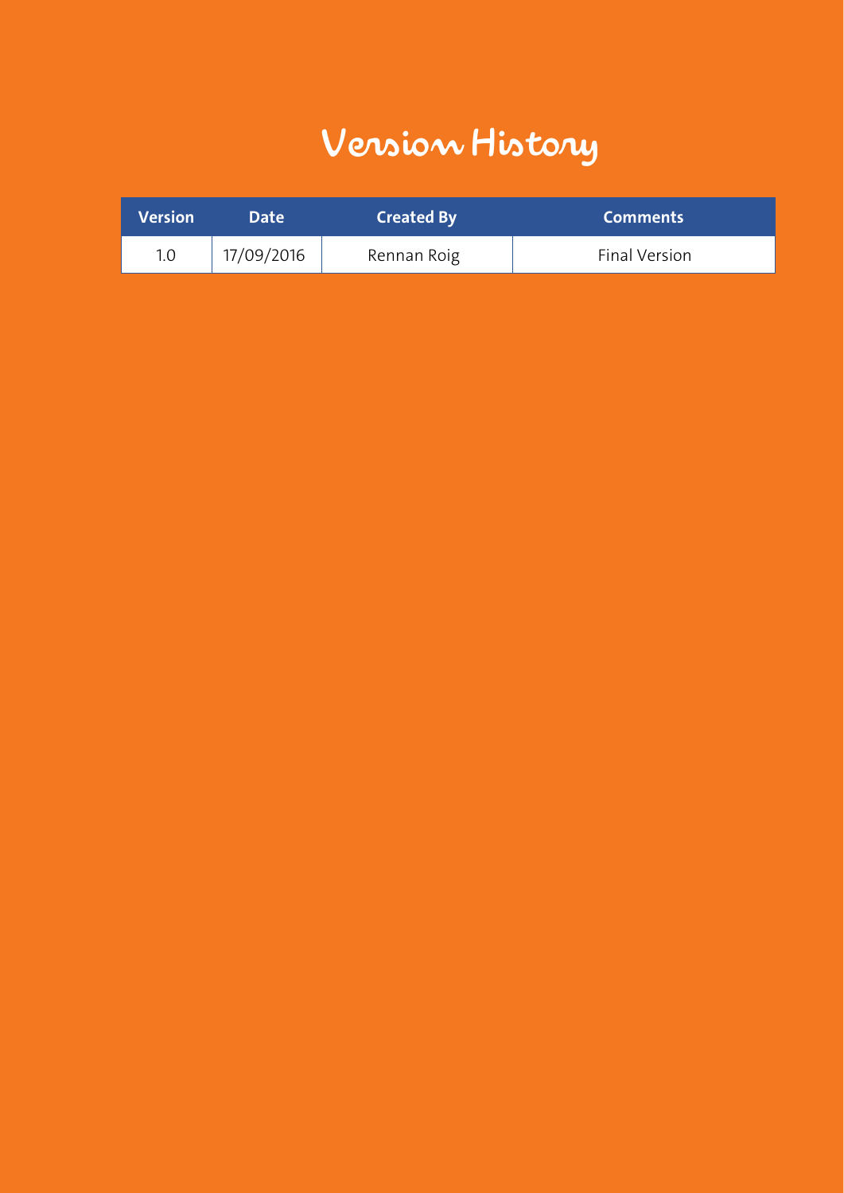# Version History

| Version | Date | Created By | Comments |
|---|---|---|---|
| 1.0 | 17/09/2016 | Rennan Roig | Final Version |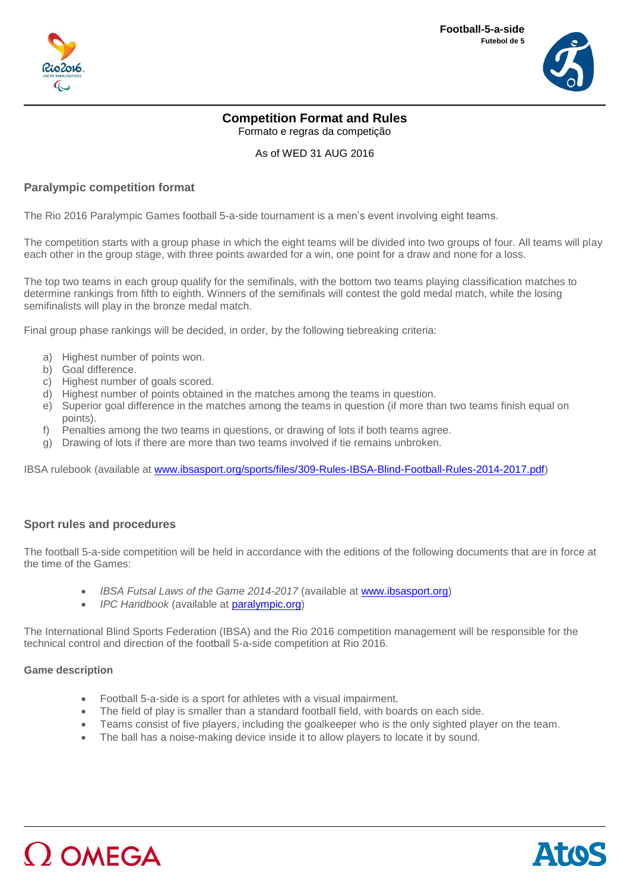# Competition Format and Rules

Formato e regras da competição

As of WED 31 AUG 2016

## Paralympic competition format

The Rio 2016 Paralympic Games football 5-a-side tournament is a men's event involving eight teams.

The competition starts with a group phase in which the eight teams will be divided into two groups of four. All teams will play each other in the group stage, with three points awarded for a win, one point for a draw and none for a loss.

The top two teams in each group qualify for the semifinals, with the bottom two teams playing classification matches to determine rankings from fifth to eighth. Winners of the semifinals will contest the gold medal match, while the losing semifinalists will play in the bronze medal match.

Final group phase rankings will be decided, in order, by the following tiebreaking criteria:

a) Highest number of points won.
b) Goal difference.
c) Highest number of goals scored.
d) Highest number of points obtained in the matches among the teams in question.
e) Superior goal difference in the matches among the teams in question (if more than two teams finish equal on points).
f) Penalties among the two teams in questions, or drawing of lots if both teams agree.
g) Drawing of lots if there are more than two teams involved if tie remains unbroken.

IBSA rulebook (available at www.ibsasport.org/sports/files/309-Rules-IBSA-Blind-Football-Rules-2014-2017.pdf)

## Sport rules and procedures

The football 5-a-side competition will be held in accordance with the editions of the following documents that are in force at the time of the Games:

- *IBSA Futsal Laws of the Game 2014-2017* (available at www.ibsasport.org)
- *IPC Handbook* (available at paralympic.org)

The International Blind Sports Federation (IBSA) and the Rio 2016 competition management will be responsible for the technical control and direction of the football 5-a-side competition at Rio 2016.

### Game description

- Football 5-a-side is a sport for athletes with a visual impairment.
- The field of play is smaller than a standard football field, with boards on each side.
- Teams consist of five players, including the goalkeeper who is the only sighted player on the team.
- The ball has a noise-making device inside it to allow players to locate it by sound.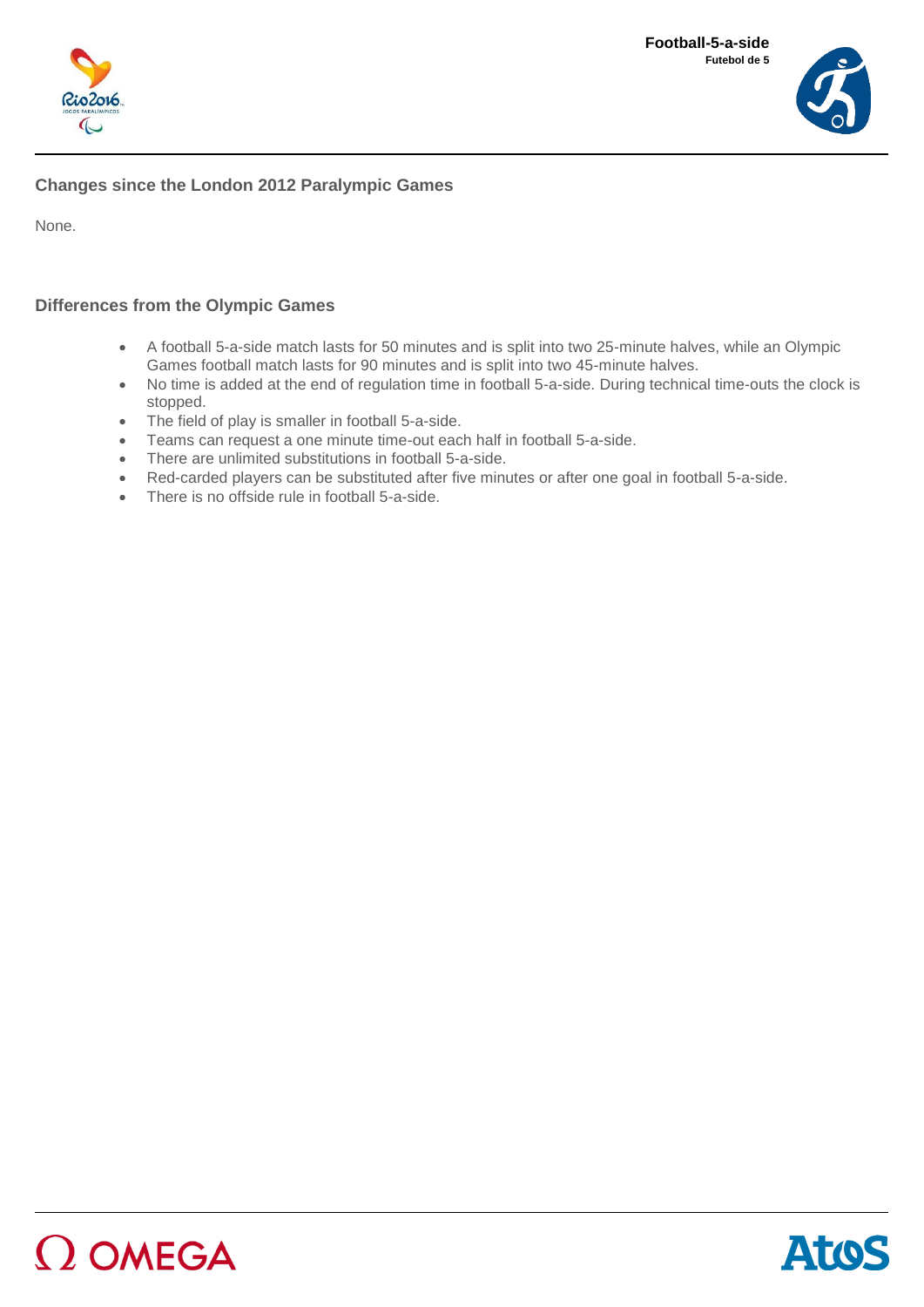## Changes since the London 2012 Paralympic Games

None.

## Differences from the Olympic Games

- A football 5-a-side match lasts for 50 minutes and is split into two 25-minute halves, while an Olympic Games football match lasts for 90 minutes and is split into two 45-minute halves.
- No time is added at the end of regulation time in football 5-a-side. During technical time-outs the clock is stopped.
- The field of play is smaller in football 5-a-side.
- Teams can request a one minute time-out each half in football 5-a-side.
- There are unlimited substitutions in football 5-a-side.
- Red-carded players can be substituted after five minutes or after one goal in football 5-a-side.
- There is no offside rule in football 5-a-side.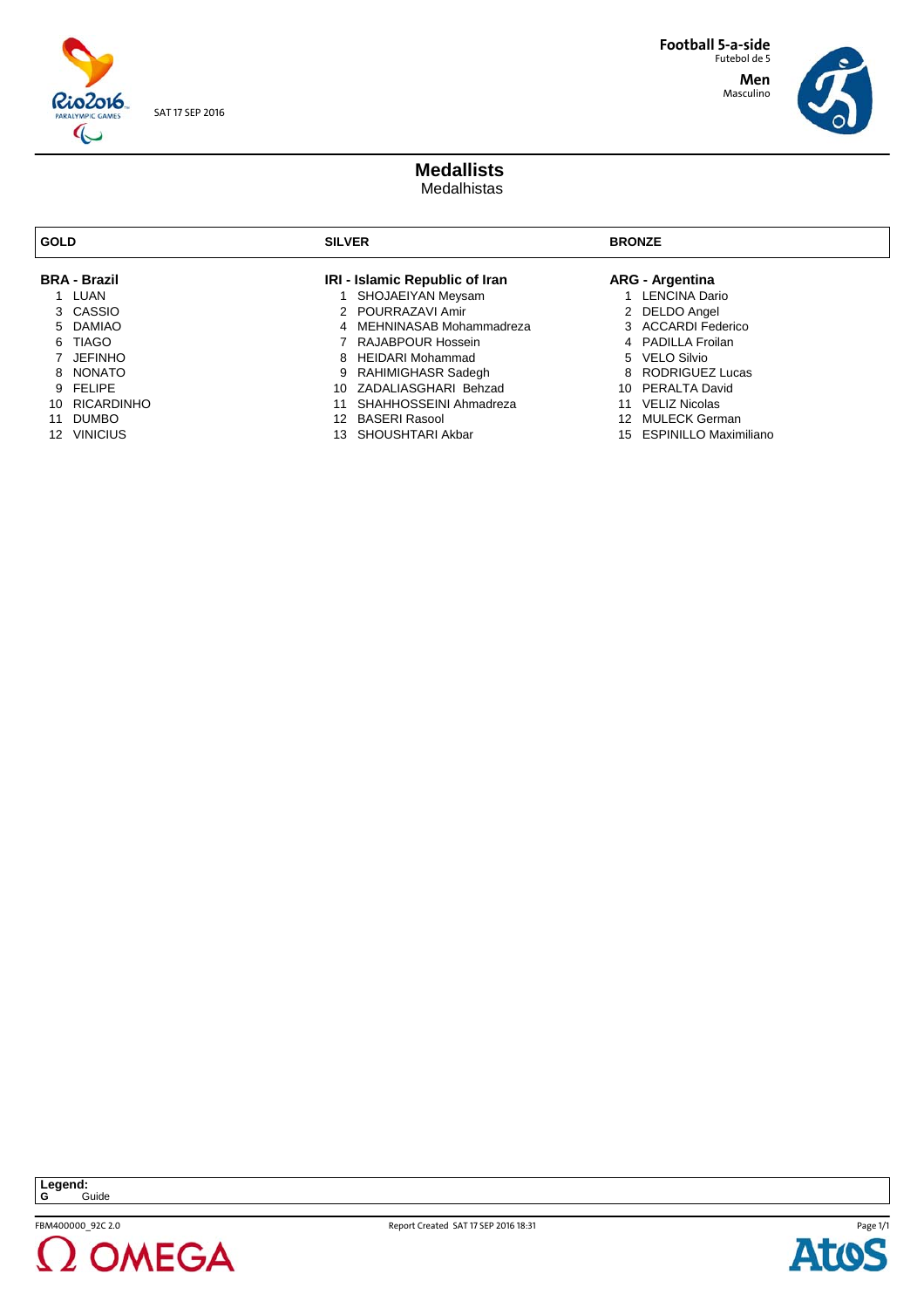SAT 17 SEP 2016

**Football 5-a-side**
Futebol de 5

**Men**
Masculino

# Medallists
Medalhistas

| GOLD | SILVER | BRONZE |
|---|---|---|
| **BRA - Brazil** | **IRI - Islamic Republic of Iran** | **ARG - Argentina** |
| 1 LUAN | 1 SHOJAEIYAN Meysam | 1 LENCINA Dario |
| 3 CASSIO | 2 POURRAZAVI Amir | 2 DELDO Angel |
| 5 DAMIAO | 4 MEHNINASAB Mohammadreza | 3 ACCARDI Federico |
| 6 TIAGO | 7 RAJABPOUR Hossein | 4 PADILLA Froilan |
| 7 JEFINHO | 8 HEIDARI Mohammad | 5 VELO Silvio |
| 8 NONATO | 9 RAHIMIGHASR Sadegh | 8 RODRIGUEZ Lucas |
| 9 FELIPE | 10 ZADALIASGHARI Behzad | 10 PERALTA David |
| 10 RICARDINHO | 11 SHAHHOSSEINI Ahmadreza | 11 VELIZ Nicolas |
| 11 DUMBO | 12 BASERI Rasool | 12 MULECK German |
| 12 VINICIUS | 13 SHOUSHTARI Akbar | 15 ESPINILLO Maximiliano |

**Legend:**
**G** Guide

FBM400000_92C 2.0 — Report Created SAT 17 SEP 2016 18:31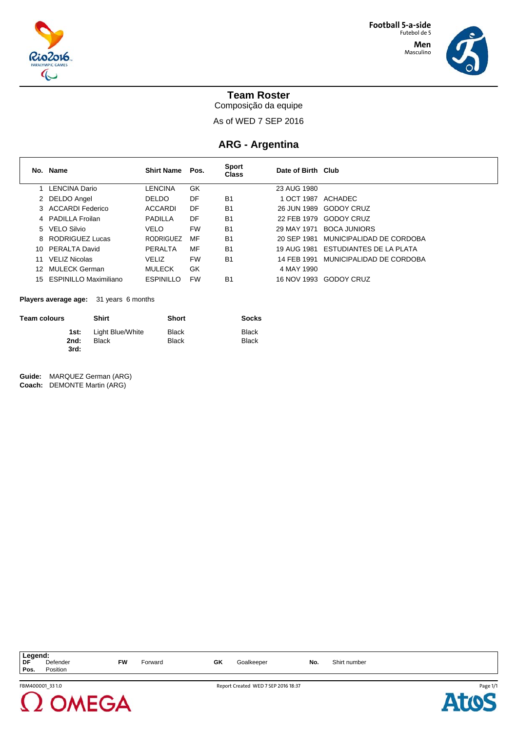Football 5-a-side
Futebol de 5

Men
Masculino

# Team Roster

Composição da equipe

As of WED 7 SEP 2016

## ARG - Argentina

| No. | Name | Shirt Name | Pos. | Sport Class | Date of Birth | Club |
|---|---|---|---|---|---|---|
| 1 | LENCINA Dario | LENCINA | GK | | 23 AUG 1980 | |
| 2 | DELDO Angel | DELDO | DF | B1 | 1 OCT 1987 | ACHADEC |
| 3 | ACCARDI Federico | ACCARDI | DF | B1 | 26 JUN 1989 | GODOY CRUZ |
| 4 | PADILLA Froilan | PADILLA | DF | B1 | 22 FEB 1979 | GODOY CRUZ |
| 5 | VELO Silvio | VELO | FW | B1 | 29 MAY 1971 | BOCA JUNIORS |
| 8 | RODRIGUEZ Lucas | RODRIGUEZ | MF | B1 | 20 SEP 1981 | MUNICIPALIDAD DE CORDOBA |
| 10 | PERALTA David | PERALTA | MF | B1 | 19 AUG 1981 | ESTUDIANTES DE LA PLATA |
| 11 | VELIZ Nicolas | VELIZ | FW | B1 | 14 FEB 1991 | MUNICIPALIDAD DE CORDOBA |
| 12 | MULECK German | MULECK | GK | | 4 MAY 1990 | |
| 15 | ESPINILLO Maximiliano | ESPINILLO | FW | B1 | 16 NOV 1993 | GODOY CRUZ |

**Players average age:** 31 years 6 months

| Team colours | Shirt | Short | Socks |
|---|---|---|---|
| 1st: | Light Blue/White | Black | Black |
| 2nd: | Black | Black | Black |
| 3rd: | | | |

**Guide:** MARQUEZ German (ARG)
**Coach:** DEMONTE Martin (ARG)

**Legend:**

| | | | | | | | |
|---|---|---|---|---|---|---|---|
| **DF** | Defender | **FW** | Forward | **GK** | Goalkeeper | **No.** | Shirt number |
| **Pos.** | Position | | | | | | |

FBM400001_33 1.0 Report Created WED 7 SEP 2016 18:37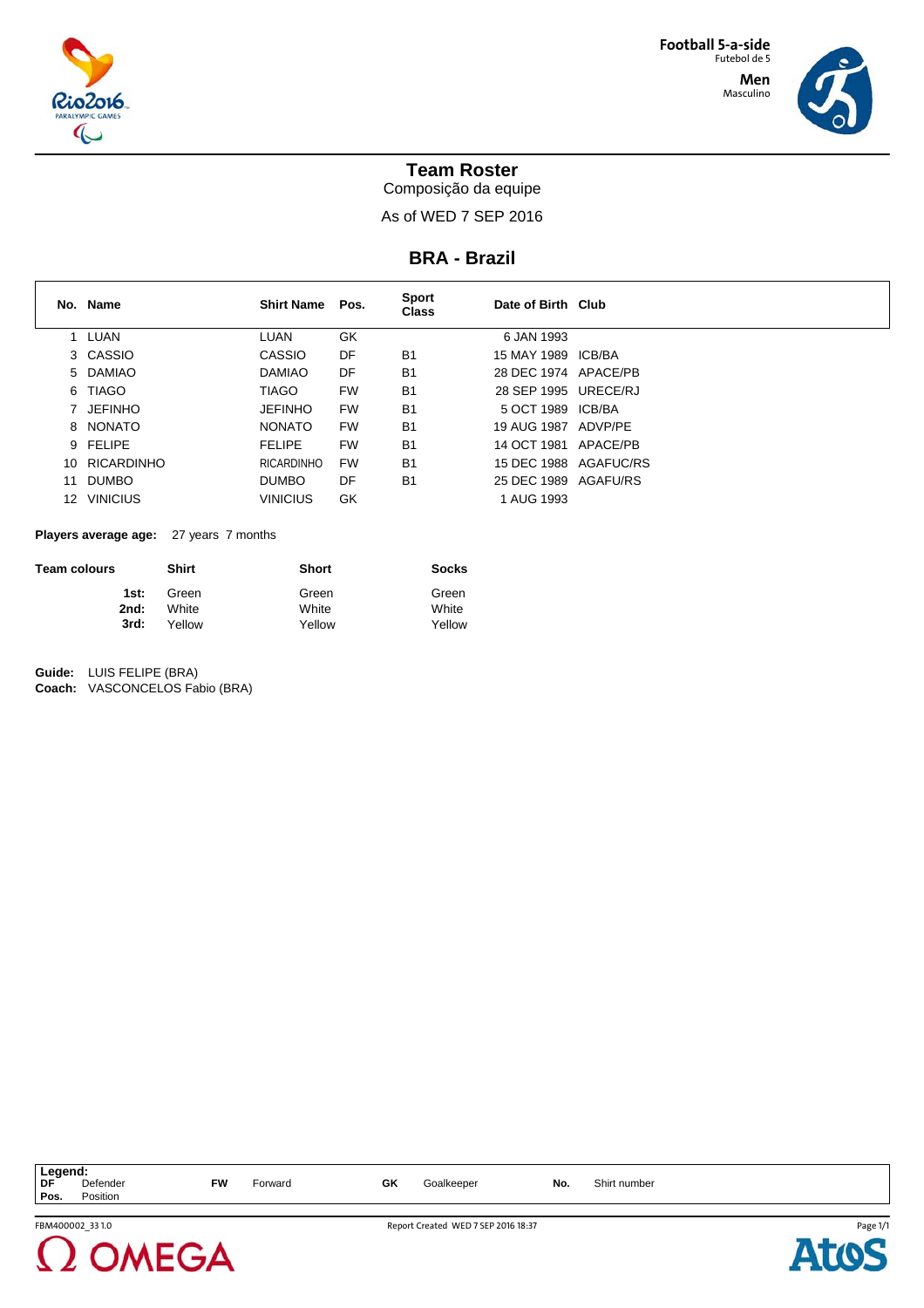Football 5-a-side
Futebol de 5

Men
Masculino

# Team Roster

Composição da equipe

As of WED 7 SEP 2016

## BRA - Brazil

| No. | Name | Shirt Name | Pos. | Sport Class | Date of Birth | Club |
|---|---|---|---|---|---|---|
| 1 | LUAN | LUAN | GK | | 6 JAN 1993 | |
| 3 | CASSIO | CASSIO | DF | B1 | 15 MAY 1989 | ICB/BA |
| 5 | DAMIAO | DAMIAO | DF | B1 | 28 DEC 1974 | APACE/PB |
| 6 | TIAGO | TIAGO | FW | B1 | 28 SEP 1995 | URECE/RJ |
| 7 | JEFINHO | JEFINHO | FW | B1 | 5 OCT 1989 | ICB/BA |
| 8 | NONATO | NONATO | FW | B1 | 19 AUG 1987 | ADVP/PE |
| 9 | FELIPE | FELIPE | FW | B1 | 14 OCT 1981 | APACE/PB |
| 10 | RICARDINHO | RICARDINHO | FW | B1 | 15 DEC 1988 | AGAFUC/RS |
| 11 | DUMBO | DUMBO | DF | B1 | 25 DEC 1989 | AGAFU/RS |
| 12 | VINICIUS | VINICIUS | GK | | 1 AUG 1993 | |

**Players average age:** 27 years 7 months

| Team colours | Shirt | Short | Socks |
|---|---|---|---|
| **1st:** | Green | Green | Green |
| **2nd:** | White | White | White |
| **3rd:** | Yellow | Yellow | Yellow |

**Guide:** LUIS FELIPE (BRA)
**Coach:** VASCONCELOS Fabio (BRA)

**Legend:**

| | | | | | | | |
|---|---|---|---|---|---|---|---|
| **DF** | Defender | **FW** | Forward | **GK** | Goalkeeper | **No.** | Shirt number |
| **Pos.** | Position | | | | | | |

FBM400002_33 1.0 Report Created WED 7 SEP 2016 18:37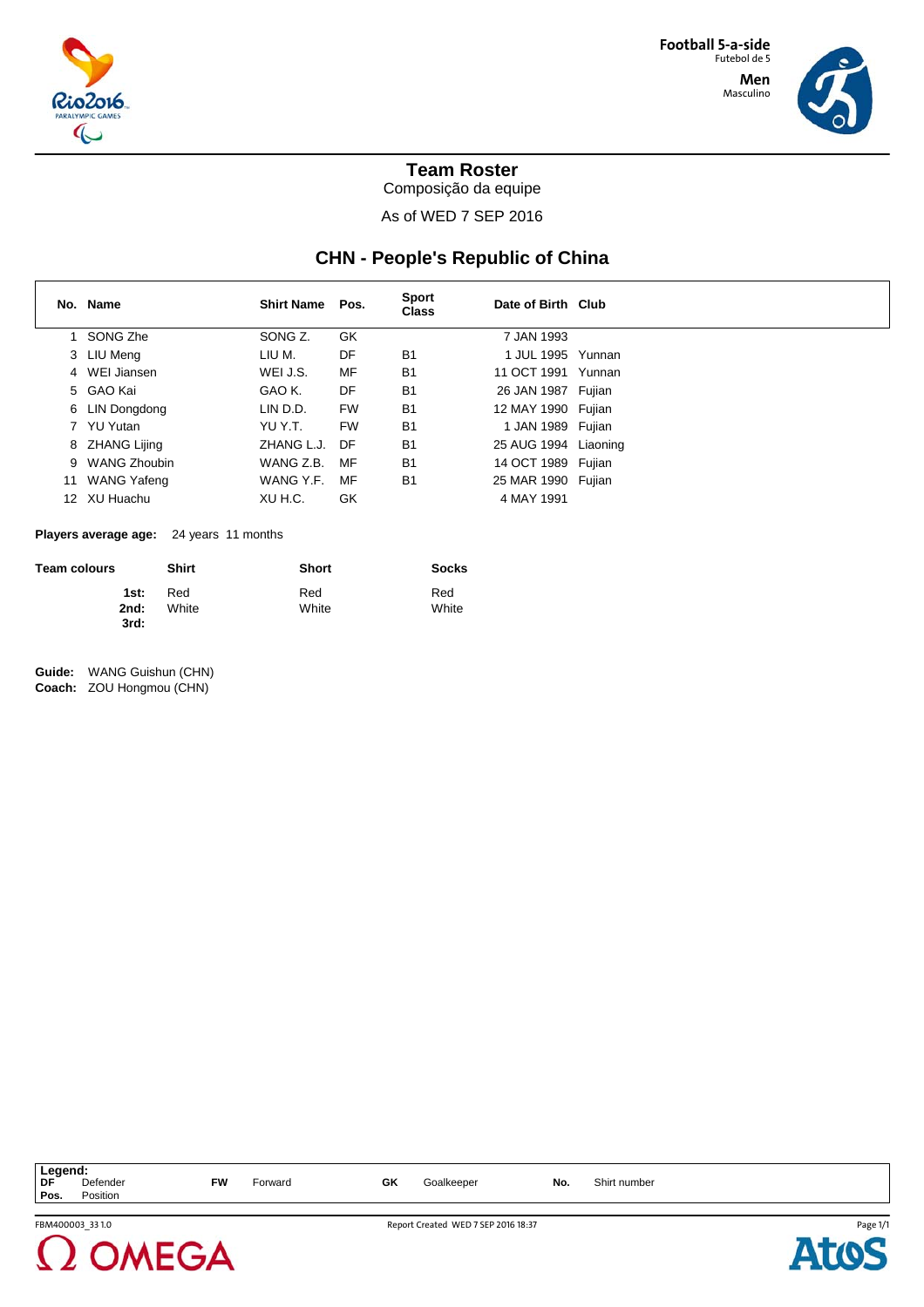Football 5-a-side
Futebol de 5
Men
Masculino

# Team Roster

Composição da equipe

As of WED 7 SEP 2016

## CHN - People's Republic of China

| No. | Name | Shirt Name | Pos. | Sport Class | Date of Birth | Club |
|---|---|---|---|---|---|---|
| 1 | SONG Zhe | SONG Z. | GK | | 7 JAN 1993 | |
| 3 | LIU Meng | LIU M. | DF | B1 | 1 JUL 1995 | Yunnan |
| 4 | WEI Jiansen | WEI J.S. | MF | B1 | 11 OCT 1991 | Yunnan |
| 5 | GAO Kai | GAO K. | DF | B1 | 26 JAN 1987 | Fujian |
| 6 | LIN Dongdong | LIN D.D. | FW | B1 | 12 MAY 1990 | Fujian |
| 7 | YU Yutan | YU Y.T. | FW | B1 | 1 JAN 1989 | Fujian |
| 8 | ZHANG Lijing | ZHANG L.J. | DF | B1 | 25 AUG 1994 | Liaoning |
| 9 | WANG Zhoubin | WANG Z.B. | MF | B1 | 14 OCT 1989 | Fujian |
| 11 | WANG Yafeng | WANG Y.F. | MF | B1 | 25 MAR 1990 | Fujian |
| 12 | XU Huachu | XU H.C. | GK | | 4 MAY 1991 | |

**Players average age:** 24 years 11 months

| Team colours | Shirt | Short | Socks |
|---|---|---|---|
| 1st: | Red | Red | Red |
| 2nd: | White | White | White |
| 3rd: | | | |

**Guide:** WANG Guishun (CHN)
**Coach:** ZOU Hongmou (CHN)

**Legend:**

| | | | | | | | |
|---|---|---|---|---|---|---|---|
| DF | Defender | FW | Forward | GK | Goalkeeper | No. | Shirt number |
| Pos. | Position | | | | | | |

FBM400003_33 1.0 Report Created WED 7 SEP 2016 18:37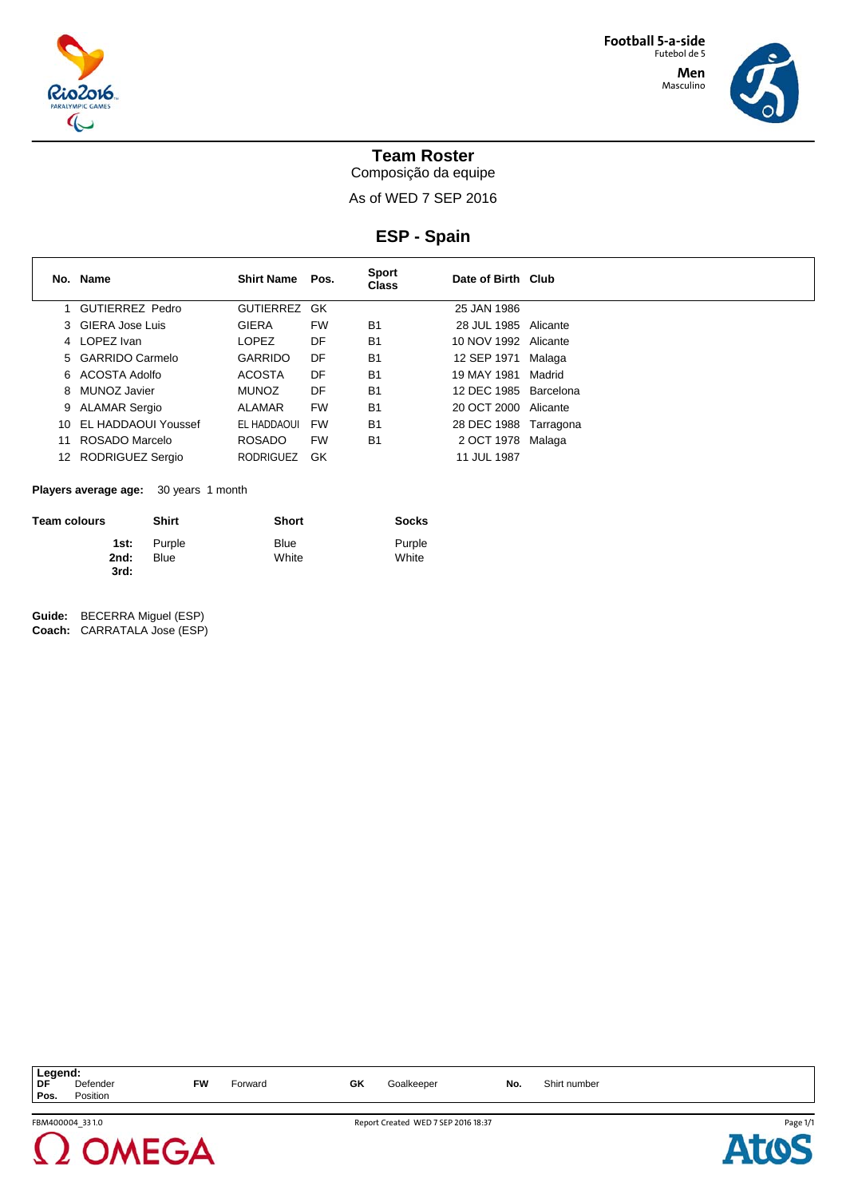Football 5-a-side
Futebol de 5
Men
Masculino

# Team Roster
Composição da equipe

As of WED 7 SEP 2016

## ESP - Spain

| No. | Name | Shirt Name | Pos. | Sport Class | Date of Birth | Club |
|---|---|---|---|---|---|---|
| 1 | GUTIERREZ Pedro | GUTIERREZ | GK | | 25 JAN 1986 | |
| 3 | GIERA Jose Luis | GIERA | FW | B1 | 28 JUL 1985 | Alicante |
| 4 | LOPEZ Ivan | LOPEZ | DF | B1 | 10 NOV 1992 | Alicante |
| 5 | GARRIDO Carmelo | GARRIDO | DF | B1 | 12 SEP 1971 | Malaga |
| 6 | ACOSTA Adolfo | ACOSTA | DF | B1 | 19 MAY 1981 | Madrid |
| 8 | MUNOZ Javier | MUNOZ | DF | B1 | 12 DEC 1985 | Barcelona |
| 9 | ALAMAR Sergio | ALAMAR | FW | B1 | 20 OCT 2000 | Alicante |
| 10 | EL HADDAOUI Youssef | EL HADDAOUI | FW | B1 | 28 DEC 1988 | Tarragona |
| 11 | ROSADO Marcelo | ROSADO | FW | B1 | 2 OCT 1978 | Malaga |
| 12 | RODRIGUEZ Sergio | RODRIGUEZ | GK | | 11 JUL 1987 | |

**Players average age:** 30 years 1 month

| Team colours | Shirt | Short | Socks |
|---|---|---|---|
| 1st: | Purple | Blue | Purple |
| 2nd: | Blue | White | White |
| 3rd: | | | |

**Guide:** BECERRA Miguel (ESP)
**Coach:** CARRATALA Jose (ESP)

| Legend: | | | | | | | |
|---|---|---|---|---|---|---|---|
| DF | Defender | FW | Forward | GK | Goalkeeper | No. | Shirt number |
| Pos. | Position | | | | | | |

FBM400004_33 1.0 Report Created WED 7 SEP 2016 18:37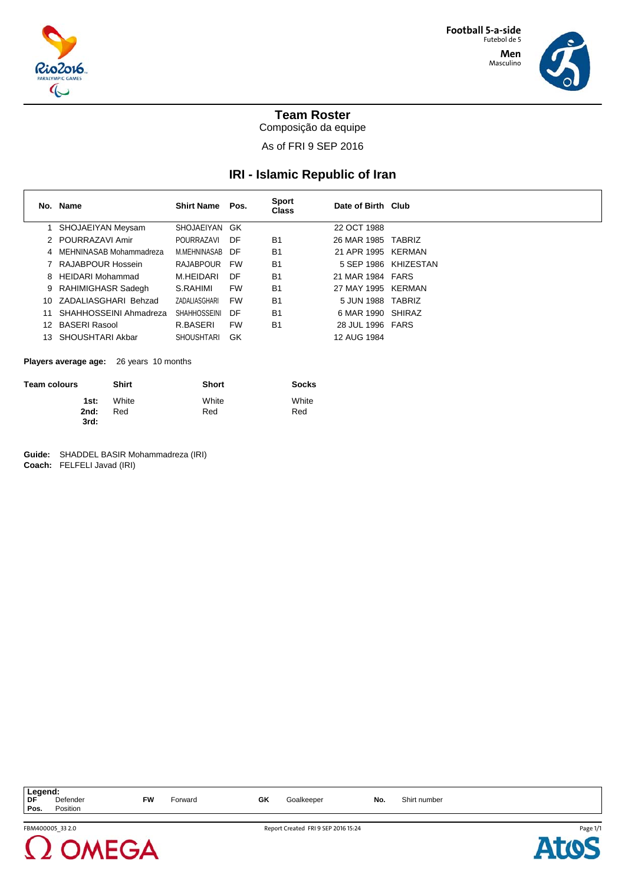Football 5-a-side
Futebol de 5
Men
Masculino

# Team Roster
Composição da equipe

As of FRI 9 SEP 2016

## IRI - Islamic Republic of Iran

| No. | Name | Shirt Name | Pos. | Sport Class | Date of Birth | Club |
|---|---|---|---|---|---|---|
| 1 | SHOJAEIYAN Meysam | SHOJAEIYAN | GK | | 22 OCT 1988 | |
| 2 | POURRAZAVI Amir | POURRAZAVI | DF | B1 | 26 MAR 1985 | TABRIZ |
| 4 | MEHNINASAB Mohammadreza | M.MEHNINASAB | DF | B1 | 21 APR 1995 | KERMAN |
| 7 | RAJABPOUR Hossein | RAJABPOUR | FW | B1 | 5 SEP 1986 | KHIZESTAN |
| 8 | HEIDARI Mohammad | M.HEIDARI | DF | B1 | 21 MAR 1984 | FARS |
| 9 | RAHIMIGHASR Sadegh | S.RAHIMI | FW | B1 | 27 MAY 1995 | KERMAN |
| 10 | ZADALIASGHARI Behzad | ZADALIASGHARI | FW | B1 | 5 JUN 1988 | TABRIZ |
| 11 | SHAHHOSSEINI Ahmadreza | SHAHHOSSEINI | DF | B1 | 6 MAR 1990 | SHIRAZ |
| 12 | BASERI Rasool | R.BASERI | FW | B1 | 28 JUL 1996 | FARS |
| 13 | SHOUSHTARI Akbar | SHOUSHTARI | GK | | 12 AUG 1984 | |

**Players average age:** 26 years 10 months

| Team colours | Shirt | Short | Socks |
|---|---|---|---|
| 1st: | White | White | White |
| 2nd: | Red | Red | Red |
| 3rd: | | | |

**Guide:** SHADDEL BASIR Mohammadreza (IRI)
**Coach:** FELFELI Javad (IRI)

| Legend: | | | | | | | |
|---|---|---|---|---|---|---|---|
| DF | Defender | FW | Forward | GK | Goalkeeper | No. | Shirt number |
| Pos. | Position | | | | | | |

FBM400005_33 2.0 Report Created FRI 9 SEP 2016 15:24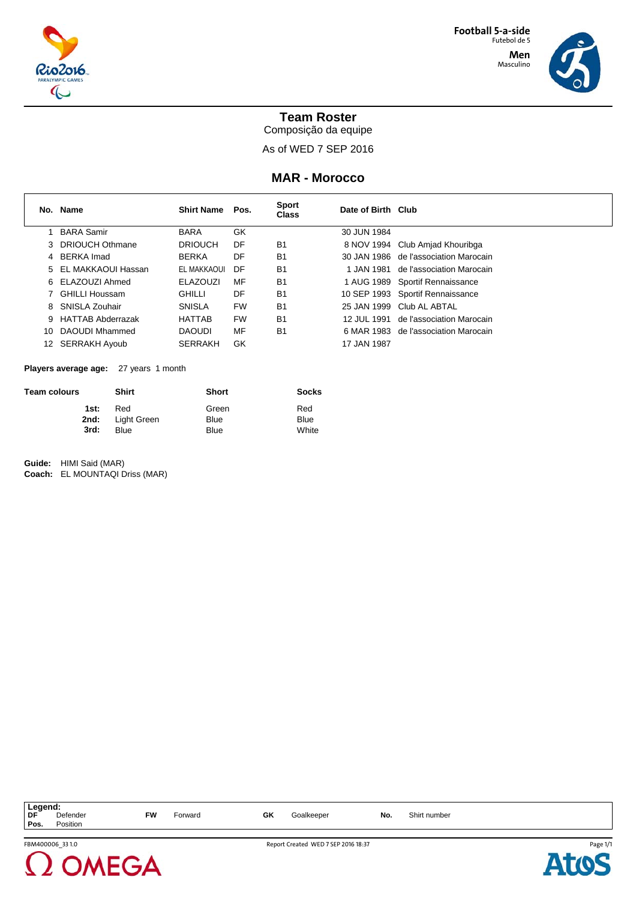Football 5-a-side
Futebol de 5

Men
Masculino

# Team Roster

Composição da equipe

As of WED 7 SEP 2016

## MAR - Morocco

| No. | Name | Shirt Name | Pos. | Sport Class | Date of Birth | Club |
|---|---|---|---|---|---|---|
| 1 | BARA Samir | BARA | GK | | 30 JUN 1984 | |
| 3 | DRIOUCH Othmane | DRIOUCH | DF | B1 | 8 NOV 1994 | Club Amjad Khouribga |
| 4 | BERKA Imad | BERKA | DF | B1 | 30 JAN 1986 | de l'association Marocain |
| 5 | EL MAKKAOUI Hassan | EL MAKKAOUI | DF | B1 | 1 JAN 1981 | de l'association Marocain |
| 6 | ELAZOUZI Ahmed | ELAZOUZI | MF | B1 | 1 AUG 1989 | Sportif Rennaissance |
| 7 | GHILLI Houssam | GHILLI | DF | B1 | 10 SEP 1993 | Sportif Rennaissance |
| 8 | SNISLA Zouhair | SNISLA | FW | B1 | 25 JAN 1999 | Club AL ABTAL |
| 9 | HATTAB Abderrazak | HATTAB | FW | B1 | 12 JUL 1991 | de l'association Marocain |
| 10 | DAOUDI Mhammed | DAOUDI | MF | B1 | 6 MAR 1983 | de l'association Marocain |
| 12 | SERRAKH Ayoub | SERRAKH | GK | | 17 JAN 1987 | |

**Players average age:** 27 years 1 month

| Team colours | Shirt | Short | Socks |
|---|---|---|---|
| 1st: | Red | Green | Red |
| 2nd: | Light Green | Blue | Blue |
| 3rd: | Blue | Blue | White |

**Guide:** HIMI Said (MAR)
**Coach:** EL MOUNTAQI Driss (MAR)

**Legend:**

| | | | | | | | |
|---|---|---|---|---|---|---|---|
| DF | Defender | FW | Forward | GK | Goalkeeper | No. | Shirt number |
| Pos. | Position | | | | | | |

FBM400006_33 1.0 — Report Created WED 7 SEP 2016 18:37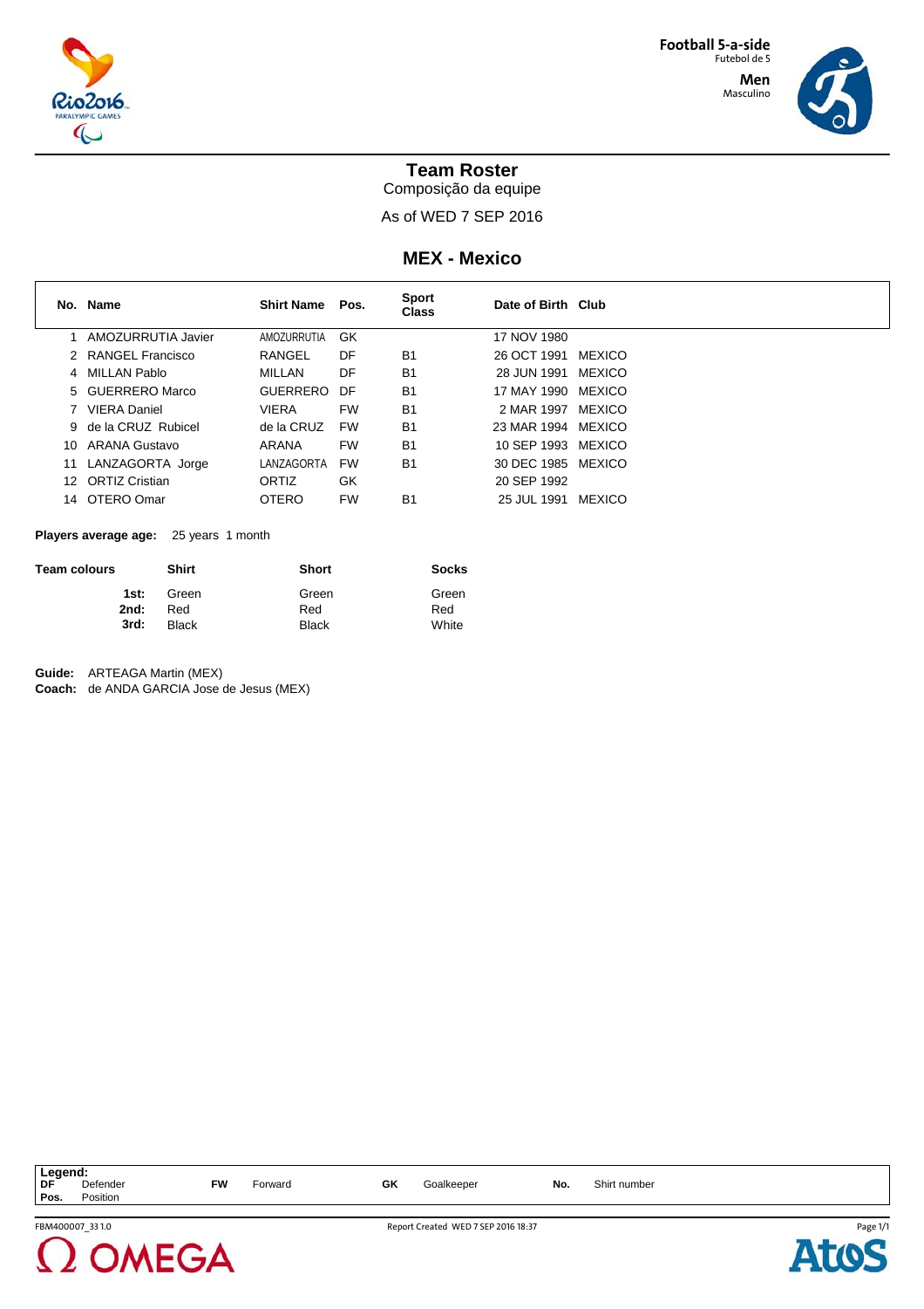Football 5-a-side
Futebol de 5
Men
Masculino

# Team Roster
Composição da equipe

As of WED 7 SEP 2016

## MEX - Mexico

| No. | Name | Shirt Name | Pos. | Sport Class | Date of Birth | Club |
|---|---|---|---|---|---|---|
| 1 | AMOZURRUTIA Javier | AMOZURRUTIA | GK | | 17 NOV 1980 | |
| 2 | RANGEL Francisco | RANGEL | DF | B1 | 26 OCT 1991 | MEXICO |
| 4 | MILLAN Pablo | MILLAN | DF | B1 | 28 JUN 1991 | MEXICO |
| 5 | GUERRERO Marco | GUERRERO | DF | B1 | 17 MAY 1990 | MEXICO |
| 7 | VIERA Daniel | VIERA | FW | B1 | 2 MAR 1997 | MEXICO |
| 9 | de la CRUZ Rubicel | de la CRUZ | FW | B1 | 23 MAR 1994 | MEXICO |
| 10 | ARANA Gustavo | ARANA | FW | B1 | 10 SEP 1993 | MEXICO |
| 11 | LANZAGORTA Jorge | LANZAGORTA | FW | B1 | 30 DEC 1985 | MEXICO |
| 12 | ORTIZ Cristian | ORTIZ | GK | | 20 SEP 1992 | |
| 14 | OTERO Omar | OTERO | FW | B1 | 25 JUL 1991 | MEXICO |

**Players average age:** 25 years 1 month

| Team colours | Shirt | Short | Socks |
|---|---|---|---|
| **1st:** | Green | Green | Green |
| **2nd:** | Red | Red | Red |
| **3rd:** | Black | Black | White |

**Guide:** ARTEAGA Martin (MEX)
**Coach:** de ANDA GARCIA Jose de Jesus (MEX)

**Legend:**

| | | | | | | | |
|---|---|---|---|---|---|---|---|
| **DF** | Defender | **FW** | Forward | **GK** | Goalkeeper | **No.** | Shirt number |
| **Pos.** | Position | | | | | | |

FBM400007_33 1.0 Report Created WED 7 SEP 2016 18:37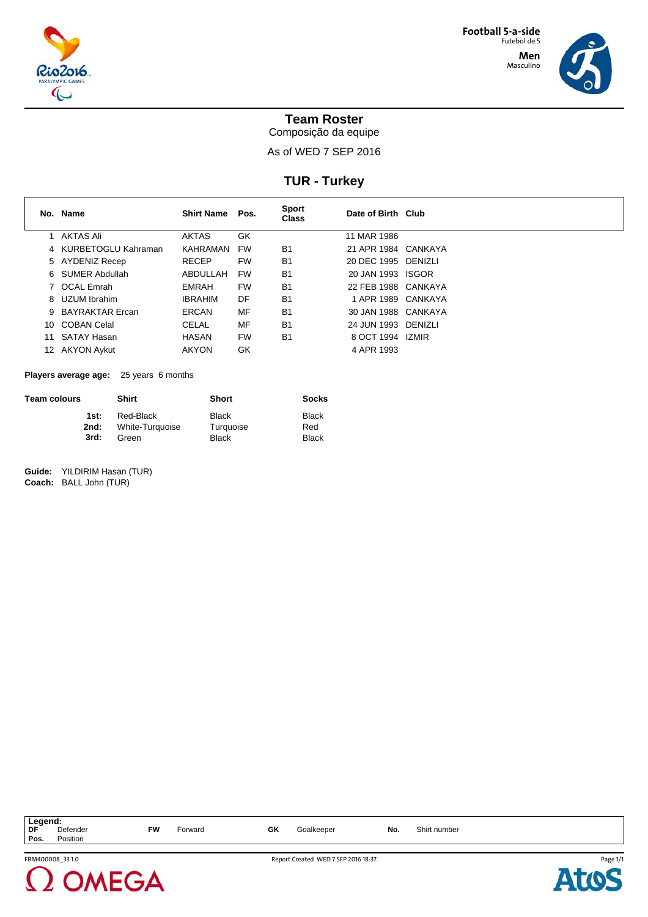Football 5-a-side
Futebol de 5
Men
Masculino

# Team Roster

Composição da equipe

As of WED 7 SEP 2016

## TUR - Turkey

| No. | Name | Shirt Name | Pos. | Sport Class | Date of Birth | Club |
|---|---|---|---|---|---|---|
| 1 | AKTAS Ali | AKTAS | GK | | 11 MAR 1986 | |
| 4 | KURBETOGLU Kahraman | KAHRAMAN | FW | B1 | 21 APR 1984 | CANKAYA |
| 5 | AYDENIZ Recep | RECEP | FW | B1 | 20 DEC 1995 | DENIZLI |
| 6 | SUMER Abdullah | ABDULLAH | FW | B1 | 20 JAN 1993 | ISGOR |
| 7 | OCAL Emrah | EMRAH | FW | B1 | 22 FEB 1988 | CANKAYA |
| 8 | UZUM Ibrahim | IBRAHIM | DF | B1 | 1 APR 1989 | CANKAYA |
| 9 | BAYRAKTAR Ercan | ERCAN | MF | B1 | 30 JAN 1988 | CANKAYA |
| 10 | COBAN Celal | CELAL | MF | B1 | 24 JUN 1993 | DENIZLI |
| 11 | SATAY Hasan | HASAN | FW | B1 | 8 OCT 1994 | IZMIR |
| 12 | AKYON Aykut | AKYON | GK | | 4 APR 1993 | |

**Players average age:** 25 years 6 months

| Team colours | Shirt | Short | Socks |
|---|---|---|---|
| **1st:** | Red-Black | Black | Black |
| **2nd:** | White-Turquoise | Turquoise | Red |
| **3rd:** | Green | Black | Black |

**Guide:** YILDIRIM Hasan (TUR)
**Coach:** BALL John (TUR)

**Legend:**

| | | | | | | | |
|---|---|---|---|---|---|---|---|
| **DF** | Defender | **FW** | Forward | **GK** | Goalkeeper | **No.** | Shirt number |
| **Pos.** | Position | | | | | | |

FBM400008_33 1.0 Report Created WED 7 SEP 2016 18:37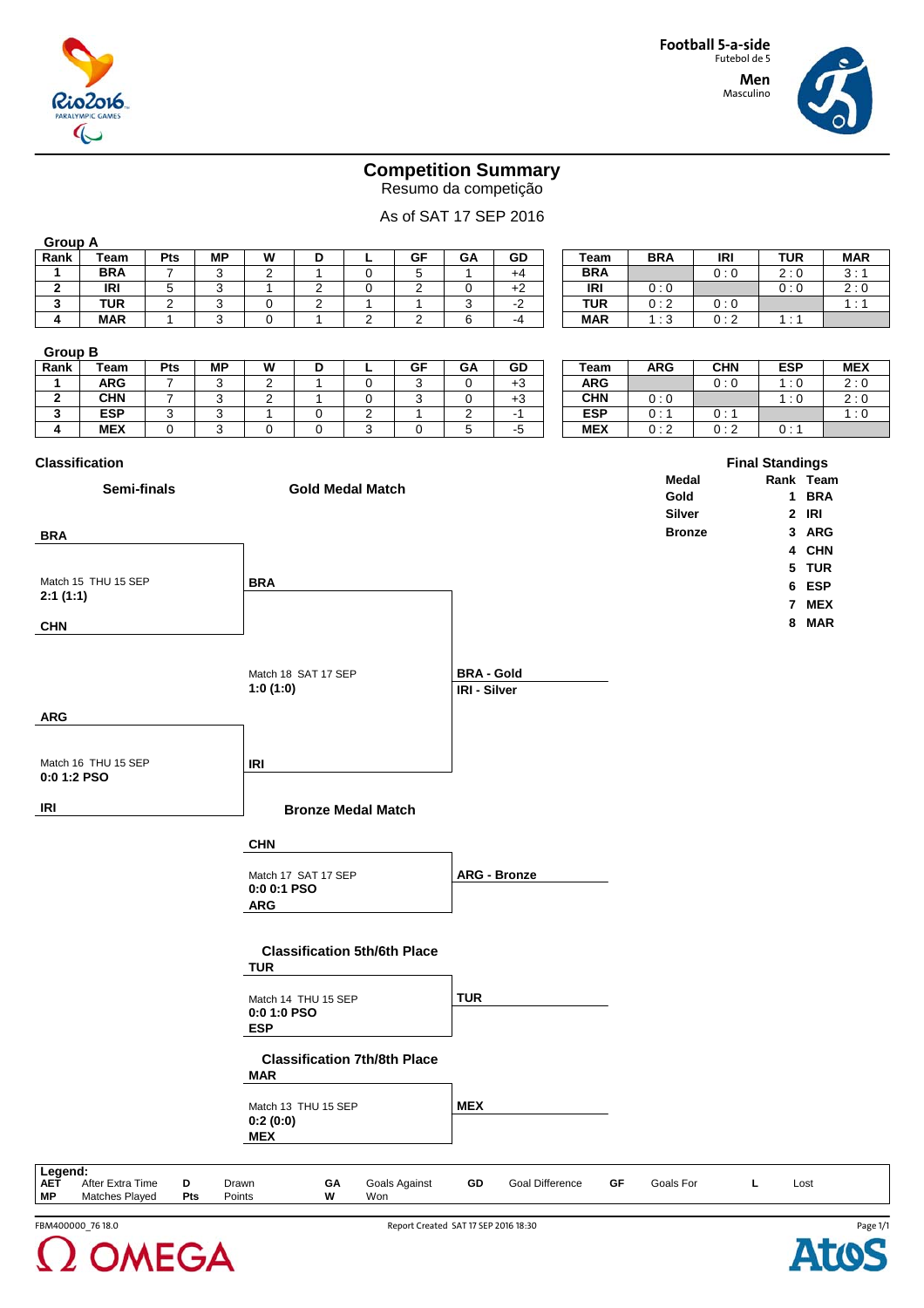Football 5-a-side
Futebol de 5

Men
Masculino

# Competition Summary
Resumo da competição

As of SAT 17 SEP 2016

## Group A

| Rank | Team | Pts | MP | W | D | L | GF | GA | GD |
|---|---|---|---|---|---|---|---|---|---|
| 1 | BRA | 7 | 3 | 2 | 1 | 0 | 5 | 1 | +4 |
| 2 | IRI | 5 | 3 | 1 | 2 | 0 | 2 | 0 | +2 |
| 3 | TUR | 2 | 3 | 0 | 2 | 1 | 1 | 3 | -2 |
| 4 | MAR | 1 | 3 | 0 | 1 | 2 | 2 | 6 | -4 |

| Team | BRA | IRI | TUR | MAR |
|---|---|---|---|---|
| BRA | | 0 : 0 | 2 : 0 | 3 : 1 |
| IRI | 0 : 0 | | 0 : 0 | 2 : 0 |
| TUR | 0 : 2 | 0 : 0 | | 1 : 1 |
| MAR | 1 : 3 | 0 : 2 | 1 : 1 | |

## Group B

| Rank | Team | Pts | MP | W | D | L | GF | GA | GD |
|---|---|---|---|---|---|---|---|---|---|
| 1 | ARG | 7 | 3 | 2 | 1 | 0 | 3 | 0 | +3 |
| 2 | CHN | 7 | 3 | 2 | 1 | 0 | 3 | 0 | +3 |
| 3 | ESP | 3 | 3 | 1 | 0 | 2 | 1 | 2 | -1 |
| 4 | MEX | 0 | 3 | 0 | 0 | 3 | 0 | 5 | -5 |

| Team | ARG | CHN | ESP | MEX |
|---|---|---|---|---|
| ARG | | 0 : 0 | 1 : 0 | 2 : 0 |
| CHN | 0 : 0 | | 1 : 0 | 2 : 0 |
| ESP | 0 : 1 | 0 : 1 | | 1 : 0 |
| MEX | 0 : 2 | 0 : 2 | 0 : 1 | |

## Classification

### Semi-finals

**BRA**
Match 15 THU 15 SEP
**2:1 (1:1)**
**CHN**

**ARG**
Match 16 THU 15 SEP
**0:0 1:2 PSO**
**IRI**

### Gold Medal Match

**BRA**
Match 18 SAT 17 SEP
**1:0 (1:0)**
**IRI**

**BRA - Gold**
**IRI - Silver**

### Bronze Medal Match

**CHN**
Match 17 SAT 17 SEP
**0:0 0:1 PSO**
**ARG**

**ARG - Bronze**

### Classification 5th/6th Place

**TUR**
Match 14 THU 15 SEP
**0:0 1:0 PSO**
**ESP**

**TUR**

### Classification 7th/8th Place

**MAR**
Match 13 THU 15 SEP
**0:2 (0:0)**
**MEX**

**MEX**

## Final Standings

| Medal | Rank | Team |
|---|---|---|
| Gold | 1 | BRA |
| Silver | 2 | IRI |
| Bronze | 3 | ARG |
| | 4 | CHN |
| | 5 | TUR |
| | 6 | ESP |
| | 7 | MEX |
| | 8 | MAR |

**Legend:**

| | | | | | | | | | | | |
|---|---|---|---|---|---|---|---|---|---|---|---|
| AET | After Extra Time | D | Drawn | GA | Goals Against | GD | Goal Difference | GF | Goals For | L | Lost |
| MP | Matches Played | Pts | Points | W | Won | | | | | | |

FBM400000_76 18.0 Report Created SAT 17 SEP 2016 18:30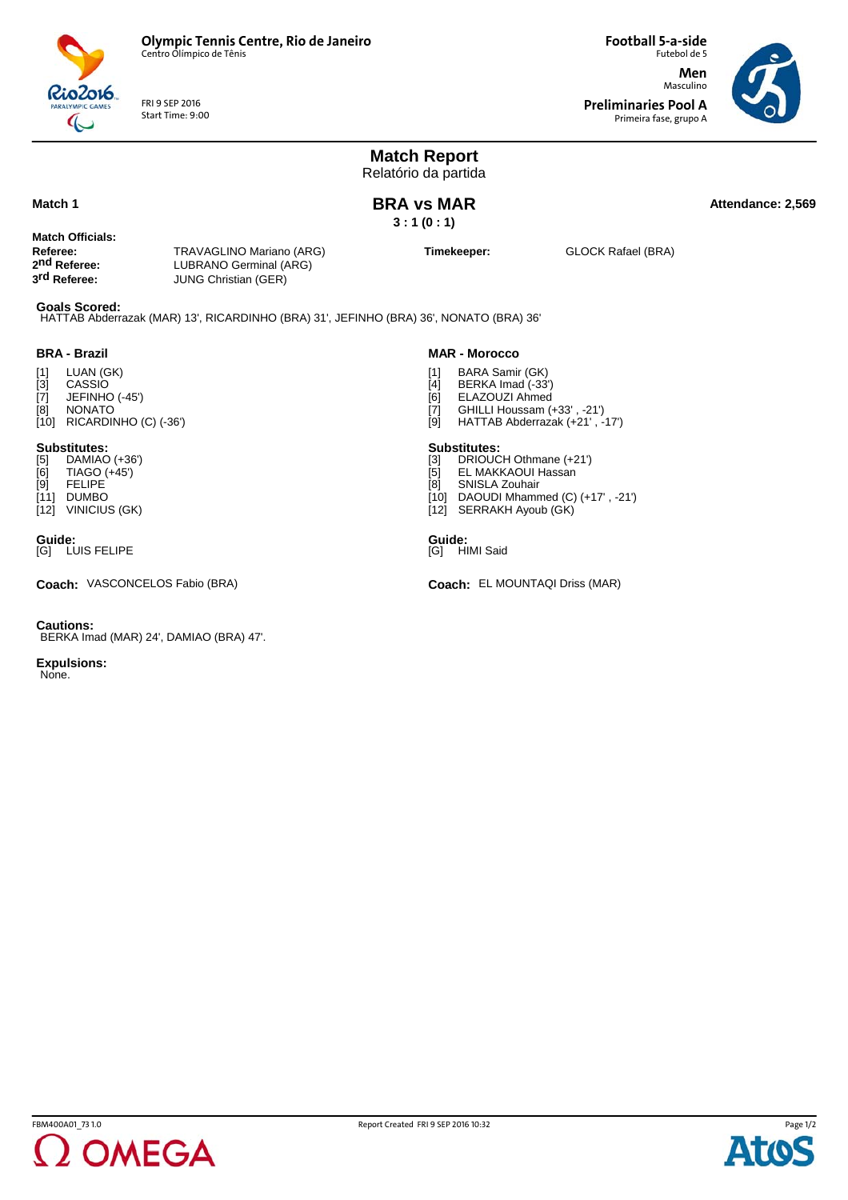**Olympic Tennis Centre, Rio de Janeiro**
Centro Olímpico de Tênis

FRI 9 SEP 2016
Start Time: 9:00

**Football 5-a-side**
Futebol de 5

**Men**
Masculino

**Preliminaries Pool A**
Primeira fase, grupo A

# Match Report
Relatório da partida

**Match 1**

## BRA vs MAR
**3 : 1 (0 : 1)**

**Attendance: 2,569**

**Match Officials:**

| | | | |
|---|---|---|---|
| **Referee:** | TRAVAGLINO Mariano (ARG) | **Timekeeper:** | GLOCK Rafael (BRA) |
| **2nd Referee:** | LUBRANO Germinal (ARG) | | |
| **3rd Referee:** | JUNG Christian (GER) | | |

**Goals Scored:**
HATTAB Abderrazak (MAR) 13', RICARDINHO (BRA) 31', JEFINHO (BRA) 36', NONATO (BRA) 36'

### BRA - Brazil

- [1] LUAN (GK)
- [3] CASSIO
- [7] JEFINHO (-45')
- [8] NONATO
- [10] RICARDINHO (C) (-36')

**Substitutes:**
- [5] DAMIAO (+36')
- [6] TIAGO (+45')
- [9] FELIPE
- [11] DUMBO
- [12] VINICIUS (GK)

**Guide:**
[G] LUIS FELIPE

**Coach:** VASCONCELOS Fabio (BRA)

### MAR - Morocco

- [1] BARA Samir (GK)
- [4] BERKA Imad (-33')
- [6] ELAZOUZI Ahmed
- [7] GHILLI Houssam (+33' , -21')
- [9] HATTAB Abderrazak (+21' , -17')

**Substitutes:**
- [3] DRIOUCH Othmane (+21')
- [5] EL MAKKAOUI Hassan
- [8] SNISLA Zouhair
- [10] DAOUDI Mhammed (C) (+17' , -21')
- [12] SERRAKH Ayoub (GK)

**Guide:**
[G] HIMI Said

**Coach:** EL MOUNTAQI Driss (MAR)

**Cautions:**
BERKA Imad (MAR) 24', DAMIAO (BRA) 47'.

**Expulsions:**
None.

FBM400A01_73 1.0 Report Created FRI 9 SEP 2016 10:32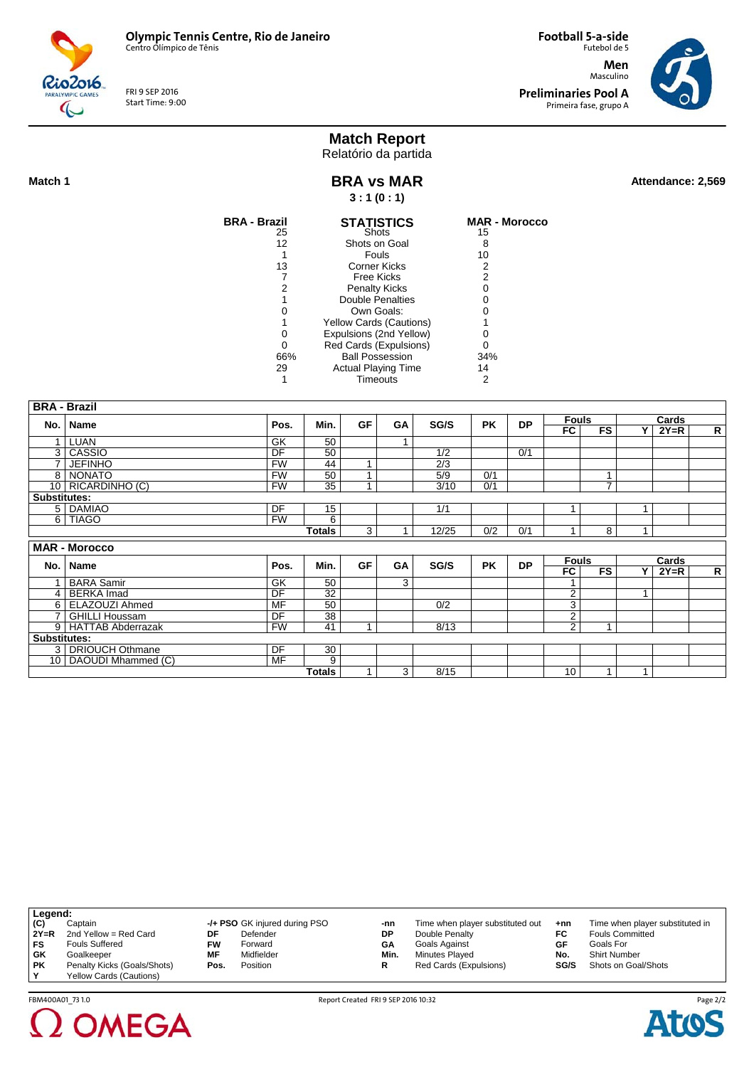Olympic Tennis Centre, Rio de Janeiro
Centro Olímpico de Tênis

FRI 9 SEP 2016
Start Time: 9:00

Football 5-a-side
Futebol de 5

Men
Masculino

Preliminaries Pool A
Primeira fase, grupo A

# Match Report
Relatório da partida

**Match 1**

## BRA vs MAR

**3 : 1 (0 : 1)**

**Attendance: 2,569**

| BRA - Brazil | STATISTICS | MAR - Morocco |
|---|---|---|
| 25 | Shots | 15 |
| 12 | Shots on Goal | 8 |
| 1 | Fouls | 10 |
| 13 | Corner Kicks | 2 |
| 7 | Free Kicks | 2 |
| 2 | Penalty Kicks | 0 |
| 1 | Double Penalties | 0 |
| 0 | Own Goals: | 0 |
| 1 | Yellow Cards (Cautions) | 1 |
| 0 | Expulsions (2nd Yellow) | 0 |
| 0 | Red Cards (Expulsions) | 0 |
| 66% | Ball Possession | 34% |
| 29 | Actual Playing Time | 14 |
| 1 | Timeouts | 2 |

**BRA - Brazil**

| No. | Name | Pos. | Min. | GF | GA | SG/S | PK | DP | Fouls FC | Fouls FS | Cards Y | Cards 2Y=R | Cards R |
|---|---|---|---|---|---|---|---|---|---|---|---|---|---|
| 1 | LUAN | GK | 50 | | 1 | | | | | | | | |
| 3 | CASSIO | DF | 50 | | | 1/2 | | 0/1 | | | | | |
| 7 | JEFINHO | FW | 44 | 1 | | 2/3 | | | | | | | |
| 8 | NONATO | FW | 50 | 1 | | 5/9 | 0/1 | | | 1 | | | |
| 10 | RICARDINHO (C) | FW | 35 | 1 | | 3/10 | 0/1 | | | 7 | | | |
| **Substitutes:** | | | | | | | | | | | | | |
| 5 | DAMIAO | DF | 15 | | | 1/1 | | | 1 | | 1 | | |
| 6 | TIAGO | FW | 6 | | | | | | | | | | |
| | | | **Totals** | 3 | 1 | 12/25 | 0/2 | 0/1 | 1 | 8 | 1 | | |

**MAR - Morocco**

| No. | Name | Pos. | Min. | GF | GA | SG/S | PK | DP | Fouls FC | Fouls FS | Cards Y | Cards 2Y=R | Cards R |
|---|---|---|---|---|---|---|---|---|---|---|---|---|---|
| 1 | BARA Samir | GK | 50 | | 3 | | | | 1 | | | | |
| 4 | BERKA Imad | DF | 32 | | | | | | 2 | | 1 | | |
| 6 | ELAZOUZI Ahmed | MF | 50 | | | 0/2 | | | 3 | | | | |
| 7 | GHILLI Houssam | DF | 38 | | | | | | 2 | | | | |
| 9 | HATTAB Abderrazak | FW | 41 | 1 | | 8/13 | | | 2 | 1 | | | |
| **Substitutes:** | | | | | | | | | | | | | |
| 3 | DRIOUCH Othmane | DF | 30 | | | | | | | | | | |
| 10 | DAOUDI Mhammed (C) | MF | 9 | | | | | | | | | | |
| | | | **Totals** | 1 | 3 | 8/15 | | | 10 | 1 | 1 | | |

**Legend:**

| | | | | | | | |
|---|---|---|---|---|---|---|---|
| (C) | Captain | -/+ PSO | GK injured during PSO | -nn | Time when player substituted out | +nn | Time when player substituted in |
| 2Y=R | 2nd Yellow = Red Card | DF | Defender | DP | Double Penalty | FC | Fouls Committed |
| FS | Fouls Suffered | FW | Forward | GA | Goals Against | GF | Goals For |
| GK | Goalkeeper | MF | Midfielder | Min. | Minutes Played | No. | Shirt Number |
| PK | Penalty Kicks (Goals/Shots) | Pos. | Position | R | Red Cards (Expulsions) | SG/S | Shots on Goal/Shots |
| Y | Yellow Cards (Cautions) | | | | | | |

FBM400A01_73 1.0 Report Created FRI 9 SEP 2016 10:32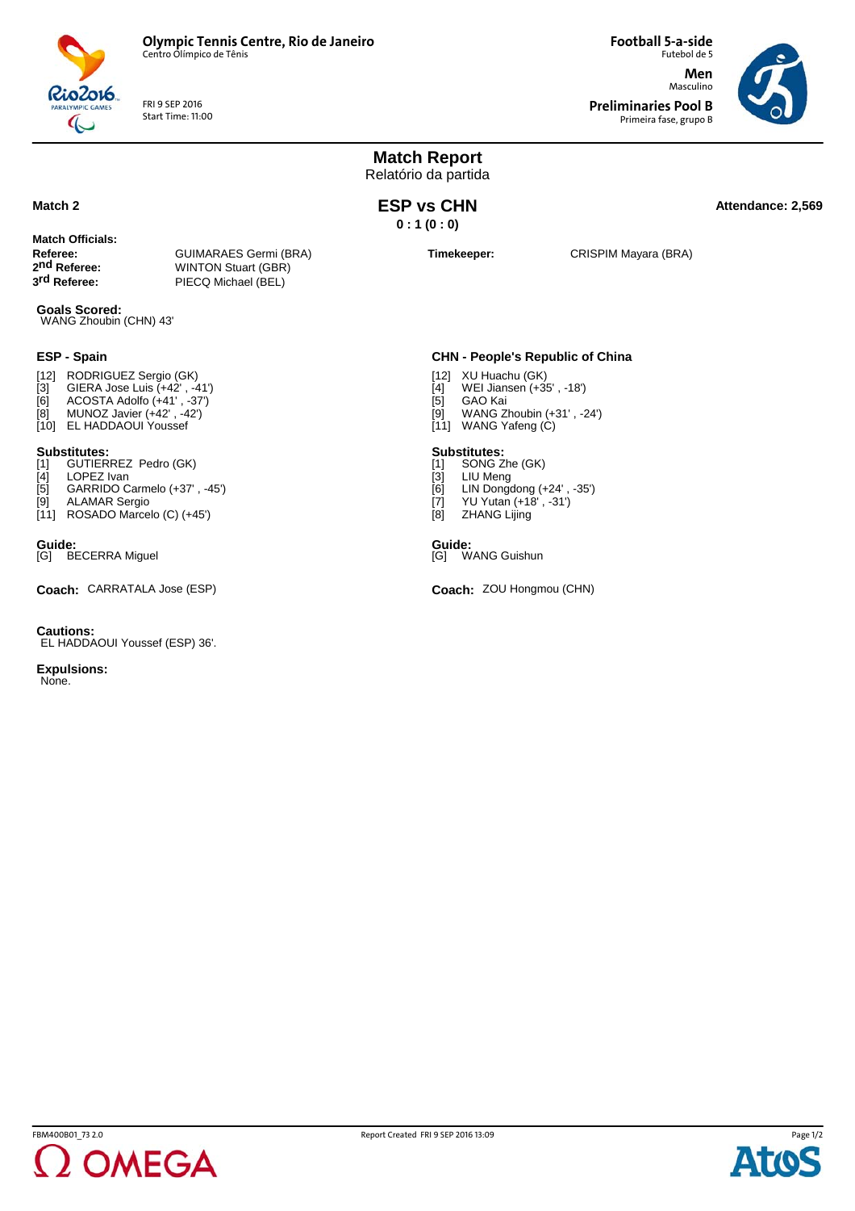**Olympic Tennis Centre, Rio de Janeiro**
Centro Olímpico de Tênis

FRI 9 SEP 2016
Start Time: 11:00

**Football 5-a-side**
Futebol de 5

**Men**
Masculino

**Preliminaries Pool B**
Primeira fase, grupo B

# Match Report
Relatório da partida

**Match 2**

## ESP vs CHN
**0 : 1 (0 : 0)**

**Attendance: 2,569**

**Match Officials:**

| | |
|---|---|
| **Referee:** | GUIMARAES Germi (BRA) |
| **2nd Referee:** | WINTON Stuart (GBR) |
| **3rd Referee:** | PIECQ Michael (BEL) |
| **Timekeeper:** | CRISPIM Mayara (BRA) |

**Goals Scored:**
WANG Zhoubin (CHN) 43'

### ESP - Spain

[12] RODRIGUEZ Sergio (GK)
[3] GIERA Jose Luis (+42' , -41')
[6] ACOSTA Adolfo (+41' , -37')
[8] MUNOZ Javier (+42' , -42')
[10] EL HADDAOUI Youssef

**Substitutes:**
[1] GUTIERREZ Pedro (GK)
[4] LOPEZ Ivan
[5] GARRIDO Carmelo (+37' , -45')
[9] ALAMAR Sergio
[11] ROSADO Marcelo (C) (+45')

**Guide:**
[G] BECERRA Miguel

**Coach:** CARRATALA Jose (ESP)

### CHN - People's Republic of China

[12] XU Huachu (GK)
[4] WEI Jiansen (+35' , -18')
[5] GAO Kai
[9] WANG Zhoubin (+31' , -24')
[11] WANG Yafeng (C)

**Substitutes:**
[1] SONG Zhe (GK)
[3] LIU Meng
[6] LIN Dongdong (+24' , -35')
[7] YU Yutan (+18' , -31')
[8] ZHANG Lijing

**Guide:**
[G] WANG Guishun

**Coach:** ZOU Hongmou (CHN)

**Cautions:**
EL HADDAOUI Youssef (ESP) 36'.

**Expulsions:**
None.

FBM400B01_73 2.0

Report Created FRI 9 SEP 2016 13:09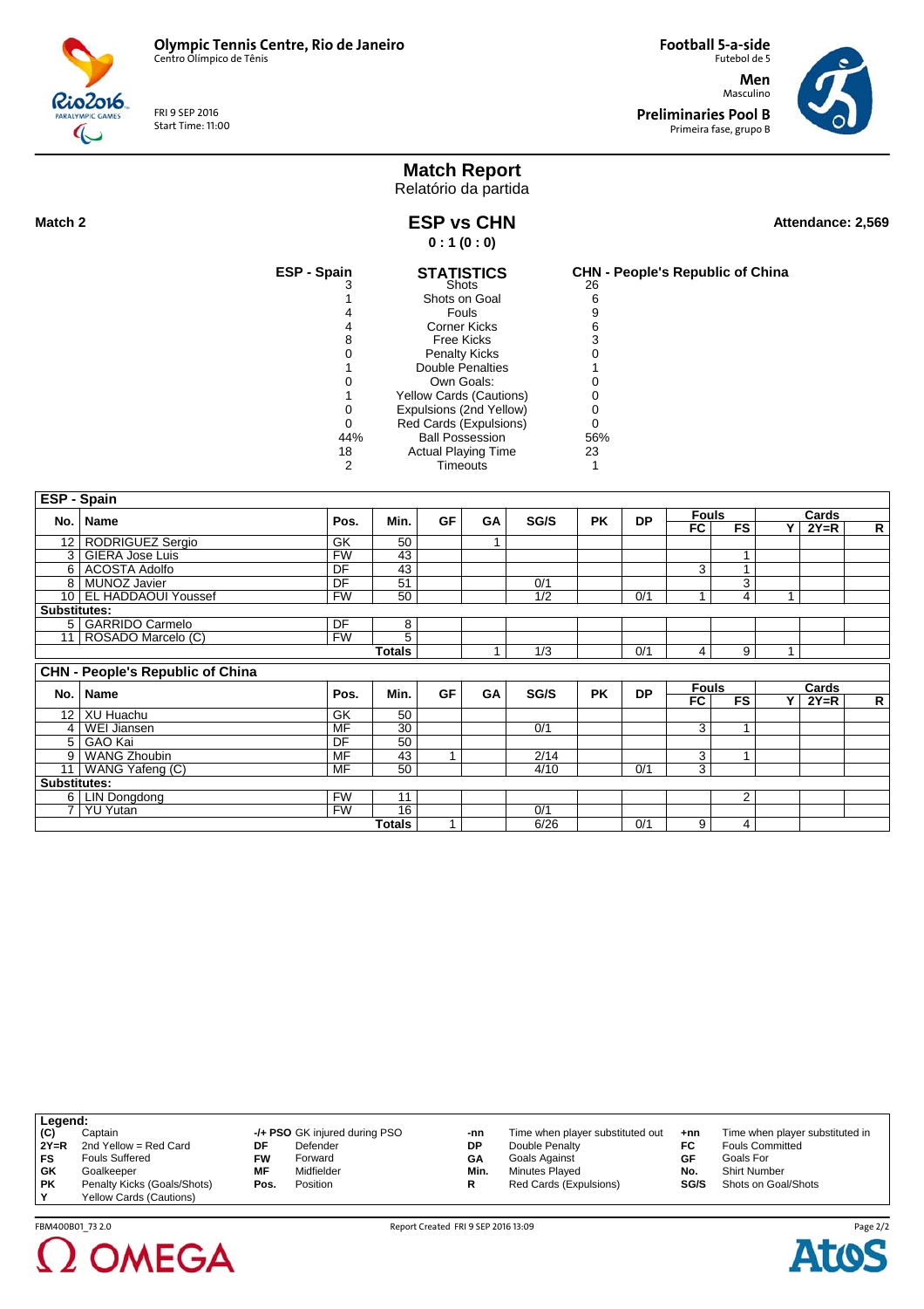Olympic Tennis Centre, Rio de Janeiro
Centro Olímpico de Tênis

FRI 9 SEP 2016
Start Time: 11:00

**Football 5-a-side**
Futebol de 5

**Men**
Masculino

**Preliminaries Pool B**
Primeira fase, grupo B

# Match Report
Relatório da partida

**Match 2**

## ESP vs CHN
**0 : 1 (0 : 0)**

**Attendance: 2,569**

| ESP - Spain | STATISTICS | CHN - People's Republic of China |
|---|---|---|
| 3 | Shots | 26 |
| 1 | Shots on Goal | 6 |
| 4 | Fouls | 9 |
| 4 | Corner Kicks | 6 |
| 8 | Free Kicks | 3 |
| 0 | Penalty Kicks | 0 |
| 1 | Double Penalties | 1 |
| 0 | Own Goals: | 0 |
| 1 | Yellow Cards (Cautions) | 0 |
| 0 | Expulsions (2nd Yellow) | 0 |
| 0 | Red Cards (Expulsions) | 0 |
| 44% | Ball Possession | 56% |
| 18 | Actual Playing Time | 23 |
| 2 | Timeouts | 1 |

**ESP - Spain**

| No. | Name | Pos. | Min. | GF | GA | SG/S | PK | DP | Fouls | | Cards | | |
|---|---|---|---|---|---|---|---|---|---|---|---|---|---|
| | | | | | | | | | FC | FS | Y | 2Y=R | R |
| 12 | RODRIGUEZ Sergio | GK | 50 | | 1 | | | | | | | | |
| 3 | GIERA Jose Luis | FW | 43 | | | | | | | 1 | | | |
| 6 | ACOSTA Adolfo | DF | 43 | | | | | | 3 | 1 | | | |
| 8 | MUNOZ Javier | DF | 51 | | | 0/1 | | | | 3 | | | |
| 10 | EL HADDAOUI Youssef | FW | 50 | | | 1/2 | | 0/1 | 1 | 4 | 1 | | |
| **Substitutes:** | | | | | | | | | | | | | |
| 5 | GARRIDO Carmelo | DF | 8 | | | | | | | | | | |
| 11 | ROSADO Marcelo (C) | FW | 5 | | | | | | | | | | |
| | | | **Totals** | | 1 | 1/3 | | 0/1 | 4 | 9 | 1 | | |

**CHN - People's Republic of China**

| No. | Name | Pos. | Min. | GF | GA | SG/S | PK | DP | Fouls | | Cards | | |
|---|---|---|---|---|---|---|---|---|---|---|---|---|---|
| | | | | | | | | | FC | FS | Y | 2Y=R | R |
| 12 | XU Huachu | GK | 50 | | | | | | | | | | |
| 4 | WEI Jiansen | MF | 30 | | | 0/1 | | | 3 | 1 | | | |
| 5 | GAO Kai | DF | 50 | | | | | | | | | | |
| 9 | WANG Zhoubin | MF | 43 | 1 | | 2/14 | | | 3 | 1 | | | |
| 11 | WANG Yafeng (C) | MF | 50 | | | 4/10 | | 0/1 | 3 | | | | |
| **Substitutes:** | | | | | | | | | | | | | |
| 6 | LIN Dongdong | FW | 11 | | | | | | | 2 | | | |
| 7 | YU Yutan | FW | 16 | | | 0/1 | | | | | | | |
| | | | **Totals** | 1 | | 6/26 | | 0/1 | 9 | 4 | | | |

**Legend:**

| | | | | | | | |
|---|---|---|---|---|---|---|---|
| **(C)** | Captain | **-/+ PSO** | GK injured during PSO | **-nn** | Time when player substituted out | **+nn** | Time when player substituted in |
| **2Y=R** | 2nd Yellow = Red Card | **DF** | Defender | **DP** | Double Penalty | **FC** | Fouls Committed |
| **FS** | Fouls Suffered | **FW** | Forward | **GA** | Goals Against | **GF** | Goals For |
| **GK** | Goalkeeper | **MF** | Midfielder | **Min.** | Minutes Played | **No.** | Shirt Number |
| **PK** | Penalty Kicks (Goals/Shots) | **Pos.** | Position | **R** | Red Cards (Expulsions) | **SG/S** | Shots on Goal/Shots |
| **Y** | Yellow Cards (Cautions) | | | | | | |

FBM400B01_73 2.0 Report Created FRI 9 SEP 2016 13:09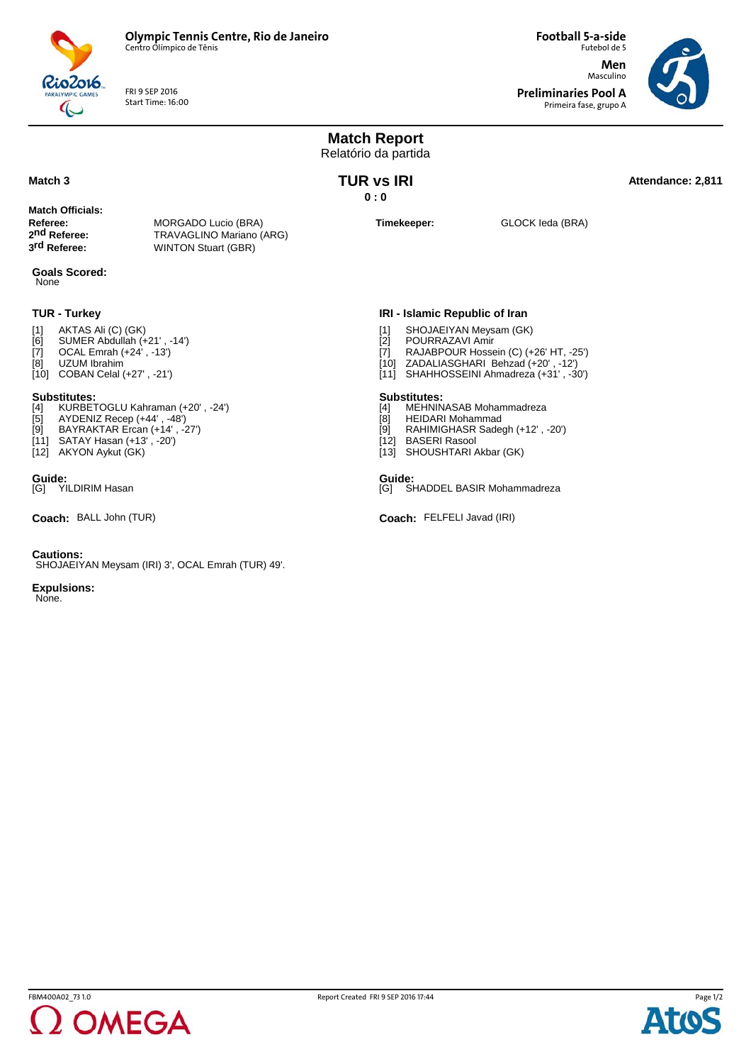**Olympic Tennis Centre, Rio de Janeiro**
Centro Olímpico de Tênis

FRI 9 SEP 2016
Start Time: 16:00

**Football 5-a-side**
Futebol de 5

**Men**
Masculino

**Preliminaries Pool A**
Primeira fase, grupo A

# Match Report
Relatório da partida

**Match 3**

## TUR vs IRI
**0 : 0**

**Attendance: 2,811**

**Match Officials:**

| | |
|---|---|
| **Referee:** | MORGADO Lucio (BRA) |
| **2nd Referee:** | TRAVAGLINO Mariano (ARG) |
| **3rd Referee:** | WINTON Stuart (GBR) |
| **Timekeeper:** | GLOCK Ieda (BRA) |

**Goals Scored:**
None

### TUR - Turkey

[1] AKTAS Ali (C) (GK)
[6] SUMER Abdullah (+21' , -14')
[7] OCAL Emrah (+24' , -13')
[8] UZUM Ibrahim
[10] COBAN Celal (+27' , -21')

**Substitutes:**
[4] KURBETOGLU Kahraman (+20' , -24')
[5] AYDENIZ Recep (+44' , -48')
[9] BAYRAKTAR Ercan (+14' , -27')
[11] SATAY Hasan (+13' , -20')
[12] AKYON Aykut (GK)

**Guide:**
[G] YILDIRIM Hasan

**Coach:** BALL John (TUR)

### IRI - Islamic Republic of Iran

[1] SHOJAEIYAN Meysam (GK)
[2] POURRAZAVI Amir
[7] RAJABPOUR Hossein (C) (+26' HT, -25')
[10] ZADALIASGHARI Behzad (+20' , -12')
[11] SHAHHOSSEINI Ahmadreza (+31' , -30')

**Substitutes:**
[4] MEHNINASAB Mohammadreza
[8] HEIDARI Mohammad
[9] RAHIMIGHASR Sadegh (+12' , -20')
[12] BASERI Rasool
[13] SHOUSHTARI Akbar (GK)

**Guide:**
[G] SHADDEL BASIR Mohammadreza

**Coach:** FELFELI Javad (IRI)

**Cautions:**
SHOJAEIYAN Meysam (IRI) 3', OCAL Emrah (TUR) 49'.

**Expulsions:**
None.

FBM400A02_73 1.0 Report Created FRI 9 SEP 2016 17:44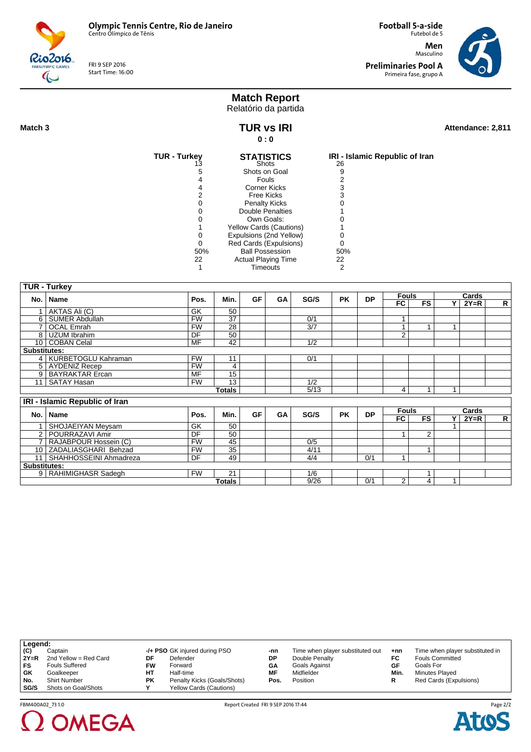**Olympic Tennis Centre, Rio de Janeiro**
Centro Olímpico de Tênis

FRI 9 SEP 2016
Start Time: 16:00

**Football 5-a-side**
Futebol de 5

**Men**
Masculino

**Preliminaries Pool A**
Primeira fase, grupo A

# Match Report
Relatório da partida

**Match 3**

## TUR vs IRI

**0 : 0**

**Attendance: 2,811**

| TUR - Turkey | STATISTICS | IRI - Islamic Republic of Iran |
|---|---|---|
| 13 | Shots | 26 |
| 5 | Shots on Goal | 9 |
| 4 | Fouls | 2 |
| 4 | Corner Kicks | 3 |
| 2 | Free Kicks | 3 |
| 0 | Penalty Kicks | 0 |
| 0 | Double Penalties | 1 |
| 0 | Own Goals: | 0 |
| 1 | Yellow Cards (Cautions) | 1 |
| 0 | Expulsions (2nd Yellow) | 0 |
| 0 | Red Cards (Expulsions) | 0 |
| 50% | Ball Possession | 50% |
| 22 | Actual Playing Time | 22 |
| 1 | Timeouts | 2 |

**TUR - Turkey**

| No. | Name | Pos. | Min. | GF | GA | SG/S | PK | DP | Fouls FC | Fouls FS | Cards Y | Cards 2Y=R | Cards R |
|---|---|---|---|---|---|---|---|---|---|---|---|---|---|
| 1 | AKTAS Ali (C) | GK | 50 | | | | | | | | | | |
| 6 | SUMER Abdullah | FW | 37 | | | 0/1 | | | 1 | | | | |
| 7 | OCAL Emrah | FW | 28 | | | 3/7 | | | 1 | 1 | 1 | | |
| 8 | UZUM Ibrahim | DF | 50 | | | | | | 2 | | | | |
| 10 | COBAN Celal | MF | 42 | | | 1/2 | | | | | | | |
| **Substitutes:** | | | | | | | | | | | | | |
| 4 | KURBETOGLU Kahraman | FW | 11 | | | 0/1 | | | | | | | |
| 5 | AYDENIZ Recep | FW | 4 | | | | | | | | | | |
| 9 | BAYRAKTAR Ercan | MF | 15 | | | | | | | | | | |
| 11 | SATAY Hasan | FW | 13 | | | 1/2 | | | | | | | |
| | | | **Totals** | | | 5/13 | | | 4 | 1 | 1 | | |

**IRI - Islamic Republic of Iran**

| No. | Name | Pos. | Min. | GF | GA | SG/S | PK | DP | Fouls FC | Fouls FS | Cards Y | Cards 2Y=R | Cards R |
|---|---|---|---|---|---|---|---|---|---|---|---|---|---|
| 1 | SHOJAEIYAN Meysam | GK | 50 | | | | | | | | 1 | | |
| 2 | POURRAZAVI Amir | DF | 50 | | | | | | 1 | 2 | | | |
| 7 | RAJABPOUR Hossein (C) | FW | 45 | | | 0/5 | | | | | | | |
| 10 | ZADALIASGHARI Behzad | FW | 35 | | | 4/11 | | | | 1 | | | |
| 11 | SHAHHOSSEINI Ahmadreza | DF | 49 | | | 4/4 | | 0/1 | 1 | | | | |
| **Substitutes:** | | | | | | | | | | | | | |
| 9 | RAHIMIGHASR Sadegh | FW | 21 | | | 1/6 | | | | 1 | | | |
| | | | **Totals** | | | 9/26 | | 0/1 | 2 | 4 | 1 | | |

**Legend:**

| | | | | | | | |
|---|---|---|---|---|---|---|---|
| (C) | Captain | -/+ PSO | GK injured during PSO | -nn | Time when player substituted out | +nn | Time when player substituted in |
| 2Y=R | 2nd Yellow = Red Card | DF | Defender | DP | Double Penalty | FC | Fouls Committed |
| FS | Fouls Suffered | FW | Forward | GA | Goals Against | GF | Goals For |
| GK | Goalkeeper | HT | Half-time | MF | Midfielder | Min. | Minutes Played |
| No. | Shirt Number | PK | Penalty Kicks (Goals/Shots) | Pos. | Position | R | Red Cards (Expulsions) |
| SG/S | Shots on Goal/Shots | Y | Yellow Cards (Cautions) | | | | |

FBM400A02_73 1.0 Report Created FRI 9 SEP 2016 17:44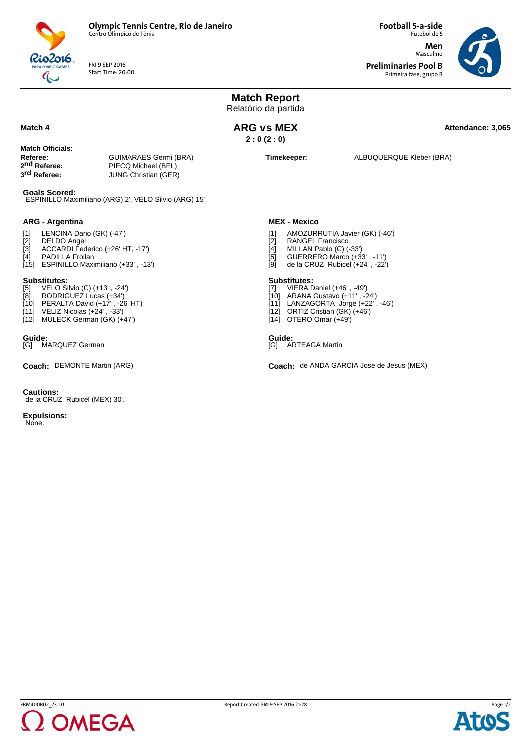**Olympic Tennis Centre, Rio de Janeiro**
Centro Olímpico de Tênis

FRI 9 SEP 2016
Start Time: 20:00

**Football 5-a-side**
Futebol de 5

**Men**
Masculino

**Preliminaries Pool B**
Primeira fase, grupo B

# Match Report
Relatório da partida

**Match 4**

## ARG vs MEX
**2 : 0 (2 : 0)**

**Attendance: 3,065**

**Match Officials:**

| | |
|---|---|
| **Referee:** | GUIMARAES Germi (BRA) |
| **2nd Referee:** | PIECQ Michael (BEL) |
| **3rd Referee:** | JUNG Christian (GER) |
| **Timekeeper:** | ALBUQUERQUE Kleber (BRA) |

**Goals Scored:**
ESPINILLO Maximiliano (ARG) 2', VELO Silvio (ARG) 15'

### ARG - Argentina

[1] LENCINA Dario (GK) (-47')
[2] DELDO Angel
[3] ACCARDI Federico (+26' HT, -17')
[4] PADILLA Froilan
[15] ESPINILLO Maximiliano (+33' , -13')

**Substitutes:**
[5] VELO Silvio (C) (+13' , -24')
[8] RODRIGUEZ Lucas (+34')
[10] PERALTA David (+17' , -26' HT)
[11] VELIZ Nicolas (+24' , -33')
[12] MULECK German (GK) (+47')

**Guide:**
[G] MARQUEZ German

**Coach:** DEMONTE Martin (ARG)

### MEX - Mexico

[1] AMOZURRUTIA Javier (GK) (-46')
[2] RANGEL Francisco
[4] MILLAN Pablo (C) (-33')
[5] GUERRERO Marco (+33' , -11')
[9] de la CRUZ Rubicel (+24' , -22')

**Substitutes:**
[7] VIERA Daniel (+46' , -49')
[10] ARANA Gustavo (+11' , -24')
[11] LANZAGORTA Jorge (+22' , -46')
[12] ORTIZ Cristian (GK) (+46')
[14] OTERO Omar (+49')

**Guide:**
[G] ARTEAGA Martin

**Coach:** de ANDA GARCIA Jose de Jesus (MEX)

**Cautions:**
de la CRUZ Rubicel (MEX) 30'.

**Expulsions:**
None.

FBM400B02_73 1.0 Report Created FRI 9 SEP 2016 21:28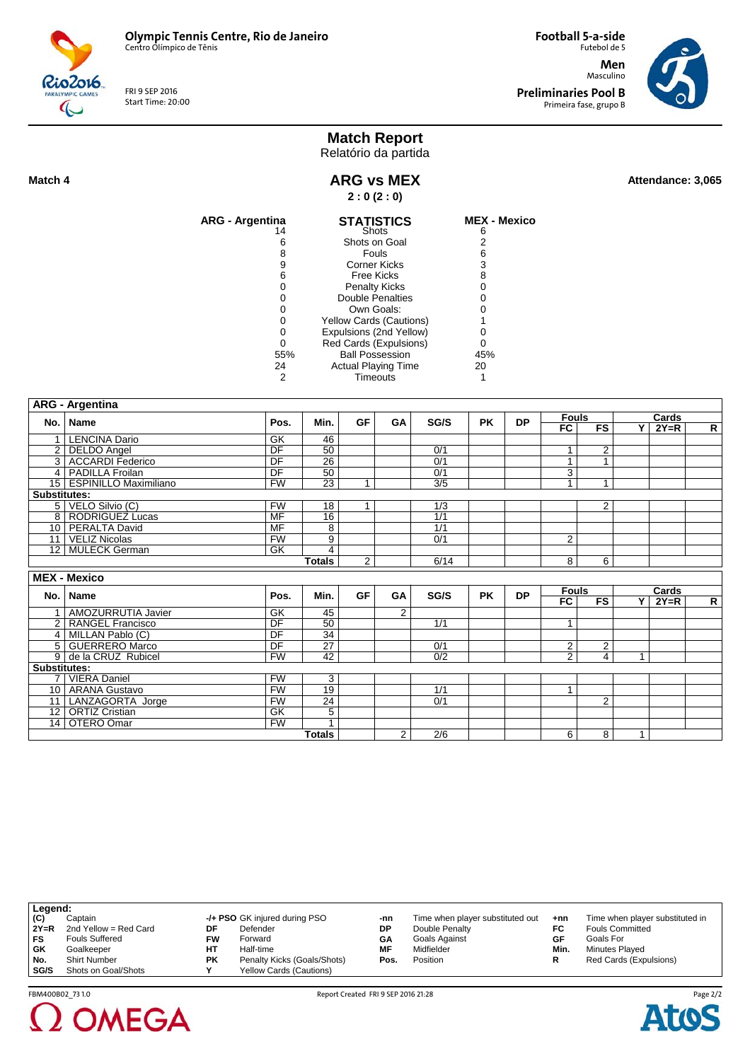**Olympic Tennis Centre, Rio de Janeiro**
Centro Olímpico de Tênis

FRI 9 SEP 2016
Start Time: 20:00

**Football 5-a-side**
Futebol de 5

**Men**
Masculino

**Preliminaries Pool B**
Primeira fase, grupo B

# Match Report
Relatório da partida

**Match 4**

## ARG vs MEX

**2 : 0 (2 : 0)**

**Attendance: 3,065**

| ARG - Argentina | STATISTICS | MEX - Mexico |
|---|---|---|
| 14 | Shots | 6 |
| 6 | Shots on Goal | 2 |
| 8 | Fouls | 6 |
| 9 | Corner Kicks | 3 |
| 6 | Free Kicks | 8 |
| 0 | Penalty Kicks | 0 |
| 0 | Double Penalties | 0 |
| 0 | Own Goals: | 0 |
| 0 | Yellow Cards (Cautions) | 1 |
| 0 | Expulsions (2nd Yellow) | 0 |
| 0 | Red Cards (Expulsions) | 0 |
| 55% | Ball Possession | 45% |
| 24 | Actual Playing Time | 20 |
| 2 | Timeouts | 1 |

**ARG - Argentina**

| No. | Name | Pos. | Min. | GF | GA | SG/S | PK | DP | Fouls FC | Fouls FS | Cards Y | Cards 2Y=R | Cards R |
|---|---|---|---|---|---|---|---|---|---|---|---|---|---|
| 1 | LENCINA Dario | GK | 46 | | | | | | | | | | |
| 2 | DELDO Angel | DF | 50 | | | 0/1 | | | 1 | 2 | | | |
| 3 | ACCARDI Federico | DF | 26 | | | 0/1 | | | 1 | 1 | | | |
| 4 | PADILLA Froilan | DF | 50 | | | 0/1 | | | 3 | | | | |
| 15 | ESPINILLO Maximiliano | FW | 23 | 1 | | 3/5 | | | 1 | 1 | | | |
| **Substitutes:** | | | | | | | | | | | | | |
| 5 | VELO Silvio (C) | FW | 18 | 1 | | 1/3 | | | | 2 | | | |
| 8 | RODRIGUEZ Lucas | MF | 16 | | | 1/1 | | | | | | | |
| 10 | PERALTA David | MF | 8 | | | 1/1 | | | | | | | |
| 11 | VELIZ Nicolas | FW | 9 | | | 0/1 | | | 2 | | | | |
| 12 | MULECK German | GK | 4 | | | | | | | | | | |
| | | | **Totals** | 2 | | 6/14 | | | 8 | 6 | | | |

**MEX - Mexico**

| No. | Name | Pos. | Min. | GF | GA | SG/S | PK | DP | Fouls FC | Fouls FS | Cards Y | Cards 2Y=R | Cards R |
|---|---|---|---|---|---|---|---|---|---|---|---|---|---|
| 1 | AMOZURRUTIA Javier | GK | 45 | | 2 | | | | | | | | |
| 2 | RANGEL Francisco | DF | 50 | | | 1/1 | | | 1 | | | | |
| 4 | MILLAN Pablo (C) | DF | 34 | | | | | | | | | | |
| 5 | GUERRERO Marco | DF | 27 | | | 0/1 | | | 2 | 2 | | | |
| 9 | de la CRUZ Rubicel | FW | 42 | | | 0/2 | | | 2 | 4 | 1 | | |
| **Substitutes:** | | | | | | | | | | | | | |
| 7 | VIERA Daniel | FW | 3 | | | | | | | | | | |
| 10 | ARANA Gustavo | FW | 19 | | | 1/1 | | | 1 | | | | |
| 11 | LANZAGORTA Jorge | FW | 24 | | | 0/1 | | | | 2 | | | |
| 12 | ORTIZ Cristian | GK | 5 | | | | | | | | | | |
| 14 | OTERO Omar | FW | 1 | | | | | | | | | | |
| | | | **Totals** | | 2 | 2/6 | | | 6 | 8 | 1 | | |

**Legend:**

| | | | | | | | |
|---|---|---|---|---|---|---|---|
| (C) | Captain | -/+ PSO | GK injured during PSO | -nn | Time when player substituted out | +nn | Time when player substituted in |
| 2Y=R | 2nd Yellow = Red Card | DF | Defender | DP | Double Penalty | FC | Fouls Committed |
| FS | Fouls Suffered | FW | Forward | GA | Goals Against | GF | Goals For |
| GK | Goalkeeper | HT | Half-time | MF | Midfielder | Min. | Minutes Played |
| No. | Shirt Number | PK | Penalty Kicks (Goals/Shots) | Pos. | Position | R | Red Cards (Expulsions) |
| SG/S | Shots on Goal/Shots | Y | Yellow Cards (Cautions) | | | | |

FBM400B02_73 1.0 Report Created FRI 9 SEP 2016 21:28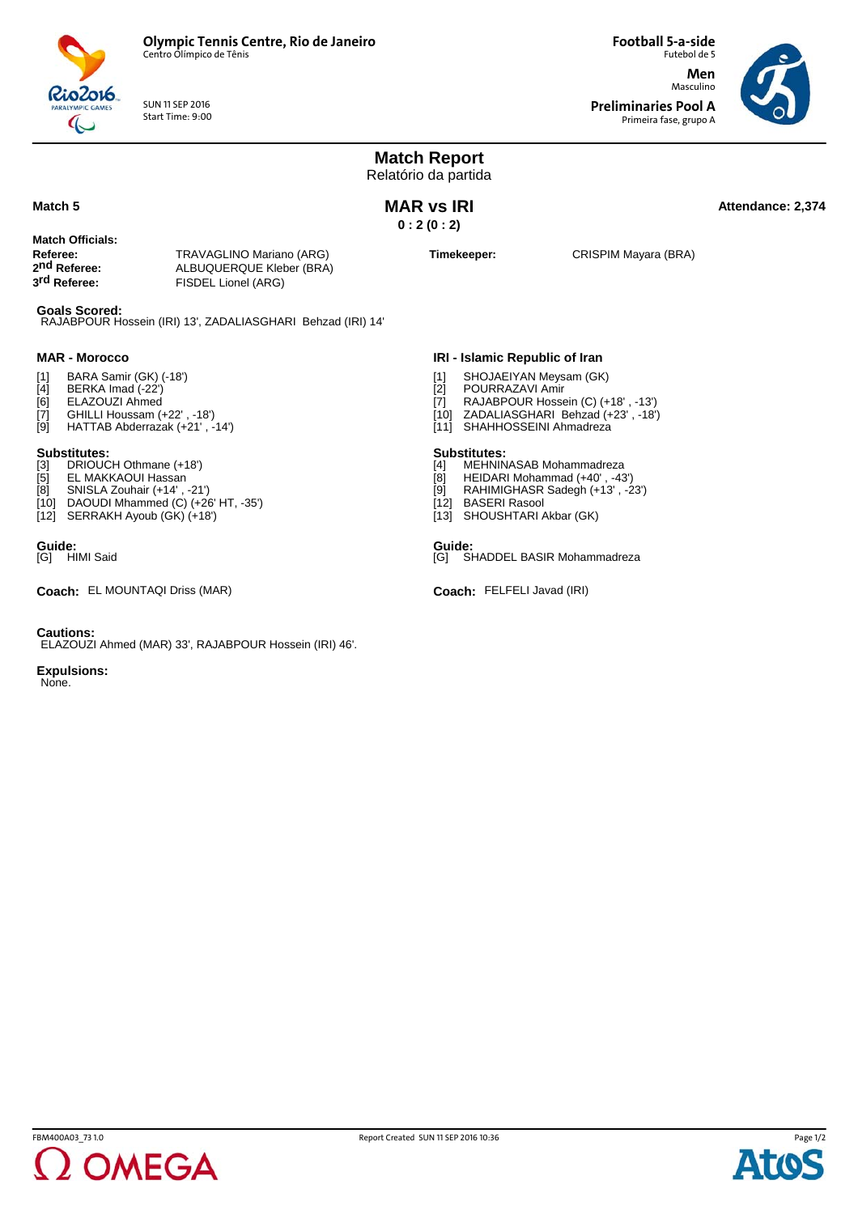**Olympic Tennis Centre, Rio de Janeiro**
Centro Olímpico de Tênis

SUN 11 SEP 2016
Start Time: 9:00

**Football 5-a-side**
Futebol de 5

**Men**
Masculino

**Preliminaries Pool A**
Primeira fase, grupo A

# Match Report
Relatório da partida

**Match 5**

## MAR vs IRI
**0 : 2 (0 : 2)**

**Attendance: 2,374**

**Match Officials:**

| | |
|---|---|
| **Referee:** | TRAVAGLINO Mariano (ARG) |
| **2nd Referee:** | ALBUQUERQUE Kleber (BRA) |
| **3rd Referee:** | FISDEL Lionel (ARG) |
| **Timekeeper:** | CRISPIM Mayara (BRA) |

**Goals Scored:**
RAJABPOUR Hossein (IRI) 13', ZADALIASGHARI Behzad (IRI) 14'

### MAR - Morocco

[1] BARA Samir (GK) (-18')
[4] BERKA Imad (-22')
[6] ELAZOUZI Ahmed
[7] GHILLI Houssam (+22' , -18')
[9] HATTAB Abderrazak (+21' , -14')

**Substitutes:**
[3] DRIOUCH Othmane (+18')
[5] EL MAKKAOUI Hassan
[8] SNISLA Zouhair (+14' , -21')
[10] DAOUDI Mhammed (C) (+26' HT, -35')
[12] SERRAKH Ayoub (GK) (+18')

**Guide:**
[G] HIMI Said

**Coach:** EL MOUNTAQI Driss (MAR)

### IRI - Islamic Republic of Iran

[1] SHOJAEIYAN Meysam (GK)
[2] POURRAZAVI Amir
[7] RAJABPOUR Hossein (C) (+18' , -13')
[10] ZADALIASGHARI Behzad (+23' , -18')
[11] SHAHHOSSEINI Ahmadreza

**Substitutes:**
[4] MEHNINASAB Mohammadreza
[8] HEIDARI Mohammad (+40' , -43')
[9] RAHIMIGHASR Sadegh (+13' , -23')
[12] BASERI Rasool
[13] SHOUSHTARI Akbar (GK)

**Guide:**
[G] SHADDEL BASIR Mohammadreza

**Coach:** FELFELI Javad (IRI)

**Cautions:**
ELAZOUZI Ahmed (MAR) 33', RAJABPOUR Hossein (IRI) 46'.

**Expulsions:**
None.

FBM400A03_73 1.0 — Report Created SUN 11 SEP 2016 10:36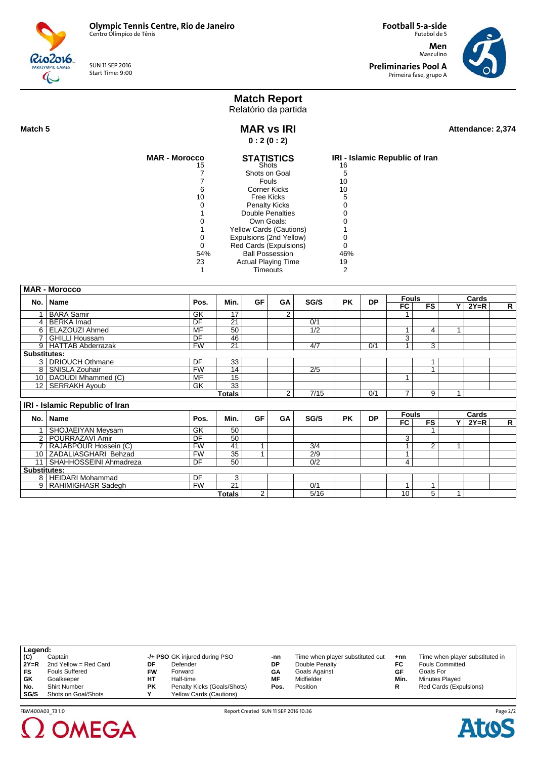**Olympic Tennis Centre, Rio de Janeiro**
Centro Olímpico de Tênis

SUN 11 SEP 2016
Start Time: 9:00

**Football 5-a-side**
Futebol de 5

**Men**
Masculino

**Preliminaries Pool A**
Primeira fase, grupo A

# Match Report
Relatório da partida

**Match 5**

## MAR vs IRI
**0 : 2 (0 : 2)**

**Attendance: 2,374**

| MAR - Morocco | STATISTICS | IRI - Islamic Republic of Iran |
|---|---|---|
| 15 | Shots | 16 |
| 7 | Shots on Goal | 5 |
| 7 | Fouls | 10 |
| 6 | Corner Kicks | 10 |
| 10 | Free Kicks | 5 |
| 0 | Penalty Kicks | 0 |
| 1 | Double Penalties | 0 |
| 0 | Own Goals: | 0 |
| 1 | Yellow Cards (Cautions) | 1 |
| 0 | Expulsions (2nd Yellow) | 0 |
| 0 | Red Cards (Expulsions) | 0 |
| 54% | Ball Possession | 46% |
| 23 | Actual Playing Time | 19 |
| 1 | Timeouts | 2 |

**MAR - Morocco**

| No. | Name | Pos. | Min. | GF | GA | SG/S | PK | DP | Fouls FC | Fouls FS | Cards Y | Cards 2Y=R | Cards R |
|---|---|---|---|---|---|---|---|---|---|---|---|---|---|
| 1 | BARA Samir | GK | 17 | | 2 | | | | 1 | | | | |
| 4 | BERKA Imad | DF | 21 | | | 0/1 | | | | | | | |
| 6 | ELAZOUZI Ahmed | MF | 50 | | | 1/2 | | | 1 | 4 | 1 | | |
| 7 | GHILLI Houssam | DF | 46 | | | | | | 3 | | | | |
| 9 | HATTAB Abderrazak | FW | 21 | | | 4/7 | | 0/1 | 1 | 3 | | | |
| **Substitutes:** | | | | | | | | | | | | | |
| 3 | DRIOUCH Othmane | DF | 33 | | | | | | | 1 | | | |
| 8 | SNISLA Zouhair | FW | 14 | | | 2/5 | | | | 1 | | | |
| 10 | DAOUDI Mhammed (C) | MF | 15 | | | | | | 1 | | | | |
| 12 | SERRAKH Ayoub | GK | 33 | | | | | | | | | | |
| | | | **Totals** | | 2 | 7/15 | | 0/1 | 7 | 9 | 1 | | |

**IRI - Islamic Republic of Iran**

| No. | Name | Pos. | Min. | GF | GA | SG/S | PK | DP | Fouls FC | Fouls FS | Cards Y | Cards 2Y=R | Cards R |
|---|---|---|---|---|---|---|---|---|---|---|---|---|---|
| 1 | SHOJAEIYAN Meysam | GK | 50 | | | | | | | 1 | | | |
| 2 | POURRAZAVI Amir | DF | 50 | | | | | | 3 | | | | |
| 7 | RAJABPOUR Hossein (C) | FW | 41 | 1 | | 3/4 | | | 1 | 2 | 1 | | |
| 10 | ZADALIASGHARI Behzad | FW | 35 | 1 | | 2/9 | | | 1 | | | | |
| 11 | SHAHHOSSEINI Ahmadreza | DF | 50 | | | 0/2 | | | 4 | | | | |
| **Substitutes:** | | | | | | | | | | | | | |
| 8 | HEIDARI Mohammad | DF | 3 | | | | | | | | | | |
| 9 | RAHIMIGHASR Sadegh | FW | 21 | | | 0/1 | | | 1 | 1 | | | |
| | | | **Totals** | 2 | | 5/16 | | | 10 | 5 | 1 | | |

**Legend:**

| | | | | | | | |
|---|---|---|---|---|---|---|---|
| (C) | Captain | -/+ PSO | GK injured during PSO | -nn | Time when player substituted out | +nn | Time when player substituted in |
| 2Y=R | 2nd Yellow = Red Card | DF | Defender | DP | Double Penalty | FC | Fouls Committed |
| FS | Fouls Suffered | FW | Forward | GA | Goals Against | GF | Goals For |
| GK | Goalkeeper | HT | Half-time | MF | Midfielder | Min. | Minutes Played |
| No. | Shirt Number | PK | Penalty Kicks (Goals/Shots) | Pos. | Position | R | Red Cards (Expulsions) |
| SG/S | Shots on Goal/Shots | Y | Yellow Cards (Cautions) | | | | |

FBM400A03_73 1.0 Report Created SUN 11 SEP 2016 10:36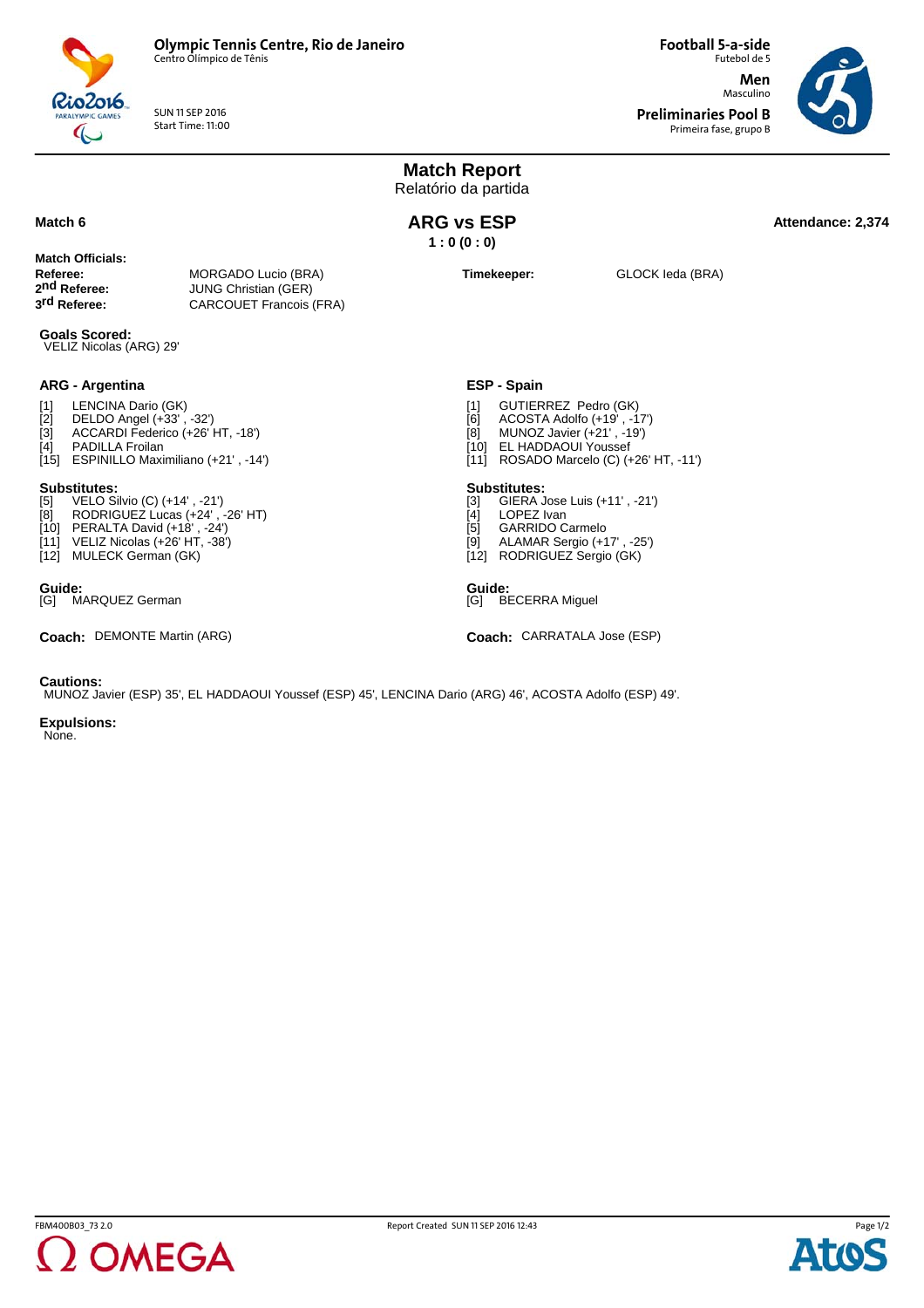Olympic Tennis Centre, Rio de Janeiro
Centro Olímpico de Tênis

SUN 11 SEP 2016
Start Time: 11:00

**Football 5-a-side**
Futebol de 5
**Men**
Masculino
**Preliminaries Pool B**
Primeira fase, grupo B

# Match Report
Relatório da partida

**Match 6**

## ARG vs ESP
**1 : 0 (0 : 0)**

**Attendance: 2,374**

**Match Officials:**

| | | | |
|---|---|---|---|
| **Referee:** | MORGADO Lucio (BRA) | **Timekeeper:** | GLOCK Ieda (BRA) |
| **2nd Referee:** | JUNG Christian (GER) | | |
| **3rd Referee:** | CARCOUET Francois (FRA) | | |

**Goals Scored:**
VELIZ Nicolas (ARG) 29'

### ARG - Argentina

[1] LENCINA Dario (GK)
[2] DELDO Angel (+33' , -32')
[3] ACCARDI Federico (+26' HT, -18')
[4] PADILLA Froilan
[15] ESPINILLO Maximiliano (+21' , -14')

**Substitutes:**
[5] VELO Silvio (C) (+14' , -21')
[8] RODRIGUEZ Lucas (+24' , -26' HT)
[10] PERALTA David (+18' , -24')
[11] VELIZ Nicolas (+26' HT, -38')
[12] MULECK German (GK)

**Guide:**
[G] MARQUEZ German

**Coach:** DEMONTE Martin (ARG)

### ESP - Spain

[1] GUTIERREZ Pedro (GK)
[6] ACOSTA Adolfo (+19' , -17')
[8] MUNOZ Javier (+21' , -19')
[10] EL HADDAOUI Youssef
[11] ROSADO Marcelo (C) (+26' HT, -11')

**Substitutes:**
[3] GIERA Jose Luis (+11' , -21')
[4] LOPEZ Ivan
[5] GARRIDO Carmelo
[9] ALAMAR Sergio (+17' , -25')
[12] RODRIGUEZ Sergio (GK)

**Guide:**
[G] BECERRA Miguel

**Coach:** CARRATALA Jose (ESP)

**Cautions:**
MUNOZ Javier (ESP) 35', EL HADDAOUI Youssef (ESP) 45', LENCINA Dario (ARG) 46', ACOSTA Adolfo (ESP) 49'.

**Expulsions:**
None.

FBM400B03_73 2.0    Report Created SUN 11 SEP 2016 12:43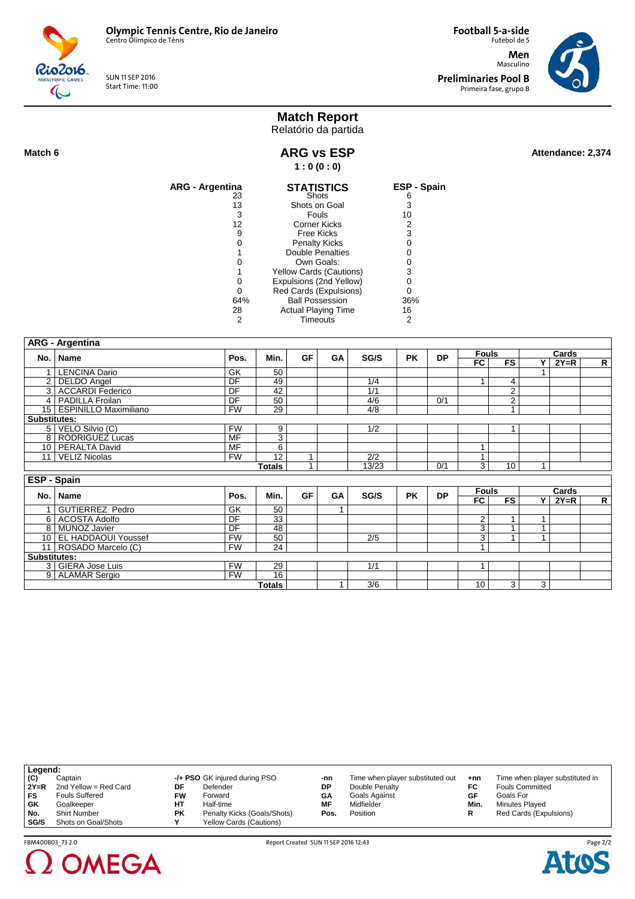**Olympic Tennis Centre, Rio de Janeiro**
Centro Olímpico de Tênis

SUN 11 SEP 2016
Start Time: 11:00

**Football 5-a-side**
Futebol de 5

**Men**
Masculino

**Preliminaries Pool B**
Primeira fase, grupo B

# Match Report
Relatório da partida

**Match 6**

## ARG vs ESP

**1 : 0 (0 : 0)**

**Attendance: 2,374**

| ARG - Argentina | STATISTICS | ESP - Spain |
|---|---|---|
| 23 | Shots | 6 |
| 13 | Shots on Goal | 3 |
| 3 | Fouls | 10 |
| 12 | Corner Kicks | 2 |
| 9 | Free Kicks | 3 |
| 0 | Penalty Kicks | 0 |
| 1 | Double Penalties | 0 |
| 0 | Own Goals: | 0 |
| 1 | Yellow Cards (Cautions) | 3 |
| 0 | Expulsions (2nd Yellow) | 0 |
| 0 | Red Cards (Expulsions) | 0 |
| 64% | Ball Possession | 36% |
| 28 | Actual Playing Time | 16 |
| 2 | Timeouts | 2 |

**ARG - Argentina**

| No. | Name | Pos. | Min. | GF | GA | SG/S | PK | DP | Fouls FC | Fouls FS | Cards Y | Cards 2Y=R | Cards R |
|---|---|---|---|---|---|---|---|---|---|---|---|---|---|
| 1 | LENCINA Dario | GK | 50 | | | | | | | | 1 | | |
| 2 | DELDO Angel | DF | 49 | | | 1/4 | | | 1 | 4 | | | |
| 3 | ACCARDI Federico | DF | 42 | | | 1/1 | | | | 2 | | | |
| 4 | PADILLA Froilan | DF | 50 | | | 4/6 | | 0/1 | | 2 | | | |
| 15 | ESPINILLO Maximiliano | FW | 29 | | | 4/8 | | | | 1 | | | |
| **Substitutes:** | | | | | | | | | | | | | |
| 5 | VELO Silvio (C) | FW | 9 | | | 1/2 | | | | 1 | | | |
| 8 | RODRIGUEZ Lucas | MF | 3 | | | | | | | | | | |
| 10 | PERALTA David | MF | 6 | | | | | | 1 | | | | |
| 11 | VELIZ Nicolas | FW | 12 | 1 | | 2/2 | | | 1 | | | | |
| | | | **Totals** | 1 | | 13/23 | | 0/1 | 3 | 10 | 1 | | |

**ESP - Spain**

| No. | Name | Pos. | Min. | GF | GA | SG/S | PK | DP | Fouls FC | Fouls FS | Cards Y | Cards 2Y=R | Cards R |
|---|---|---|---|---|---|---|---|---|---|---|---|---|---|
| 1 | GUTIERREZ Pedro | GK | 50 | | 1 | | | | | | | | |
| 6 | ACOSTA Adolfo | DF | 33 | | | | | | 2 | 1 | 1 | | |
| 8 | MUNOZ Javier | DF | 48 | | | | | | 3 | 1 | 1 | | |
| 10 | EL HADDAOUI Youssef | FW | 50 | | | 2/5 | | | 3 | 1 | 1 | | |
| 11 | ROSADO Marcelo (C) | FW | 24 | | | | | | 1 | | | | |
| **Substitutes:** | | | | | | | | | | | | | |
| 3 | GIERA Jose Luis | FW | 29 | | | 1/1 | | | 1 | | | | |
| 9 | ALAMAR Sergio | FW | 16 | | | | | | | | | | |
| | | | **Totals** | | 1 | 3/6 | | | 10 | 3 | 3 | | |

**Legend:**

| | | | | | | | |
|---|---|---|---|---|---|---|---|
| (C) | Captain | -/+ PSO | GK injured during PSO | -nn | Time when player substituted out | +nn | Time when player substituted in |
| 2Y=R | 2nd Yellow = Red Card | DF | Defender | DP | Double Penalty | FC | Fouls Committed |
| FS | Fouls Suffered | FW | Forward | GA | Goals Against | GF | Goals For |
| GK | Goalkeeper | HT | Half-time | MF | Midfielder | Min. | Minutes Played |
| No. | Shirt Number | PK | Penalty Kicks (Goals/Shots) | Pos. | Position | R | Red Cards (Expulsions) |
| SG/S | Shots on Goal/Shots | Y | Yellow Cards (Cautions) | | | | |

FBM400B03_73 2.0 Report Created SUN 11 SEP 2016 12:43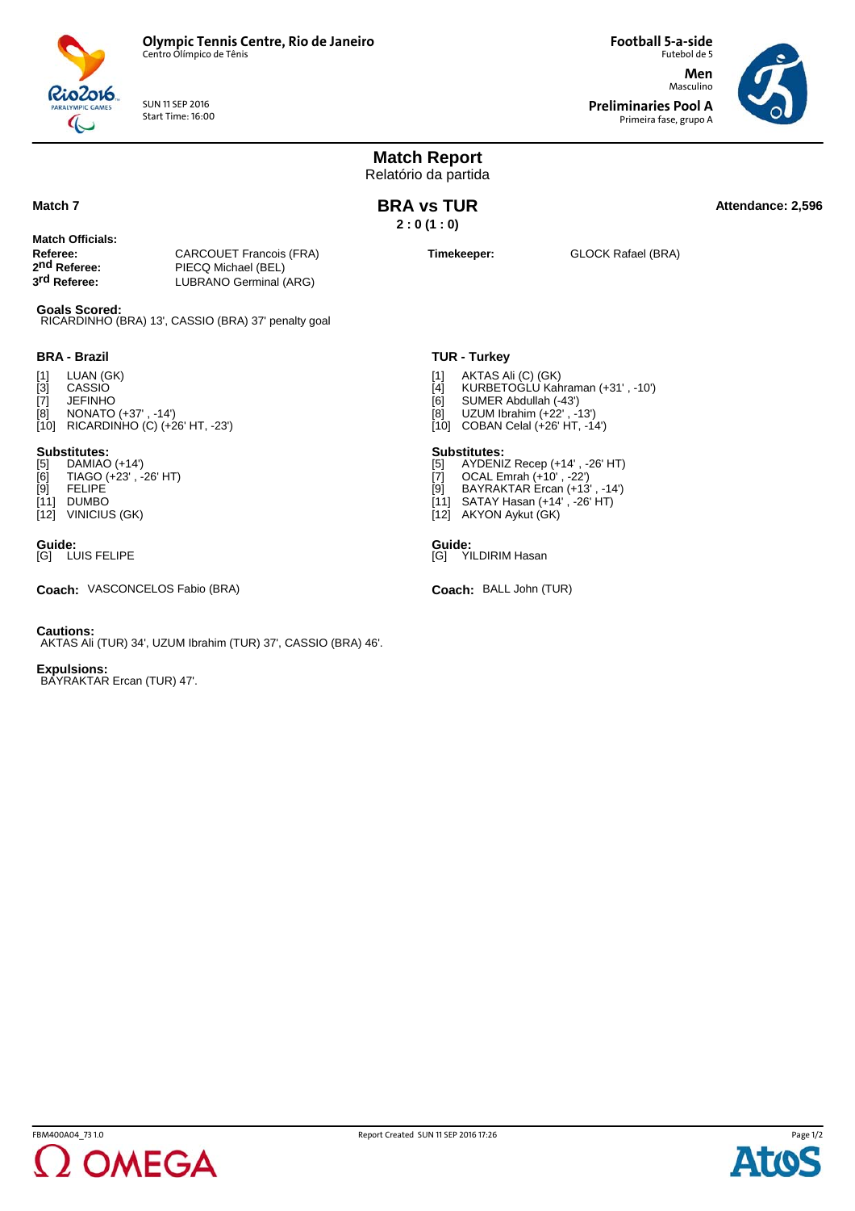**Olympic Tennis Centre, Rio de Janeiro**
Centro Olímpico de Tênis

SUN 11 SEP 2016
Start Time: 16:00

**Football 5-a-side**
Futebol de 5

**Men**
Masculino

**Preliminaries Pool A**
Primeira fase, grupo A

# Match Report
Relatório da partida

**Match 7**

## BRA vs TUR
**2 : 0 (1 : 0)**

**Attendance: 2,596**

**Match Officials:**

| | |
|---|---|
| **Referee:** | CARCOUET Francois (FRA) |
| **2nd Referee:** | PIECQ Michael (BEL) |
| **3rd Referee:** | LUBRANO Germinal (ARG) |
| **Timekeeper:** | GLOCK Rafael (BRA) |

**Goals Scored:**
RICARDINHO (BRA) 13', CASSIO (BRA) 37' penalty goal

### BRA - Brazil

[1] LUAN (GK)
[3] CASSIO
[7] JEFINHO
[8] NONATO (+37' , -14')
[10] RICARDINHO (C) (+26' HT, -23')

**Substitutes:**
[5] DAMIAO (+14')
[6] TIAGO (+23' , -26' HT)
[9] FELIPE
[11] DUMBO
[12] VINICIUS (GK)

**Guide:**
[G] LUIS FELIPE

**Coach:** VASCONCELOS Fabio (BRA)

### TUR - Turkey

[1] AKTAS Ali (C) (GK)
[4] KURBETOGLU Kahraman (+31' , -10')
[6] SUMER Abdullah (-43')
[8] UZUM Ibrahim (+22' , -13')
[10] COBAN Celal (+26' HT, -14')

**Substitutes:**
[5] AYDENIZ Recep (+14' , -26' HT)
[7] OCAL Emrah (+10' , -22')
[9] BAYRAKTAR Ercan (+13' , -14')
[11] SATAY Hasan (+14' , -26' HT)
[12] AKYON Aykut (GK)

**Guide:**
[G] YILDIRIM Hasan

**Coach:** BALL John (TUR)

**Cautions:**
AKTAS Ali (TUR) 34', UZUM Ibrahim (TUR) 37', CASSIO (BRA) 46'.

**Expulsions:**
BAYRAKTAR Ercan (TUR) 47'.

FBM400A04_73 1.0 Report Created SUN 11 SEP 2016 17:26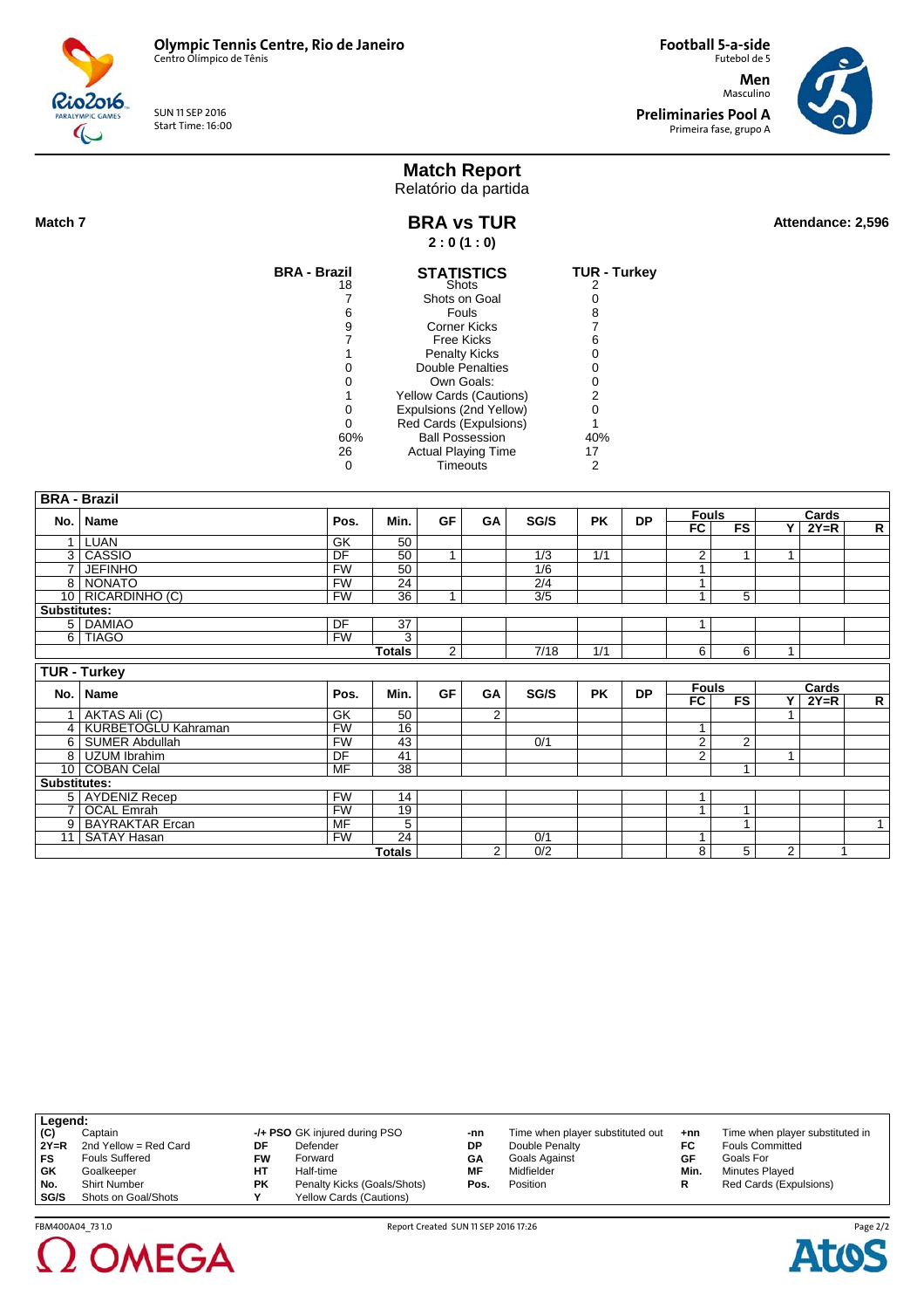**Olympic Tennis Centre, Rio de Janeiro**
Centro Olímpico de Tênis

SUN 11 SEP 2016
Start Time: 16:00

**Football 5-a-side**
Futebol de 5

**Men**
Masculino

**Preliminaries Pool A**
Primeira fase, grupo A

# Match Report
Relatório da partida

**Match 7**

## BRA vs TUR

**2 : 0 (1 : 0)**

**Attendance: 2,596**

| BRA - Brazil | STATISTICS | TUR - Turkey |
|---|---|---|
| 18 | Shots | 2 |
| 7 | Shots on Goal | 0 |
| 6 | Fouls | 8 |
| 9 | Corner Kicks | 7 |
| 7 | Free Kicks | 6 |
| 1 | Penalty Kicks | 0 |
| 0 | Double Penalties | 0 |
| 0 | Own Goals: | 0 |
| 1 | Yellow Cards (Cautions) | 2 |
| 0 | Expulsions (2nd Yellow) | 0 |
| 0 | Red Cards (Expulsions) | 1 |
| 60% | Ball Possession | 40% |
| 26 | Actual Playing Time | 17 |
| 0 | Timeouts | 2 |

**BRA - Brazil**

| No. | Name | Pos. | Min. | GF | GA | SG/S | PK | DP | Fouls FC | Fouls FS | Cards Y | Cards 2Y=R | Cards R |
|---|---|---|---|---|---|---|---|---|---|---|---|---|---|
| 1 | LUAN | GK | 50 | | | | | | | | | | |
| 3 | CASSIO | DF | 50 | 1 | | 1/3 | 1/1 | | 2 | 1 | 1 | | |
| 7 | JEFINHO | FW | 50 | | | 1/6 | | | 1 | | | | |
| 8 | NONATO | FW | 24 | | | 2/4 | | | 1 | | | | |
| 10 | RICARDINHO (C) | FW | 36 | 1 | | 3/5 | | | 1 | 5 | | | |
| **Substitutes:** | | | | | | | | | | | | | |
| 5 | DAMIAO | DF | 37 | | | | | | 1 | | | | |
| 6 | TIAGO | FW | 3 | | | | | | | | | | |
| | | | **Totals** | 2 | | 7/18 | 1/1 | | 6 | 6 | 1 | | |

**TUR - Turkey**

| No. | Name | Pos. | Min. | GF | GA | SG/S | PK | DP | Fouls FC | Fouls FS | Cards Y | Cards 2Y=R | Cards R |
|---|---|---|---|---|---|---|---|---|---|---|---|---|---|
| 1 | AKTAS Ali (C) | GK | 50 | | 2 | | | | | | 1 | | |
| 4 | KURBETOGLU Kahraman | FW | 16 | | | | | | 1 | | | | |
| 6 | SUMER Abdullah | FW | 43 | | | 0/1 | | | 2 | 2 | | | |
| 8 | UZUM Ibrahim | DF | 41 | | | | | | 2 | | 1 | | |
| 10 | COBAN Celal | MF | 38 | | | | | | | 1 | | | |
| **Substitutes:** | | | | | | | | | | | | | |
| 5 | AYDENIZ Recep | FW | 14 | | | | | | 1 | | | | |
| 7 | OCAL Emrah | FW | 19 | | | | | | 1 | 1 | | | |
| 9 | BAYRAKTAR Ercan | MF | 5 | | | | | | | 1 | | | 1 |
| 11 | SATAY Hasan | FW | 24 | | | 0/1 | | | 1 | | | | |
| | | | **Totals** | | 2 | 0/2 | | | 8 | 5 | 2 | | 1 |

**Legend:**

| | | | | | | | |
|---|---|---|---|---|---|---|---|
| (C) | Captain | -/+ PSO | GK injured during PSO | -nn | Time when player substituted out | +nn | Time when player substituted in |
| 2Y=R | 2nd Yellow = Red Card | DF | Defender | DP | Double Penalty | FC | Fouls Committed |
| FS | Fouls Suffered | FW | Forward | GA | Goals Against | GF | Goals For |
| GK | Goalkeeper | HT | Half-time | MF | Midfielder | Min. | Minutes Played |
| No. | Shirt Number | PK | Penalty Kicks (Goals/Shots) | Pos. | Position | R | Red Cards (Expulsions) |
| SG/S | Shots on Goal/Shots | Y | Yellow Cards (Cautions) | | | | |

FBM400A04_73 1.0 Report Created SUN 11 SEP 2016 17:26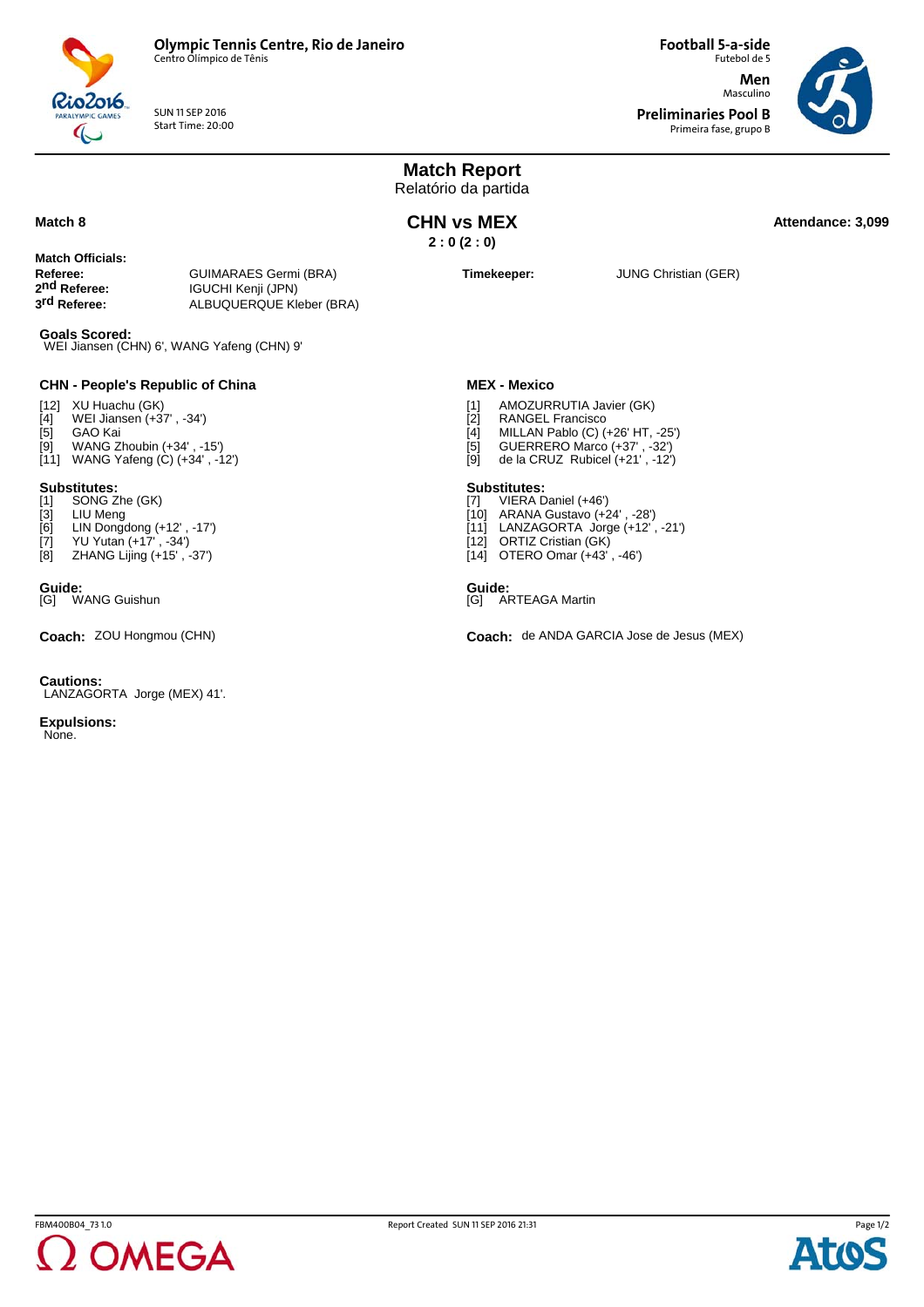**Olympic Tennis Centre, Rio de Janeiro**
Centro Olímpico de Tênis

SUN 11 SEP 2016
Start Time: 20:00

**Football 5-a-side**
Futebol de 5

**Men**
Masculino

**Preliminaries Pool B**
Primeira fase, grupo B

# Match Report
Relatório da partida

**Match 8**

## CHN vs MEX
**2 : 0 (2 : 0)**

**Attendance: 3,099**

**Match Officials:**

| | |
|---|---|
| **Referee:** | GUIMARAES Germi (BRA) |
| **2nd Referee:** | IGUCHI Kenji (JPN) |
| **3rd Referee:** | ALBUQUERQUE Kleber (BRA) |
| **Timekeeper:** | JUNG Christian (GER) |

**Goals Scored:**
WEI Jiansen (CHN) 6', WANG Yafeng (CHN) 9'

### CHN - People's Republic of China

[12] XU Huachu (GK)
[4] WEI Jiansen (+37' , -34')
[5] GAO Kai
[9] WANG Zhoubin (+34' , -15')
[11] WANG Yafeng (C) (+34' , -12')

**Substitutes:**
[1] SONG Zhe (GK)
[3] LIU Meng
[6] LIN Dongdong (+12' , -17')
[7] YU Yutan (+17' , -34')
[8] ZHANG Lijing (+15' , -37')

**Guide:**
[G] WANG Guishun

**Coach:** ZOU Hongmou (CHN)

### MEX - Mexico

[1] AMOZURRUTIA Javier (GK)
[2] RANGEL Francisco
[4] MILLAN Pablo (C) (+26' HT, -25')
[5] GUERRERO Marco (+37' , -32')
[9] de la CRUZ Rubicel (+21' , -12')

**Substitutes:**
[7] VIERA Daniel (+46')
[10] ARANA Gustavo (+24' , -28')
[11] LANZAGORTA Jorge (+12' , -21')
[12] ORTIZ Cristian (GK)
[14] OTERO Omar (+43' , -46')

**Guide:**
[G] ARTEAGA Martin

**Coach:** de ANDA GARCIA Jose de Jesus (MEX)

**Cautions:**
LANZAGORTA Jorge (MEX) 41'.

**Expulsions:**
None.

FBM400B04_73 1.0 Report Created SUN 11 SEP 2016 21:31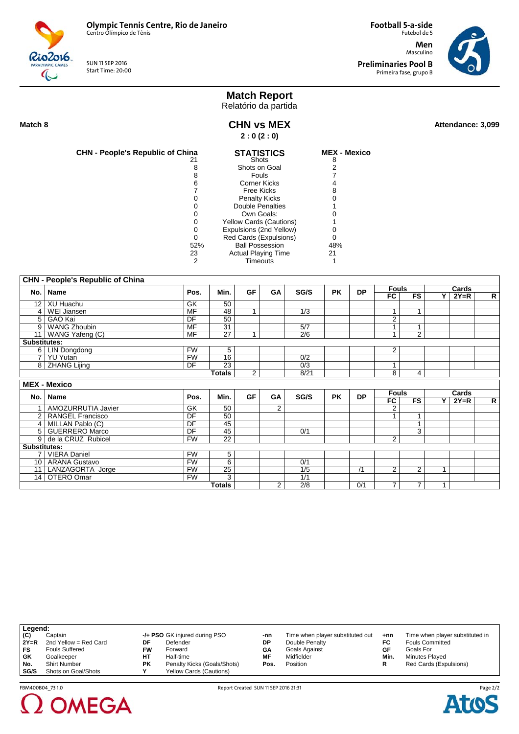Olympic Tennis Centre, Rio de Janeiro
Centro Olímpico de Tênis

SUN 11 SEP 2016
Start Time: 20:00

Football 5-a-side
Futebol de 5

Men
Masculino

Preliminaries Pool B
Primeira fase, grupo B

# Match Report
Relatório da partida

**Match 8**

## CHN vs MEX

**2 : 0 (2 : 0)**

**Attendance: 3,099**

| CHN - People's Republic of China | STATISTICS | MEX - Mexico |
|---|---|---|
| 21 | Shots | 8 |
| 8 | Shots on Goal | 2 |
| 8 | Fouls | 7 |
| 6 | Corner Kicks | 4 |
| 7 | Free Kicks | 8 |
| 0 | Penalty Kicks | 0 |
| 0 | Double Penalties | 1 |
| 0 | Own Goals: | 0 |
| 0 | Yellow Cards (Cautions) | 1 |
| 0 | Expulsions (2nd Yellow) | 0 |
| 0 | Red Cards (Expulsions) | 0 |
| 52% | Ball Possession | 48% |
| 23 | Actual Playing Time | 21 |
| 2 | Timeouts | 1 |

**CHN - People's Republic of China**

| No. | Name | Pos. | Min. | GF | GA | SG/S | PK | DP | Fouls FC | Fouls FS | Cards Y | Cards 2Y=R | Cards R |
|---|---|---|---|---|---|---|---|---|---|---|---|---|---|
| 12 | XU Huachu | GK | 50 | | | | | | | | | | |
| 4 | WEI Jiansen | MF | 48 | 1 | | 1/3 | | | 1 | 1 | | | |
| 5 | GAO Kai | DF | 50 | | | | | | 2 | | | | |
| 9 | WANG Zhoubin | MF | 31 | | | 5/7 | | | 1 | 1 | | | |
| 11 | WANG Yafeng (C) | MF | 27 | 1 | | 2/6 | | | 1 | 2 | | | |
| **Substitutes:** | | | | | | | | | | | | | |
| 6 | LIN Dongdong | FW | 5 | | | | | | 2 | | | | |
| 7 | YU Yutan | FW | 16 | | | 0/2 | | | | | | | |
| 8 | ZHANG Lijing | DF | 23 | | | 0/3 | | | 1 | | | | |
| | | | **Totals** | 2 | | 8/21 | | | 8 | 4 | | | |

**MEX - Mexico**

| No. | Name | Pos. | Min. | GF | GA | SG/S | PK | DP | Fouls FC | Fouls FS | Cards Y | Cards 2Y=R | Cards R |
|---|---|---|---|---|---|---|---|---|---|---|---|---|---|
| 1 | AMOZURRUTIA Javier | GK | 50 | | 2 | | | | 2 | | | | |
| 2 | RANGEL Francisco | DF | 50 | | | | | | 1 | 1 | | | |
| 4 | MILLAN Pablo (C) | DF | 45 | | | | | | | 1 | | | |
| 5 | GUERRERO Marco | DF | 45 | | | 0/1 | | | | 3 | | | |
| 9 | de la CRUZ Rubicel | FW | 22 | | | | | | 2 | | | | |
| **Substitutes:** | | | | | | | | | | | | | |
| 7 | VIERA Daniel | FW | 5 | | | | | | | | | | |
| 10 | ARANA Gustavo | FW | 6 | | | 0/1 | | | | | | | |
| 11 | LANZAGORTA Jorge | FW | 25 | | | 1/5 | | /1 | 2 | 2 | 1 | | |
| 14 | OTERO Omar | FW | 3 | | | 1/1 | | | | | | | |
| | | | **Totals** | | 2 | 2/8 | | 0/1 | 7 | 7 | 1 | | |

**Legend:**

| | | | | | | | |
|---|---|---|---|---|---|---|---|
| (C) | Captain | -/+ PSO | GK injured during PSO | -nn | Time when player substituted out | +nn | Time when player substituted in |
| 2Y=R | 2nd Yellow = Red Card | DF | Defender | DP | Double Penalty | FC | Fouls Committed |
| FS | Fouls Suffered | FW | Forward | GA | Goals Against | GF | Goals For |
| GK | Goalkeeper | HT | Half-time | MF | Midfielder | Min. | Minutes Played |
| No. | Shirt Number | PK | Penalty Kicks (Goals/Shots) | Pos. | Position | R | Red Cards (Expulsions) |
| SG/S | Shots on Goal/Shots | Y | Yellow Cards (Cautions) | | | | |

FBM400B04_73 1.0 Report Created SUN 11 SEP 2016 21:31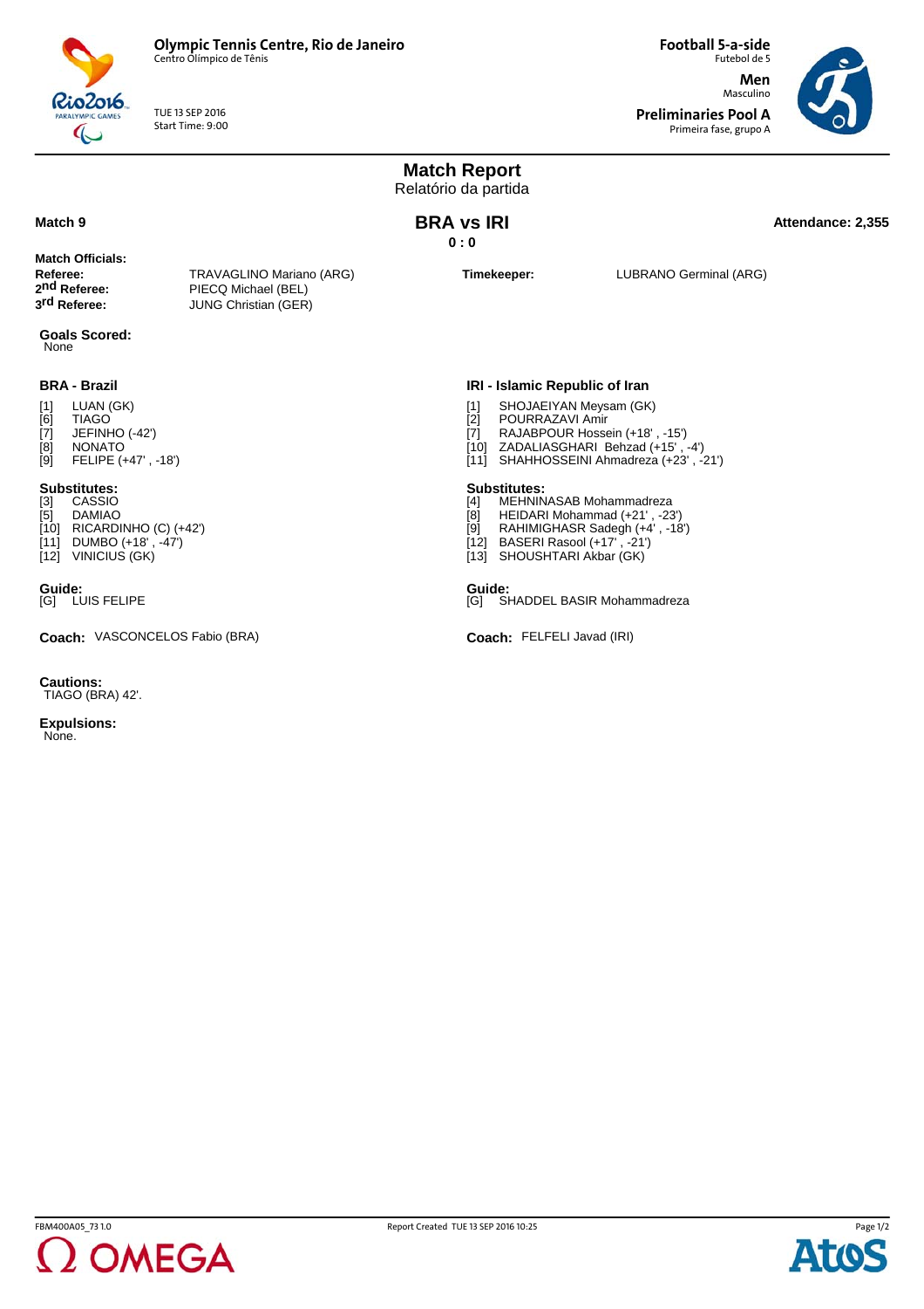**Olympic Tennis Centre, Rio de Janeiro**
Centro Olímpico de Tênis

TUE 13 SEP 2016
Start Time: 9:00

**Football 5-a-side**
Futebol de 5

**Men**
Masculino

**Preliminaries Pool A**
Primeira fase, grupo A

# Match Report
Relatório da partida

**Match 9**

## BRA vs IRI
**0 : 0**

**Attendance: 2,355**

**Match Officials:**

**Referee:** TRAVAGLINO Mariano (ARG)
**2nd Referee:** PIECQ Michael (BEL)
**3rd Referee:** JUNG Christian (GER)

**Timekeeper:** LUBRANO Germinal (ARG)

**Goals Scored:**
None

### BRA - Brazil

[1] LUAN (GK)
[6] TIAGO
[7] JEFINHO (-42')
[8] NONATO
[9] FELIPE (+47' , -18')

**Substitutes:**
[3] CASSIO
[5] DAMIAO
[10] RICARDINHO (C) (+42')
[11] DUMBO (+18' , -47')
[12] VINICIUS (GK)

**Guide:**
[G] LUIS FELIPE

**Coach:** VASCONCELOS Fabio (BRA)

### IRI - Islamic Republic of Iran

[1] SHOJAEIYAN Meysam (GK)
[2] POURRAZAVI Amir
[7] RAJABPOUR Hossein (+18' , -15')
[10] ZADALIASGHARI Behzad (+15' , -4')
[11] SHAHHOSSEINI Ahmadreza (+23' , -21')

**Substitutes:**
[4] MEHNINASAB Mohammadreza
[8] HEIDARI Mohammad (+21' , -23')
[9] RAHIMIGHASR Sadegh (+4' , -18')
[12] BASERI Rasool (+17' , -21')
[13] SHOUSHTARI Akbar (GK)

**Guide:**
[G] SHADDEL BASIR Mohammadreza

**Coach:** FELFELI Javad (IRI)

**Cautions:**
TIAGO (BRA) 42'.

**Expulsions:**
None.

FBM400A05_73 1.0 Report Created TUE 13 SEP 2016 10:25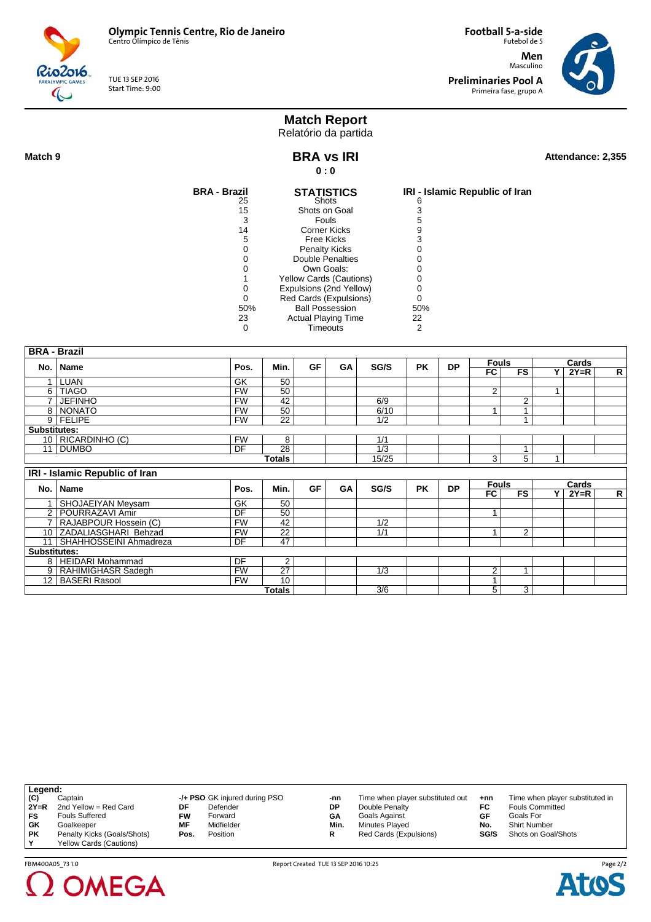Olympic Tennis Centre, Rio de Janeiro
Centro Olímpico de Tênis

TUE 13 SEP 2016
Start Time: 9:00

**Football 5-a-side**
Futebol de 5

**Men**
Masculino

**Preliminaries Pool A**
Primeira fase, grupo A

# Match Report
Relatório da partida

**Match 9**

## BRA vs IRI

**0 : 0**

**Attendance: 2,355**

| BRA - Brazil | STATISTICS | IRI - Islamic Republic of Iran |
|---|---|---|
| 25 | Shots | 6 |
| 15 | Shots on Goal | 3 |
| 3 | Fouls | 5 |
| 14 | Corner Kicks | 9 |
| 5 | Free Kicks | 3 |
| 0 | Penalty Kicks | 0 |
| 0 | Double Penalties | 0 |
| 0 | Own Goals: | 0 |
| 1 | Yellow Cards (Cautions) | 0 |
| 0 | Expulsions (2nd Yellow) | 0 |
| 0 | Red Cards (Expulsions) | 0 |
| 50% | Ball Possession | 50% |
| 23 | Actual Playing Time | 22 |
| 0 | Timeouts | 2 |

**BRA - Brazil**

| No. | Name | Pos. | Min. | GF | GA | SG/S | PK | DP | Fouls FC | Fouls FS | Cards Y | Cards 2Y=R | Cards R |
|---|---|---|---|---|---|---|---|---|---|---|---|---|---|
| 1 | LUAN | GK | 50 | | | | | | | | | | |
| 6 | TIAGO | FW | 50 | | | | | | 2 | | 1 | | |
| 7 | JEFINHO | FW | 42 | | | 6/9 | | | | 2 | | | |
| 8 | NONATO | FW | 50 | | | 6/10 | | | 1 | 1 | | | |
| 9 | FELIPE | FW | 22 | | | 1/2 | | | | 1 | | | |
| **Substitutes:** | | | | | | | | | | | | | |
| 10 | RICARDINHO (C) | FW | 8 | | | 1/1 | | | | | | | |
| 11 | DUMBO | DF | 28 | | | 1/3 | | | | 1 | | | |
| | | | **Totals** | | | 15/25 | | | 3 | 5 | 1 | | |

**IRI - Islamic Republic of Iran**

| No. | Name | Pos. | Min. | GF | GA | SG/S | PK | DP | Fouls FC | Fouls FS | Cards Y | Cards 2Y=R | Cards R |
|---|---|---|---|---|---|---|---|---|---|---|---|---|---|
| 1 | SHOJAEIYAN Meysam | GK | 50 | | | | | | | | | | |
| 2 | POURRAZAVI Amir | DF | 50 | | | | | | 1 | | | | |
| 7 | RAJABPOUR Hossein (C) | FW | 42 | | | 1/2 | | | | | | | |
| 10 | ZADALIASGHARI Behzad | FW | 22 | | | 1/1 | | | 1 | 2 | | | |
| 11 | SHAHHOSSEINI Ahmadreza | DF | 47 | | | | | | | | | | |
| **Substitutes:** | | | | | | | | | | | | | |
| 8 | HEIDARI Mohammad | DF | 2 | | | | | | | | | | |
| 9 | RAHIMIGHASR Sadegh | FW | 27 | | | 1/3 | | | 2 | 1 | | | |
| 12 | BASERI Rasool | FW | 10 | | | | | | 1 | | | | |
| | | | **Totals** | | | 3/6 | | | 5 | 3 | | | |

**Legend:**

| | | | | | | | |
|---|---|---|---|---|---|---|---|
| (C) | Captain | -/+ PSO | GK injured during PSO | -nn | Time when player substituted out | +nn | Time when player substituted in |
| 2Y=R | 2nd Yellow = Red Card | DF | Defender | DP | Double Penalty | FC | Fouls Committed |
| FS | Fouls Suffered | FW | Forward | GA | Goals Against | GF | Goals For |
| GK | Goalkeeper | MF | Midfielder | Min. | Minutes Played | No. | Shirt Number |
| PK | Penalty Kicks (Goals/Shots) | Pos. | Position | R | Red Cards (Expulsions) | SG/S | Shots on Goal/Shots |
| Y | Yellow Cards (Cautions) | | | | | | |

FBM400A05_73 1.0 Report Created TUE 13 SEP 2016 10:25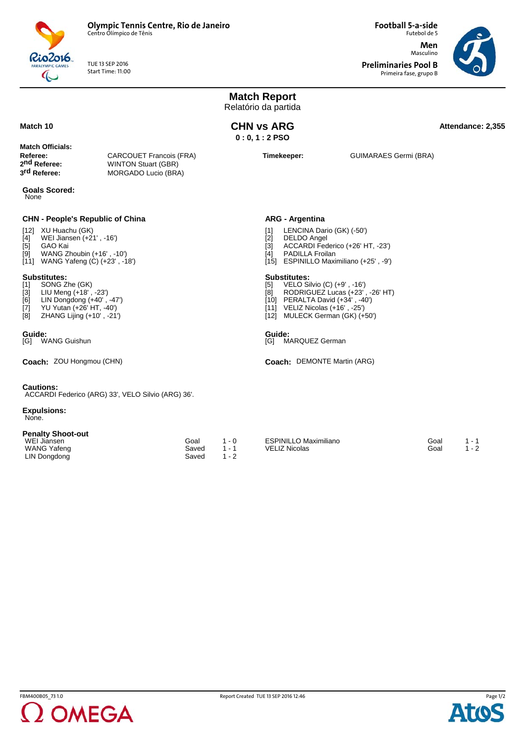**Olympic Tennis Centre, Rio de Janeiro**
Centro Olímpico de Tênis

TUE 13 SEP 2016
Start Time: 11:00

**Football 5-a-side**
Futebol de 5

**Men**
Masculino

**Preliminaries Pool B**
Primeira fase, grupo B

# Match Report
Relatório da partida

**Match 10**

## CHN vs ARG

**0 : 0, 1 : 2 PSO**

**Attendance: 2,355**

**Match Officials:**

| | | | |
|---|---|---|---|
| **Referee:** | CARCOUET Francois (FRA) | **Timekeeper:** | GUIMARAES Germi (BRA) |
| **2nd Referee:** | WINTON Stuart (GBR) | | |
| **3rd Referee:** | MORGADO Lucio (BRA) | | |

**Goals Scored:**
None

### CHN - People's Republic of China

[12] XU Huachu (GK)
[4] WEI Jiansen (+21' , -16')
[5] GAO Kai
[9] WANG Zhoubin (+16' , -10')
[11] WANG Yafeng (C) (+23' , -18')

**Substitutes:**
[1] SONG Zhe (GK)
[3] LIU Meng (+18' , -23')
[6] LIN Dongdong (+40' , -47')
[7] YU Yutan (+26' HT, -40')
[8] ZHANG Lijing (+10' , -21')

**Guide:**
[G] WANG Guishun

**Coach:** ZOU Hongmou (CHN)

### ARG - Argentina

[1] LENCINA Dario (GK) (-50')
[2] DELDO Angel
[3] ACCARDI Federico (+26' HT, -23')
[4] PADILLA Froilan
[15] ESPINILLO Maximiliano (+25' , -9')

**Substitutes:**
[5] VELO Silvio (C) (+9' , -16')
[8] RODRIGUEZ Lucas (+23' , -26' HT)
[10] PERALTA David (+34' , -40')
[11] VELIZ Nicolas (+16' , -25')
[12] MULECK German (GK) (+50')

**Guide:**
[G] MARQUEZ German

**Coach:** DEMONTE Martin (ARG)

**Cautions:**
ACCARDI Federico (ARG) 33', VELO Silvio (ARG) 36'.

**Expulsions:**
None.

**Penalty Shoot-out**

| CHN | Result | Score | ARG | Result | Score |
|---|---|---|---|---|---|
| WEI Jiansen | Goal | 1 - 0 | ESPINILLO Maximiliano | Goal | 1 - 1 |
| WANG Yafeng | Saved | 1 - 1 | VELIZ Nicolas | Goal | 1 - 2 |
| LIN Dongdong | Saved | 1 - 2 | | | |

FBM400B05_73 1.0 — Report Created TUE 13 SEP 2016 12:46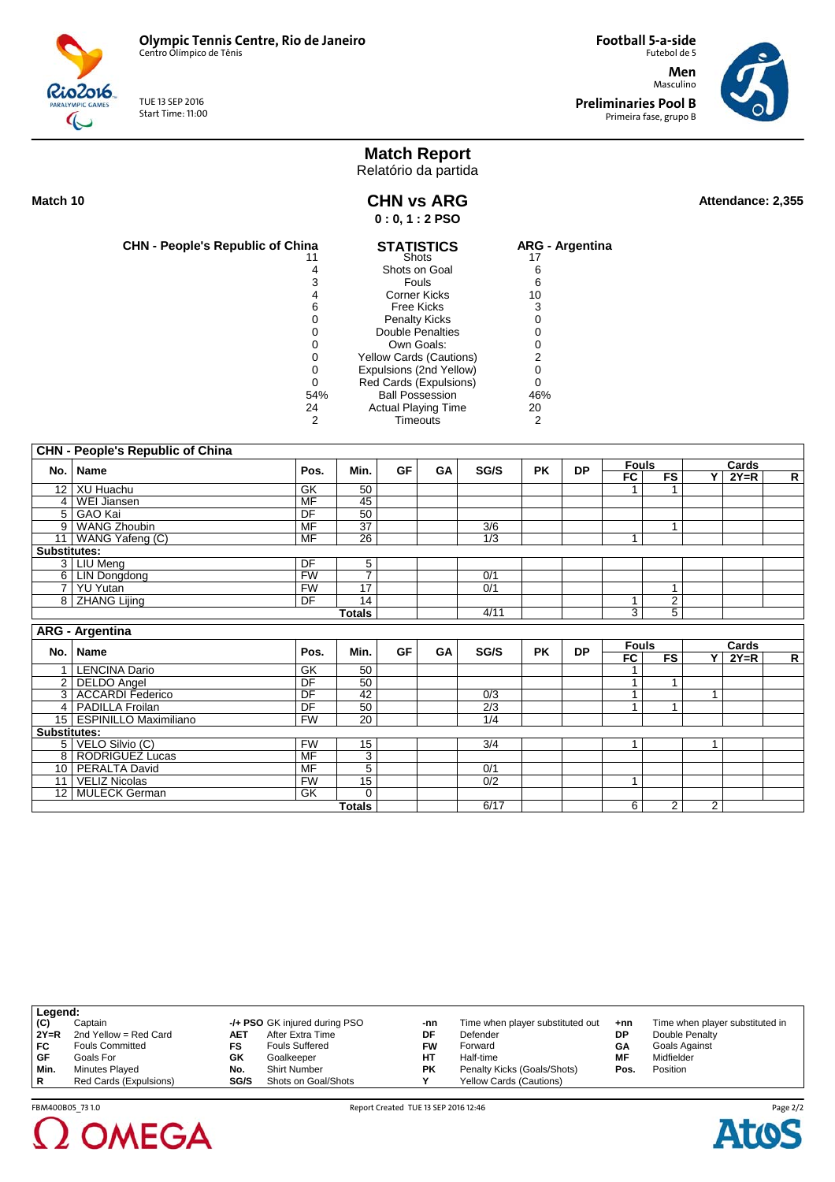**Olympic Tennis Centre, Rio de Janeiro**
Centro Olímpico de Tênis

TUE 13 SEP 2016
Start Time: 11:00

**Football 5-a-side**
Futebol de 5

**Men**
Masculino

**Preliminaries Pool B**
Primeira fase, grupo B

# Match Report
Relatório da partida

**Match 10**

## CHN vs ARG
**0 : 0, 1 : 2 PSO**

**Attendance: 2,355**

| CHN - People's Republic of China | STATISTICS | ARG - Argentina |
|---|---|---|
| 11 | Shots | 17 |
| 4 | Shots on Goal | 6 |
| 3 | Fouls | 6 |
| 4 | Corner Kicks | 10 |
| 6 | Free Kicks | 3 |
| 0 | Penalty Kicks | 0 |
| 0 | Double Penalties | 0 |
| 0 | Own Goals: | 0 |
| 0 | Yellow Cards (Cautions) | 2 |
| 0 | Expulsions (2nd Yellow) | 0 |
| 0 | Red Cards (Expulsions) | 0 |
| 54% | Ball Possession | 46% |
| 24 | Actual Playing Time | 20 |
| 2 | Timeouts | 2 |

**CHN - People's Republic of China**

| No. | Name | Pos. | Min. | GF | GA | SG/S | PK | DP | Fouls FC | Fouls FS | Cards Y | Cards 2Y=R | Cards R |
|---|---|---|---|---|---|---|---|---|---|---|---|---|---|
| 12 | XU Huachu | GK | 50 | | | | | | 1 | 1 | | | |
| 4 | WEI Jiansen | MF | 45 | | | | | | | | | | |
| 5 | GAO Kai | DF | 50 | | | | | | | | | | |
| 9 | WANG Zhoubin | MF | 37 | | | 3/6 | | | | 1 | | | |
| 11 | WANG Yafeng (C) | MF | 26 | | | 1/3 | | | 1 | | | | |
| **Substitutes:** | | | | | | | | | | | | | |
| 3 | LIU Meng | DF | 5 | | | | | | | | | | |
| 6 | LIN Dongdong | FW | 7 | | | 0/1 | | | | | | | |
| 7 | YU Yutan | FW | 17 | | | 0/1 | | | | 1 | | | |
| 8 | ZHANG Lijing | DF | 14 | | | | | | 1 | 2 | | | |
| | | | **Totals** | | | 4/11 | | | 3 | 5 | | | |

**ARG - Argentina**

| No. | Name | Pos. | Min. | GF | GA | SG/S | PK | DP | Fouls FC | Fouls FS | Cards Y | Cards 2Y=R | Cards R |
|---|---|---|---|---|---|---|---|---|---|---|---|---|---|
| 1 | LENCINA Dario | GK | 50 | | | | | | 1 | | | | |
| 2 | DELDO Angel | DF | 50 | | | | | | 1 | 1 | | | |
| 3 | ACCARDI Federico | DF | 42 | | | 0/3 | | | 1 | | 1 | | |
| 4 | PADILLA Froilan | DF | 50 | | | 2/3 | | | 1 | 1 | | | |
| 15 | ESPINILLO Maximiliano | FW | 20 | | | 1/4 | | | | | | | |
| **Substitutes:** | | | | | | | | | | | | | |
| 5 | VELO Silvio (C) | FW | 15 | | | 3/4 | | | 1 | | 1 | | |
| 8 | RODRIGUEZ Lucas | MF | 3 | | | | | | | | | | |
| 10 | PERALTA David | MF | 5 | | | 0/1 | | | | | | | |
| 11 | VELIZ Nicolas | FW | 15 | | | 0/2 | | | 1 | | | | |
| 12 | MULECK German | GK | 0 | | | | | | | | | | |
| | | | **Totals** | | | 6/17 | | | 6 | 2 | 2 | | |

**Legend:**

| | | | | | | | |
|---|---|---|---|---|---|---|---|
| (C) | Captain | -/+ PSO | GK injured during PSO | -nn | Time when player substituted out | +nn | Time when player substituted in |
| 2Y=R | 2nd Yellow = Red Card | AET | After Extra Time | DF | Defender | DP | Double Penalty |
| FC | Fouls Committed | FS | Fouls Suffered | FW | Forward | GA | Goals Against |
| GF | Goals For | GK | Goalkeeper | HT | Half-time | MF | Midfielder |
| Min. | Minutes Played | No. | Shirt Number | PK | Penalty Kicks (Goals/Shots) | Pos. | Position |
| R | Red Cards (Expulsions) | SG/S | Shots on Goal/Shots | Y | Yellow Cards (Cautions) | | |

FBM400B05_73 1.0 Report Created TUE 13 SEP 2016 12:46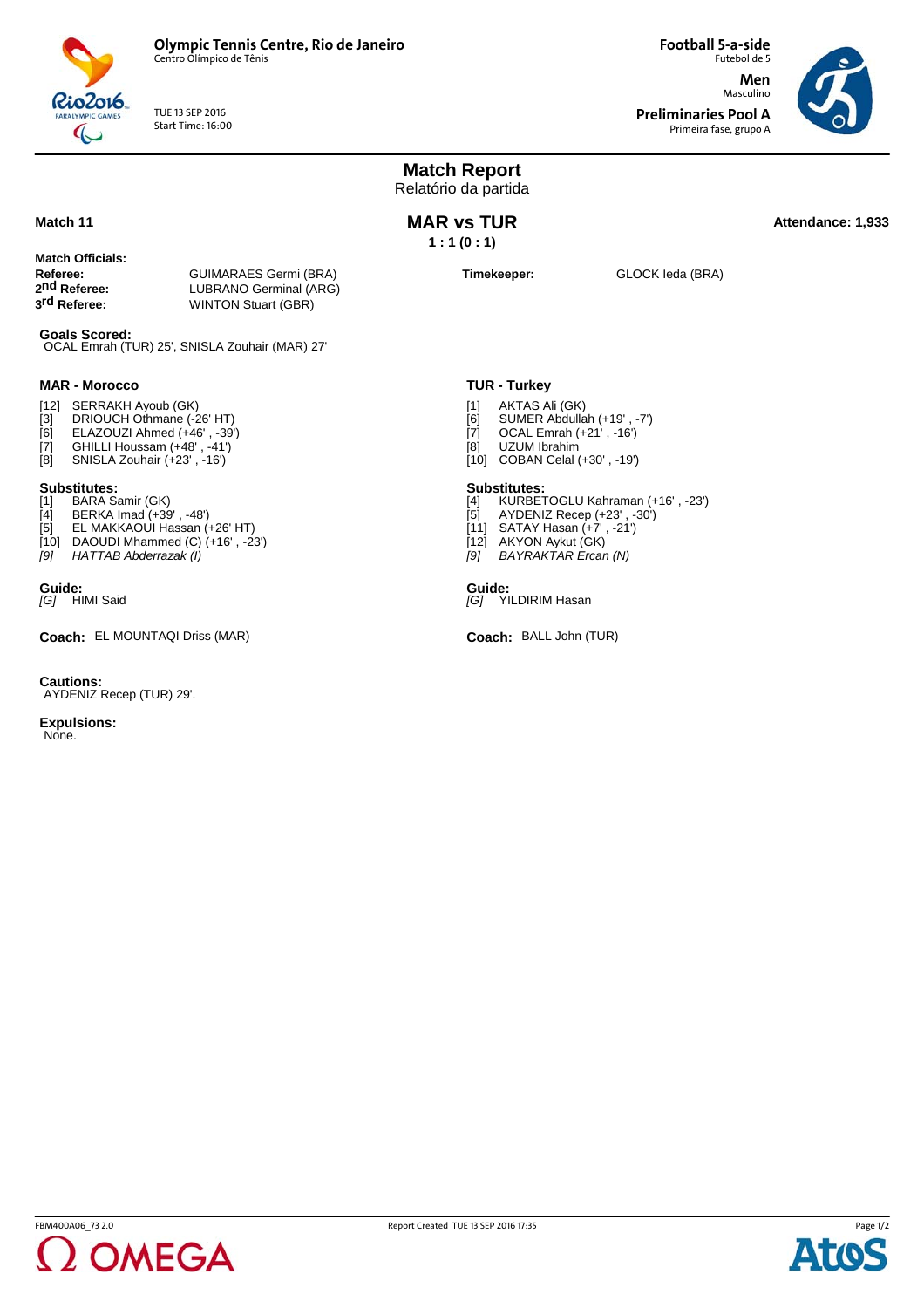Olympic Tennis Centre, Rio de Janeiro
Centro Olímpico de Tênis

TUE 13 SEP 2016
Start Time: 16:00

**Football 5-a-side**
Futebol de 5

**Men**
Masculino

**Preliminaries Pool A**
Primeira fase, grupo A

# Match Report
Relatório da partida

**Match 11**

## MAR vs TUR

**1 : 1 (0 : 1)**

**Attendance: 1,933**

**Match Officials:**

**Referee:** GUIMARAES Germi (BRA)
**2nd Referee:** LUBRANO Germinal (ARG)
**3rd Referee:** WINTON Stuart (GBR)

**Timekeeper:** GLOCK Ieda (BRA)

**Goals Scored:**
OCAL Emrah (TUR) 25', SNISLA Zouhair (MAR) 27'

### MAR - Morocco

[12] SERRAKH Ayoub (GK)
[3] DRIOUCH Othmane (-26' HT)
[6] ELAZOUZI Ahmed (+46' , -39')
[7] GHILLI Houssam (+48' , -41')
[8] SNISLA Zouhair (+23' , -16')

**Substitutes:**
[1] BARA Samir (GK)
[4] BERKA Imad (+39' , -48')
[5] EL MAKKAOUI Hassan (+26' HT)
[10] DAOUDI Mhammed (C) (+16' , -23')
*[9] HATTAB Abderrazak (I)*

**Guide:**
*[G]* HIMI Said

**Coach:** EL MOUNTAQI Driss (MAR)

### TUR - Turkey

[1] AKTAS Ali (GK)
[6] SUMER Abdullah (+19' , -7')
[7] OCAL Emrah (+21' , -16')
[8] UZUM Ibrahim
[10] COBAN Celal (+30' , -19')

**Substitutes:**
[4] KURBETOGLU Kahraman (+16' , -23')
[5] AYDENIZ Recep (+23' , -30')
[11] SATAY Hasan (+7' , -21')
[12] AKYON Aykut (GK)
*[9] BAYRAKTAR Ercan (N)*

**Guide:**
*[G]* YILDIRIM Hasan

**Coach:** BALL John (TUR)

**Cautions:**
AYDENIZ Recep (TUR) 29'.

**Expulsions:**
None.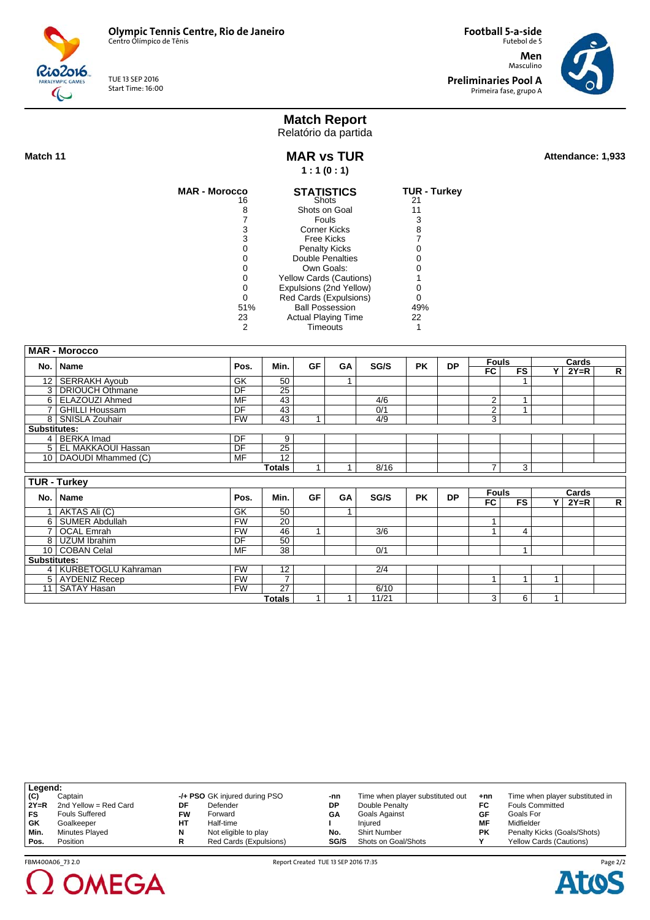**Olympic Tennis Centre, Rio de Janeiro**
Centro Olímpico de Tênis

TUE 13 SEP 2016
Start Time: 16:00

**Football 5-a-side**
Futebol de 5

**Men**
Masculino

**Preliminaries Pool A**
Primeira fase, grupo A

# Match Report
Relatório da partida

**Match 11**

## MAR vs TUR

**1 : 1 (0 : 1)**

**Attendance: 1,933**

| MAR - Morocco | STATISTICS | TUR - Turkey |
|---|---|---|
| 16 | Shots | 21 |
| 8 | Shots on Goal | 11 |
| 7 | Fouls | 3 |
| 3 | Corner Kicks | 8 |
| 3 | Free Kicks | 7 |
| 0 | Penalty Kicks | 0 |
| 0 | Double Penalties | 0 |
| 0 | Own Goals: | 0 |
| 0 | Yellow Cards (Cautions) | 1 |
| 0 | Expulsions (2nd Yellow) | 0 |
| 0 | Red Cards (Expulsions) | 0 |
| 51% | Ball Possession | 49% |
| 23 | Actual Playing Time | 22 |
| 2 | Timeouts | 1 |

**MAR - Morocco**

| No. | Name | Pos. | Min. | GF | GA | SG/S | PK | DP | Fouls FC | Fouls FS | Cards Y | Cards 2Y=R | Cards R |
|---|---|---|---|---|---|---|---|---|---|---|---|---|---|
| 12 | SERRAKH Ayoub | GK | 50 | | 1 | | | | | 1 | | | |
| 3 | DRIOUCH Othmane | DF | 25 | | | | | | | | | | |
| 6 | ELAZOUZI Ahmed | MF | 43 | | | 4/6 | | | 2 | 1 | | | |
| 7 | GHILLI Houssam | DF | 43 | | | 0/1 | | | 2 | 1 | | | |
| 8 | SNISLA Zouhair | FW | 43 | 1 | | 4/9 | | | 3 | | | | |
| **Substitutes:** | | | | | | | | | | | | | |
| 4 | BERKA Imad | DF | 9 | | | | | | | | | | |
| 5 | EL MAKKAOUI Hassan | DF | 25 | | | | | | | | | | |
| 10 | DAOUDI Mhammed (C) | MF | 12 | | | | | | | | | | |
| | | | **Totals** | 1 | 1 | 8/16 | | | 7 | 3 | | | |

**TUR - Turkey**

| No. | Name | Pos. | Min. | GF | GA | SG/S | PK | DP | Fouls FC | Fouls FS | Cards Y | Cards 2Y=R | Cards R |
|---|---|---|---|---|---|---|---|---|---|---|---|---|---|
| 1 | AKTAS Ali (C) | GK | 50 | | 1 | | | | | | | | |
| 6 | SUMER Abdullah | FW | 20 | | | | | | 1 | | | | |
| 7 | OCAL Emrah | FW | 46 | 1 | | 3/6 | | | 1 | 4 | | | |
| 8 | UZUM Ibrahim | DF | 50 | | | | | | | | | | |
| 10 | COBAN Celal | MF | 38 | | | 0/1 | | | | 1 | | | |
| **Substitutes:** | | | | | | | | | | | | | |
| 4 | KURBETOGLU Kahraman | FW | 12 | | | 2/4 | | | | | | | |
| 5 | AYDENIZ Recep | FW | 7 | | | | | | 1 | 1 | 1 | | |
| 11 | SATAY Hasan | FW | 27 | | | 6/10 | | | | | | | |
| | | | **Totals** | 1 | 1 | 11/21 | | | 3 | 6 | 1 | | |

**Legend:**

| | | | | | | | |
|---|---|---|---|---|---|---|---|
| **(C)** | Captain | **-/+ PSO** | GK injured during PSO | **-nn** | Time when player substituted out | **+nn** | Time when player substituted in |
| **2Y=R** | 2nd Yellow = Red Card | **DF** | Defender | **DP** | Double Penalty | **FC** | Fouls Committed |
| **FS** | Fouls Suffered | **FW** | Forward | **GA** | Goals Against | **GF** | Goals For |
| **GK** | Goalkeeper | **HT** | Half-time | **I** | Injured | **MF** | Midfielder |
| **Min.** | Minutes Played | **N** | Not eligible to play | **No.** | Shirt Number | **PK** | Penalty Kicks (Goals/Shots) |
| **Pos.** | Position | **R** | Red Cards (Expulsions) | **SG/S** | Shots on Goal/Shots | **Y** | Yellow Cards (Cautions) |

FBM400A06_73 2.0 — Report Created TUE 13 SEP 2016 17:35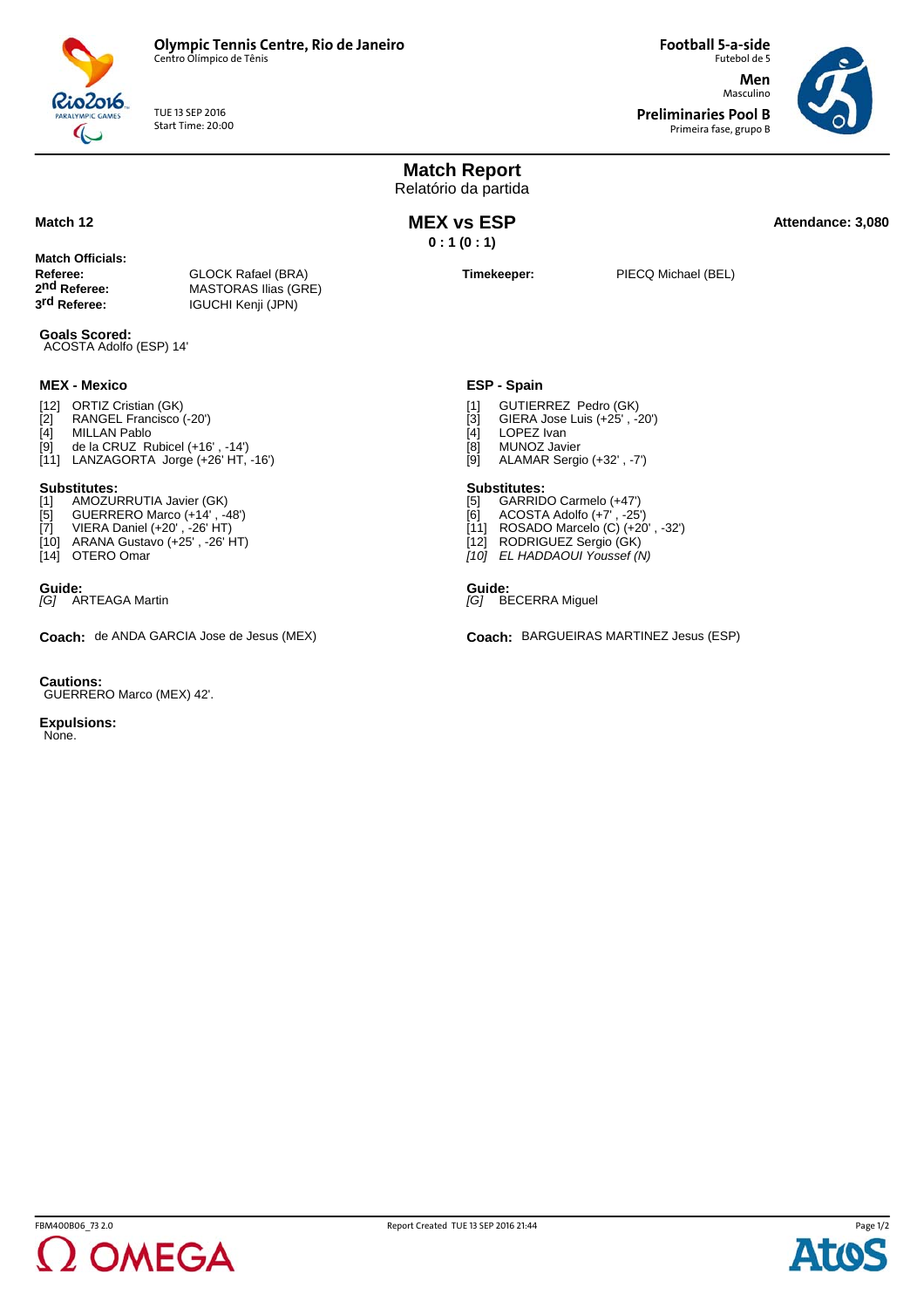**Olympic Tennis Centre, Rio de Janeiro**
Centro Olímpico de Tênis

TUE 13 SEP 2016
Start Time: 20:00

**Football 5-a-side**
Futebol de 5

**Men**
Masculino

**Preliminaries Pool B**
Primeira fase, grupo B

# Match Report
Relatório da partida

**Match 12**

## MEX vs ESP

**0 : 1 (0 : 1)**

**Attendance: 3,080**

**Match Officials:**

**Referee:** GLOCK Rafael (BRA)
**2nd Referee:** MASTORAS Ilias (GRE)
**3rd Referee:** IGUCHI Kenji (JPN)

**Timekeeper:** PIECQ Michael (BEL)

**Goals Scored:**
ACOSTA Adolfo (ESP) 14'

### MEX - Mexico

[12] ORTIZ Cristian (GK)
[2] RANGEL Francisco (-20')
[4] MILLAN Pablo
[9] de la CRUZ Rubicel (+16' , -14')
[11] LANZAGORTA Jorge (+26' HT, -16')

**Substitutes:**
[1] AMOZURRUTIA Javier (GK)
[5] GUERRERO Marco (+14' , -48')
[7] VIERA Daniel (+20' , -26' HT)
[10] ARANA Gustavo (+25' , -26' HT)
[14] OTERO Omar

**Guide:**
*[G]* ARTEAGA Martin

**Coach:** de ANDA GARCIA Jose de Jesus (MEX)

### ESP - Spain

[1] GUTIERREZ Pedro (GK)
[3] GIERA Jose Luis (+25' , -20')
[4] LOPEZ Ivan
[8] MUNOZ Javier
[9] ALAMAR Sergio (+32' , -7')

**Substitutes:**
[5] GARRIDO Carmelo (+47')
[6] ACOSTA Adolfo (+7' , -25')
[11] ROSADO Marcelo (C) (+20' , -32')
[12] RODRIGUEZ Sergio (GK)
*[10] EL HADDAOUI Youssef (N)*

**Guide:**
*[G]* BECERRA Miguel

**Coach:** BARGUEIRAS MARTINEZ Jesus (ESP)

**Cautions:**
GUERRERO Marco (MEX) 42'.

**Expulsions:**
None.

FBM400B06_73 2.0 Report Created TUE 13 SEP 2016 21:44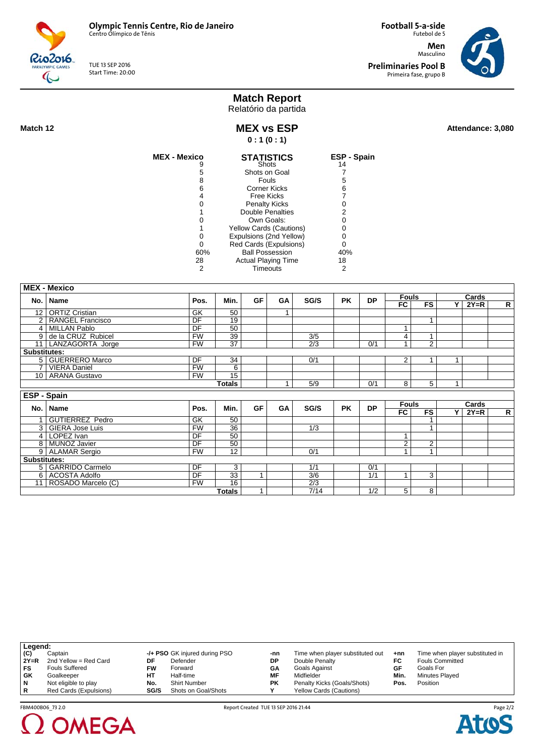**Olympic Tennis Centre, Rio de Janeiro**
Centro Olímpico de Tênis

TUE 13 SEP 2016
Start Time: 20:00

**Football 5-a-side**
Futebol de 5

**Men**
Masculino

**Preliminaries Pool B**
Primeira fase, grupo B

# Match Report
Relatório da partida

**Match 12**

## MEX vs ESP

**0 : 1 (0 : 1)**

**Attendance: 3,080**

| MEX - Mexico | STATISTICS | ESP - Spain |
|---|---|---|
| 9 | Shots | 14 |
| 5 | Shots on Goal | 7 |
| 8 | Fouls | 5 |
| 6 | Corner Kicks | 6 |
| 4 | Free Kicks | 7 |
| 0 | Penalty Kicks | 0 |
| 1 | Double Penalties | 2 |
| 0 | Own Goals: | 0 |
| 1 | Yellow Cards (Cautions) | 0 |
| 0 | Expulsions (2nd Yellow) | 0 |
| 0 | Red Cards (Expulsions) | 0 |
| 60% | Ball Possession | 40% |
| 28 | Actual Playing Time | 18 |
| 2 | Timeouts | 2 |

**MEX - Mexico**

| No. | Name | Pos. | Min. | GF | GA | SG/S | PK | DP | Fouls FC | Fouls FS | Cards Y | Cards 2Y=R | Cards R |
|---|---|---|---|---|---|---|---|---|---|---|---|---|---|
| 12 | ORTIZ Cristian | GK | 50 | | 1 | | | | | | | | |
| 2 | RANGEL Francisco | DF | 19 | | | | | | | 1 | | | |
| 4 | MILLAN Pablo | DF | 50 | | | | | | 1 | | | | |
| 9 | de la CRUZ Rubicel | FW | 39 | | | 3/5 | | | 4 | 1 | | | |
| 11 | LANZAGORTA Jorge | FW | 37 | | | 2/3 | | 0/1 | 1 | 2 | | | |
| **Substitutes:** | | | | | | | | | | | | | |
| 5 | GUERRERO Marco | DF | 34 | | | 0/1 | | | 2 | 1 | 1 | | |
| 7 | VIERA Daniel | FW | 6 | | | | | | | | | | |
| 10 | ARANA Gustavo | FW | 15 | | | | | | | | | | |
| | | | **Totals** | | 1 | 5/9 | | 0/1 | 8 | 5 | 1 | | |

**ESP - Spain**

| No. | Name | Pos. | Min. | GF | GA | SG/S | PK | DP | Fouls FC | Fouls FS | Cards Y | Cards 2Y=R | Cards R |
|---|---|---|---|---|---|---|---|---|---|---|---|---|---|
| 1 | GUTIERREZ Pedro | GK | 50 | | | | | | | 1 | | | |
| 3 | GIERA Jose Luis | FW | 36 | | | 1/3 | | | | 1 | | | |
| 4 | LOPEZ Ivan | DF | 50 | | | | | | 1 | | | | |
| 8 | MUNOZ Javier | DF | 50 | | | | | | 2 | 2 | | | |
| 9 | ALAMAR Sergio | FW | 12 | | | 0/1 | | | 1 | 1 | | | |
| **Substitutes:** | | | | | | | | | | | | | |
| 5 | GARRIDO Carmelo | DF | 3 | | | 1/1 | | 0/1 | | | | | |
| 6 | ACOSTA Adolfo | DF | 33 | 1 | | 3/6 | | 1/1 | 1 | 3 | | | |
| 11 | ROSADO Marcelo (C) | FW | 16 | | | 2/3 | | | | | | | |
| | | | **Totals** | 1 | | 7/14 | | 1/2 | 5 | 8 | | | |

**Legend:**

| | | | | | | | |
|---|---|---|---|---|---|---|---|
| (C) | Captain | -/+ PSO | GK injured during PSO | -nn | Time when player substituted out | +nn | Time when player substituted in |
| 2Y=R | 2nd Yellow = Red Card | DF | Defender | DP | Double Penalty | FC | Fouls Committed |
| FS | Fouls Suffered | FW | Forward | GA | Goals Against | GF | Goals For |
| GK | Goalkeeper | HT | Half-time | MF | Midfielder | Min. | Minutes Played |
| N | Not eligible to play | No. | Shirt Number | PK | Penalty Kicks (Goals/Shots) | Pos. | Position |
| R | Red Cards (Expulsions) | SG/S | Shots on Goal/Shots | Y | Yellow Cards (Cautions) | | |

FBM400B06_73 2.0 — Report Created TUE 13 SEP 2016 21:44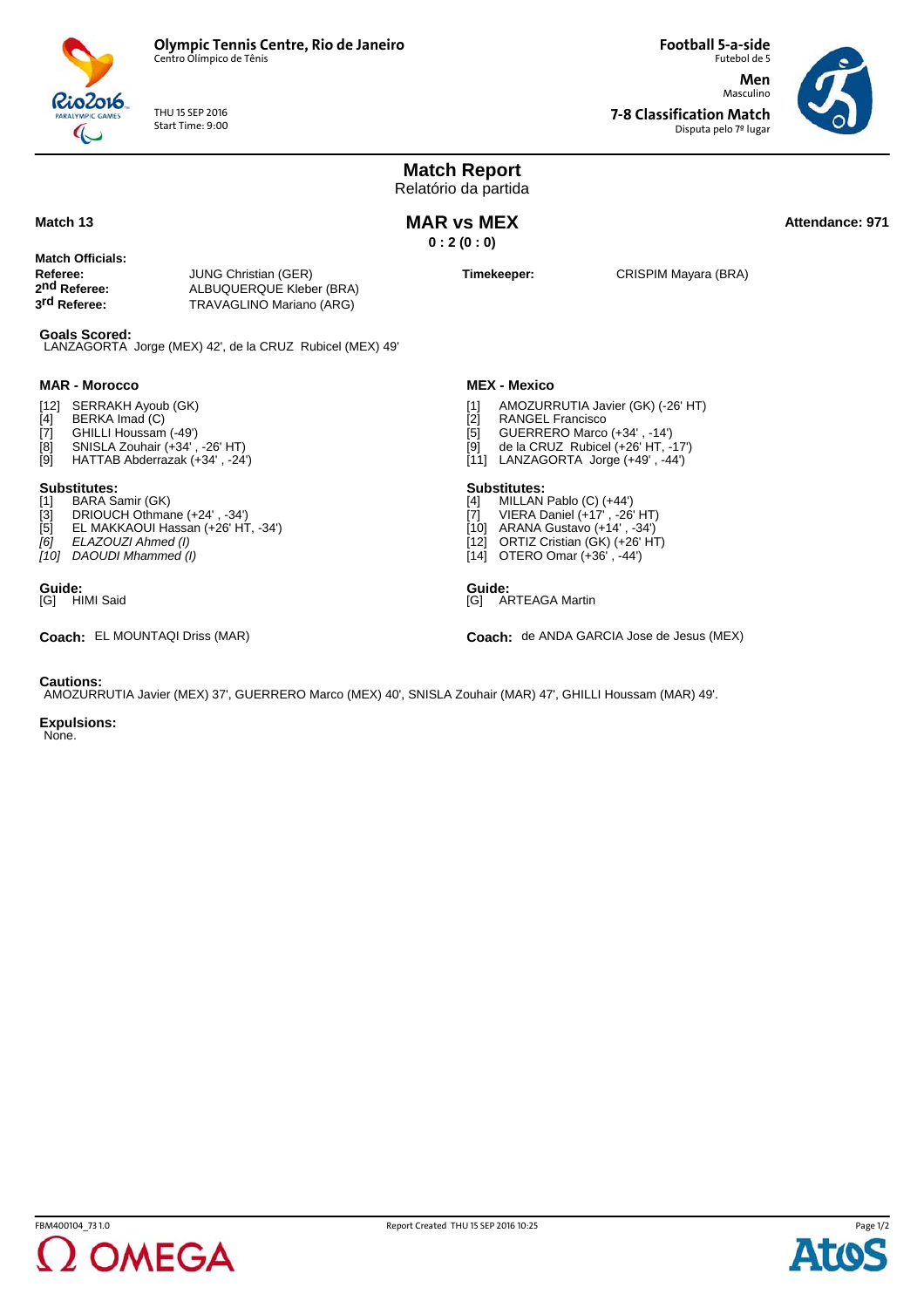**Olympic Tennis Centre, Rio de Janeiro**
Centro Olímpico de Tênis

THU 15 SEP 2016
Start Time: 9:00

**Football 5-a-side**
Futebol de 5

**Men**
Masculino

**7-8 Classification Match**
Disputa pelo 7º lugar

# Match Report
Relatório da partida

**Match 13**

## MAR vs MEX

**0 : 2 (0 : 0)**

**Attendance: 971**

**Match Officials:**

**Referee:** JUNG Christian (GER)
**2nd Referee:** ALBUQUERQUE Kleber (BRA)
**3rd Referee:** TRAVAGLINO Mariano (ARG)

**Timekeeper:** CRISPIM Mayara (BRA)

**Goals Scored:**
LANZAGORTA Jorge (MEX) 42', de la CRUZ Rubicel (MEX) 49'

### MAR - Morocco

[12] SERRAKH Ayoub (GK)
[4] BERKA Imad (C)
[7] GHILLI Houssam (-49')
[8] SNISLA Zouhair (+34' , -26' HT)
[9] HATTAB Abderrazak (+34' , -24')

**Substitutes:**
[1] BARA Samir (GK)
[3] DRIOUCH Othmane (+24' , -34')
[5] EL MAKKAOUI Hassan (+26' HT, -34')
*[6] ELAZOUZI Ahmed (I)*
*[10] DAOUDI Mhammed (I)*

**Guide:**
[G] HIMI Said

**Coach:** EL MOUNTAQI Driss (MAR)

### MEX - Mexico

[1] AMOZURRUTIA Javier (GK) (-26' HT)
[2] RANGEL Francisco
[5] GUERRERO Marco (+34' , -14')
[9] de la CRUZ Rubicel (+26' HT, -17')
[11] LANZAGORTA Jorge (+49' , -44')

**Substitutes:**
[4] MILLAN Pablo (C) (+44')
[7] VIERA Daniel (+17' , -26' HT)
[10] ARANA Gustavo (+14' , -34')
[12] ORTIZ Cristian (GK) (+26' HT)
[14] OTERO Omar (+36' , -44')

**Guide:**
[G] ARTEAGA Martin

**Coach:** de ANDA GARCIA Jose de Jesus (MEX)

**Cautions:**
AMOZURRUTIA Javier (MEX) 37', GUERRERO Marco (MEX) 40', SNISLA Zouhair (MAR) 47', GHILLI Houssam (MAR) 49'.

**Expulsions:**
None.

FBM400104_73 1.0 Report Created THU 15 SEP 2016 10:25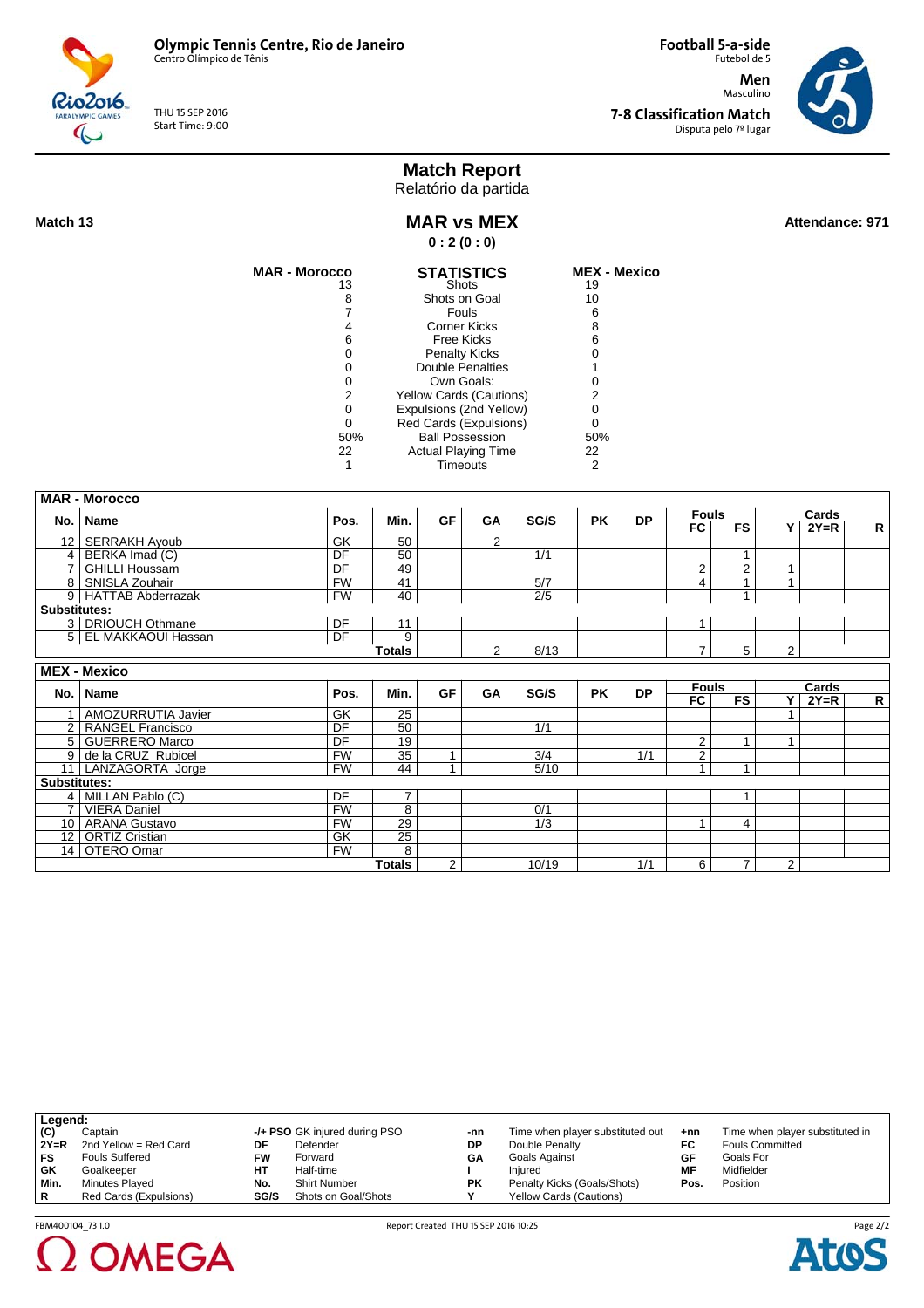**Olympic Tennis Centre, Rio de Janeiro**
Centro Olímpico de Tênis

THU 15 SEP 2016
Start Time: 9:00

**Football 5-a-side**
Futebol de 5

**Men**
Masculino

**7-8 Classification Match**
Disputa pelo 7º lugar

# Match Report
Relatório da partida

**Match 13**

## MAR vs MEX

**0 : 2 (0 : 0)**

**Attendance: 971**

| MAR - Morocco | STATISTICS | MEX - Mexico |
|---|---|---|
| 13 | Shots | 19 |
| 8 | Shots on Goal | 10 |
| 7 | Fouls | 6 |
| 4 | Corner Kicks | 8 |
| 6 | Free Kicks | 6 |
| 0 | Penalty Kicks | 0 |
| 0 | Double Penalties | 1 |
| 0 | Own Goals: | 0 |
| 2 | Yellow Cards (Cautions) | 2 |
| 0 | Expulsions (2nd Yellow) | 0 |
| 0 | Red Cards (Expulsions) | 0 |
| 50% | Ball Possession | 50% |
| 22 | Actual Playing Time | 22 |
| 1 | Timeouts | 2 |

**MAR - Morocco**

| No. | Name | Pos. | Min. | GF | GA | SG/S | PK | DP | Fouls FC | Fouls FS | Cards Y | Cards 2Y=R | Cards R |
|---|---|---|---|---|---|---|---|---|---|---|---|---|---|
| 12 | SERRAKH Ayoub | GK | 50 | | 2 | | | | | | | | |
| 4 | BERKA Imad (C) | DF | 50 | | | 1/1 | | | | 1 | | | |
| 7 | GHILLI Houssam | DF | 49 | | | | | | 2 | 2 | 1 | | |
| 8 | SNISLA Zouhair | FW | 41 | | | 5/7 | | | 4 | 1 | 1 | | |
| 9 | HATTAB Abderrazak | FW | 40 | | | 2/5 | | | | 1 | | | |
| **Substitutes:** | | | | | | | | | | | | | |
| 3 | DRIOUCH Othmane | DF | 11 | | | | | | 1 | | | | |
| 5 | EL MAKKAOUI Hassan | DF | 9 | | | | | | | | | | |
| | | | **Totals** | | 2 | 8/13 | | | 7 | 5 | 2 | | |

**MEX - Mexico**

| No. | Name | Pos. | Min. | GF | GA | SG/S | PK | DP | Fouls FC | Fouls FS | Cards Y | Cards 2Y=R | Cards R |
|---|---|---|---|---|---|---|---|---|---|---|---|---|---|
| 1 | AMOZURRUTIA Javier | GK | 25 | | | | | | | | 1 | | |
| 2 | RANGEL Francisco | DF | 50 | | | 1/1 | | | | | | | |
| 5 | GUERRERO Marco | DF | 19 | | | | | | 2 | 1 | 1 | | |
| 9 | de la CRUZ Rubicel | FW | 35 | 1 | | 3/4 | | 1/1 | 2 | | | | |
| 11 | LANZAGORTA Jorge | FW | 44 | 1 | | 5/10 | | | 1 | 1 | | | |
| **Substitutes:** | | | | | | | | | | | | | |
| 4 | MILLAN Pablo (C) | DF | 7 | | | | | | | 1 | | | |
| 7 | VIERA Daniel | FW | 8 | | | 0/1 | | | | | | | |
| 10 | ARANA Gustavo | FW | 29 | | | 1/3 | | | 1 | 4 | | | |
| 12 | ORTIZ Cristian | GK | 25 | | | | | | | | | | |
| 14 | OTERO Omar | FW | 8 | | | | | | | | | | |
| | | | **Totals** | 2 | | 10/19 | | 1/1 | 6 | 7 | 2 | | |

**Legend:**

| | | | | | | | |
|---|---|---|---|---|---|---|---|
| (C) | Captain | -/+ PSO | GK injured during PSO | -nn | Time when player substituted out | +nn | Time when player substituted in |
| 2Y=R | 2nd Yellow = Red Card | DF | Defender | DP | Double Penalty | FC | Fouls Committed |
| FS | Fouls Suffered | FW | Forward | GA | Goals Against | GF | Goals For |
| GK | Goalkeeper | HT | Half-time | I | Injured | MF | Midfielder |
| Min. | Minutes Played | No. | Shirt Number | PK | Penalty Kicks (Goals/Shots) | Pos. | Position |
| R | Red Cards (Expulsions) | SG/S | Shots on Goal/Shots | Y | Yellow Cards (Cautions) | | |

FBM400104_73 1.0 Report Created THU 15 SEP 2016 10:25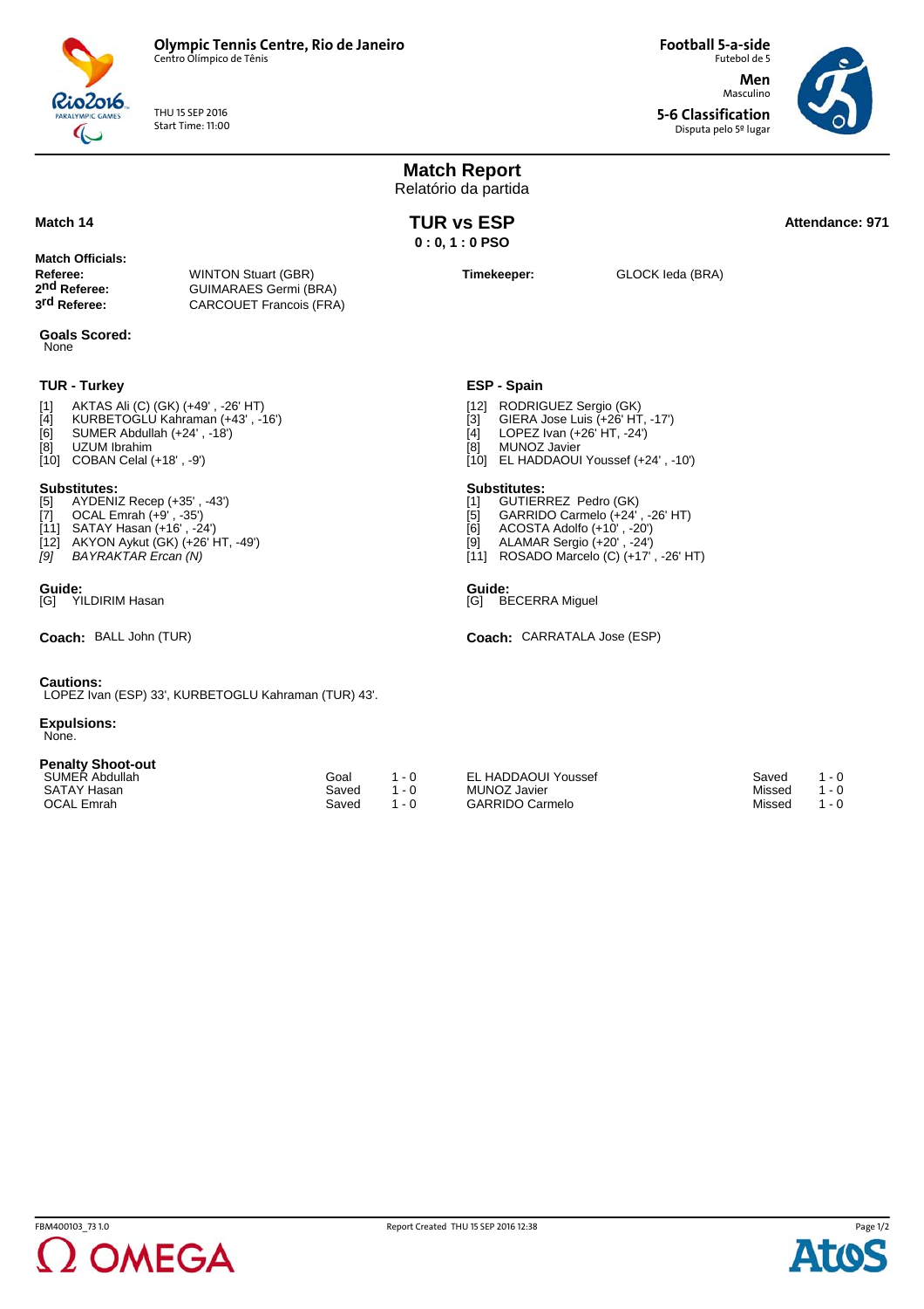Olympic Tennis Centre, Rio de Janeiro
Centro Olímpico de Tênis

THU 15 SEP 2016
Start Time: 11:00

Football 5-a-side
Futebol de 5

Men
Masculino

5-6 Classification
Disputa pelo 5º lugar

# Match Report
Relatório da partida

**Match 14**

## TUR vs ESP

**0 : 0, 1 : 0 PSO**

**Attendance: 971**

**Match Officials:**

| | | | |
|---|---|---|---|
| **Referee:** | WINTON Stuart (GBR) | **Timekeeper:** | GLOCK Ieda (BRA) |
| **2nd Referee:** | GUIMARAES Germi (BRA) | | |
| **3rd Referee:** | CARCOUET Francois (FRA) | | |

**Goals Scored:**
None

### TUR - Turkey

[1] AKTAS Ali (C) (GK) (+49' , -26' HT)
[4] KURBETOGLU Kahraman (+43' , -16')
[6] SUMER Abdullah (+24' , -18')
[8] UZUM Ibrahim
[10] COBAN Celal (+18' , -9')

**Substitutes:**
[5] AYDENIZ Recep (+35' , -43')
[7] OCAL Emrah (+9' , -35')
[11] SATAY Hasan (+16' , -24')
[12] AKYON Aykut (GK) (+26' HT, -49')
*[9] BAYRAKTAR Ercan (N)*

**Guide:**
[G] YILDIRIM Hasan

**Coach:** BALL John (TUR)

### ESP - Spain

[12] RODRIGUEZ Sergio (GK)
[3] GIERA Jose Luis (+26' HT, -17')
[4] LOPEZ Ivan (+26' HT, -24')
[8] MUNOZ Javier
[10] EL HADDAOUI Youssef (+24' , -10')

**Substitutes:**
[1] GUTIERREZ Pedro (GK)
[5] GARRIDO Carmelo (+24' , -26' HT)
[6] ACOSTA Adolfo (+10' , -20')
[9] ALAMAR Sergio (+20' , -24')
[11] ROSADO Marcelo (C) (+17' , -26' HT)

**Guide:**
[G] BECERRA Miguel

**Coach:** CARRATALA Jose (ESP)

**Cautions:**
LOPEZ Ivan (ESP) 33', KURBETOGLU Kahraman (TUR) 43'.

**Expulsions:**
None.

**Penalty Shoot-out**

| TUR | | | ESP | | |
|---|---|---|---|---|---|
| SUMER Abdullah | Goal | 1 - 0 | EL HADDAOUI Youssef | Saved | 1 - 0 |
| SATAY Hasan | Saved | 1 - 0 | MUNOZ Javier | Missed | 1 - 0 |
| OCAL Emrah | Saved | 1 - 0 | GARRIDO Carmelo | Missed | 1 - 0 |

FBM400103_73 1.0 Report Created THU 15 SEP 2016 12:38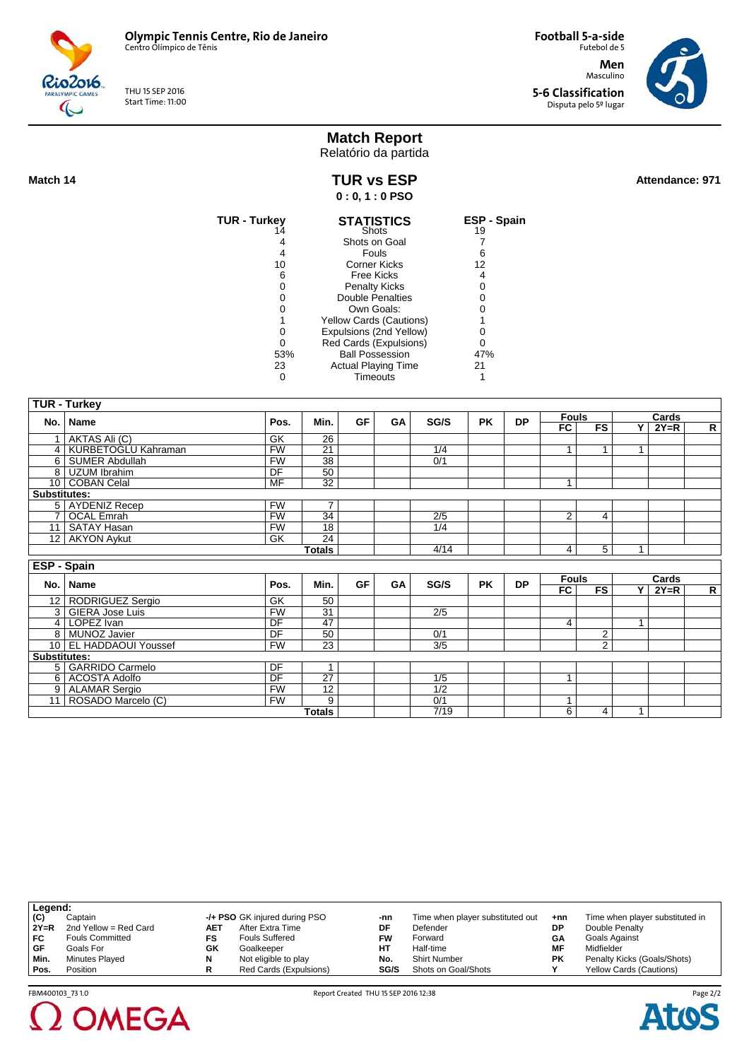**Olympic Tennis Centre, Rio de Janeiro**
Centro Olímpico de Tênis

THU 15 SEP 2016
Start Time: 11:00

**Football 5-a-side**
Futebol de 5

**Men**
Masculino

**5-6 Classification**
Disputa pelo 5º lugar

# Match Report
Relatório da partida

**Match 14**

## TUR vs ESP

**0 : 0, 1 : 0 PSO**

**Attendance: 971**

| TUR - Turkey | STATISTICS | ESP - Spain |
|---|---|---|
| 14 | Shots | 19 |
| 4 | Shots on Goal | 7 |
| 4 | Fouls | 6 |
| 10 | Corner Kicks | 12 |
| 6 | Free Kicks | 4 |
| 0 | Penalty Kicks | 0 |
| 0 | Double Penalties | 0 |
| 0 | Own Goals: | 0 |
| 1 | Yellow Cards (Cautions) | 1 |
| 0 | Expulsions (2nd Yellow) | 0 |
| 0 | Red Cards (Expulsions) | 0 |
| 53% | Ball Possession | 47% |
| 23 | Actual Playing Time | 21 |
| 0 | Timeouts | 1 |

**TUR - Turkey**

| No. | Name | Pos. | Min. | GF | GA | SG/S | PK | DP | Fouls FC | Fouls FS | Cards Y | Cards 2Y=R | Cards R |
|---|---|---|---|---|---|---|---|---|---|---|---|---|---|
| 1 | AKTAS Ali (C) | GK | 26 | | | | | | | | | | |
| 4 | KURBETOGLU Kahraman | FW | 21 | | | 1/4 | | | 1 | 1 | 1 | | |
| 6 | SUMER Abdullah | FW | 38 | | | 0/1 | | | | | | | |
| 8 | UZUM Ibrahim | DF | 50 | | | | | | | | | | |
| 10 | COBAN Celal | MF | 32 | | | | | | 1 | | | | |
| **Substitutes:** | | | | | | | | | | | | | |
| 5 | AYDENIZ Recep | FW | 7 | | | | | | | | | | |
| 7 | OCAL Emrah | FW | 34 | | | 2/5 | | | 2 | 4 | | | |
| 11 | SATAY Hasan | FW | 18 | | | 1/4 | | | | | | | |
| 12 | AKYON Aykut | GK | 24 | | | | | | | | | | |
| | | | **Totals** | | | 4/14 | | | 4 | 5 | 1 | | |

**ESP - Spain**

| No. | Name | Pos. | Min. | GF | GA | SG/S | PK | DP | Fouls FC | Fouls FS | Cards Y | Cards 2Y=R | Cards R |
|---|---|---|---|---|---|---|---|---|---|---|---|---|---|
| 12 | RODRIGUEZ Sergio | GK | 50 | | | | | | | | | | |
| 3 | GIERA Jose Luis | FW | 31 | | | 2/5 | | | | | | | |
| 4 | LOPEZ Ivan | DF | 47 | | | | | | 4 | | 1 | | |
| 8 | MUNOZ Javier | DF | 50 | | | 0/1 | | | | 2 | | | |
| 10 | EL HADDAOUI Youssef | FW | 23 | | | 3/5 | | | | 2 | | | |
| **Substitutes:** | | | | | | | | | | | | | |
| 5 | GARRIDO Carmelo | DF | 1 | | | | | | | | | | |
| 6 | ACOSTA Adolfo | DF | 27 | | | 1/5 | | | 1 | | | | |
| 9 | ALAMAR Sergio | FW | 12 | | | 1/2 | | | | | | | |
| 11 | ROSADO Marcelo (C) | FW | 9 | | | 0/1 | | | 1 | | | | |
| | | | **Totals** | | | 7/19 | | | 6 | 4 | 1 | | |

**Legend:**

| | | | | | | | |
|---|---|---|---|---|---|---|---|
| (C) | Captain | -/+ PSO | GK injured during PSO | -nn | Time when player substituted out | +nn | Time when player substituted in |
| 2Y=R | 2nd Yellow = Red Card | AET | After Extra Time | DF | Defender | DP | Double Penalty |
| FC | Fouls Committed | FS | Fouls Suffered | FW | Forward | GA | Goals Against |
| GF | Goals For | GK | Goalkeeper | HT | Half-time | MF | Midfielder |
| Min. | Minutes Played | N | Not eligible to play | No. | Shirt Number | PK | Penalty Kicks (Goals/Shots) |
| Pos. | Position | R | Red Cards (Expulsions) | SG/S | Shots on Goal/Shots | Y | Yellow Cards (Cautions) |

FBM400103_73 1.0 Report Created THU 15 SEP 2016 12:38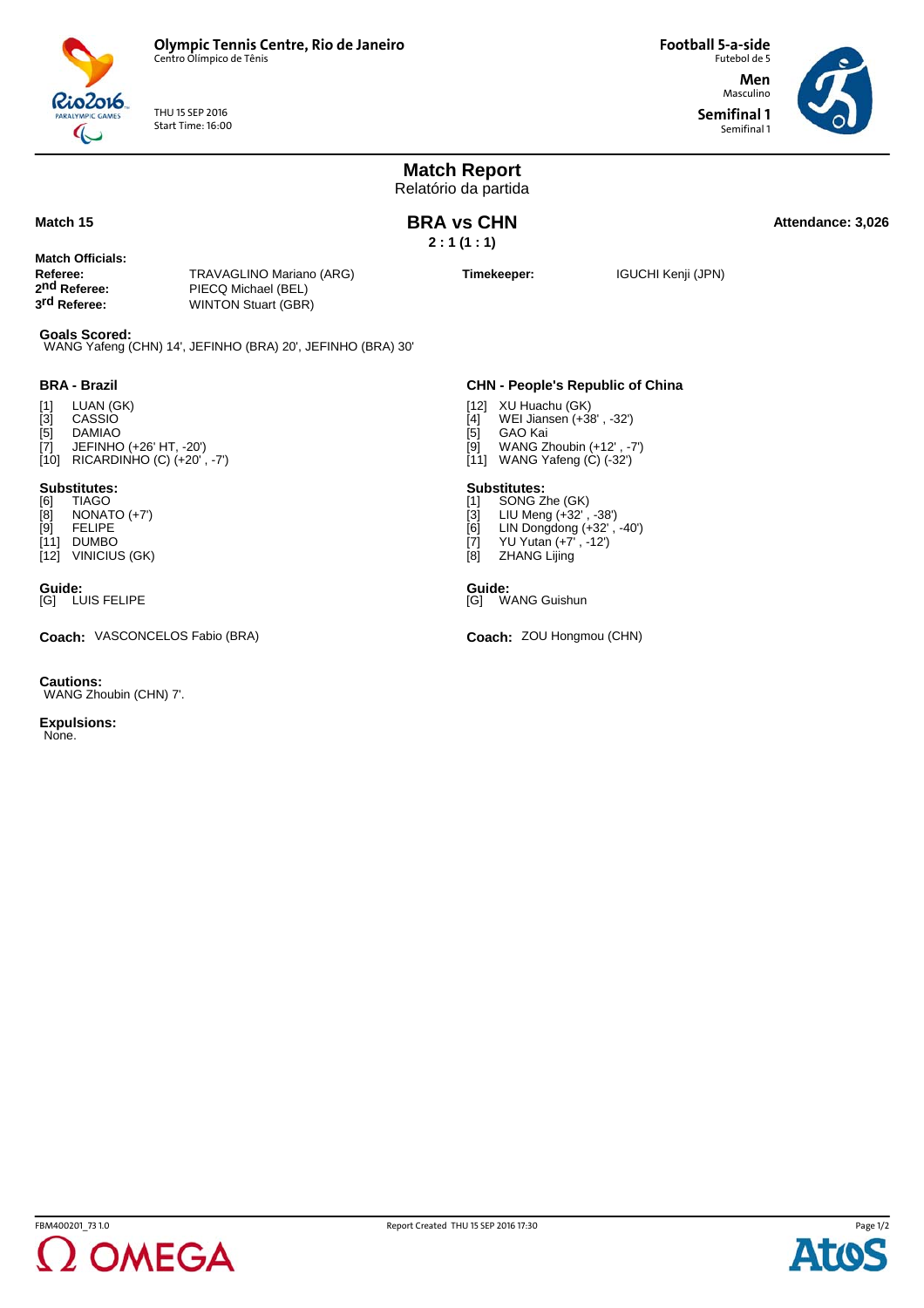**Olympic Tennis Centre, Rio de Janeiro**
Centro Olímpico de Tênis

THU 15 SEP 2016
Start Time: 16:00

**Football 5-a-side**
Futebol de 5

**Men**
Masculino

**Semifinal 1**
Semifinal 1

# Match Report
Relatório da partida

**Match 15**

## BRA vs CHN

**2 : 1 (1 : 1)**

**Attendance: 3,026**

**Match Officials:**

| | | | |
|---|---|---|---|
| **Referee:** | TRAVAGLINO Mariano (ARG) | **Timekeeper:** | IGUCHI Kenji (JPN) |
| **2nd Referee:** | PIECQ Michael (BEL) | | |
| **3rd Referee:** | WINTON Stuart (GBR) | | |

**Goals Scored:**
WANG Yafeng (CHN) 14', JEFINHO (BRA) 20', JEFINHO (BRA) 30'

### BRA - Brazil

[1] LUAN (GK)
[3] CASSIO
[5] DAMIAO
[7] JEFINHO (+26' HT, -20')
[10] RICARDINHO (C) (+20' , -7')

**Substitutes:**
[6] TIAGO
[8] NONATO (+7')
[9] FELIPE
[11] DUMBO
[12] VINICIUS (GK)

**Guide:**
[G] LUIS FELIPE

**Coach:** VASCONCELOS Fabio (BRA)

### CHN - People's Republic of China

[12] XU Huachu (GK)
[4] WEI Jiansen (+38' , -32')
[5] GAO Kai
[9] WANG Zhoubin (+12' , -7')
[11] WANG Yafeng (C) (-32')

**Substitutes:**
[1] SONG Zhe (GK)
[3] LIU Meng (+32' , -38')
[6] LIN Dongdong (+32' , -40')
[7] YU Yutan (+7' , -12')
[8] ZHANG Lijing

**Guide:**
[G] WANG Guishun

**Coach:** ZOU Hongmou (CHN)

**Cautions:**
WANG Zhoubin (CHN) 7'.

**Expulsions:**
None.

FBM400201_73 1.0 Report Created THU 15 SEP 2016 17:30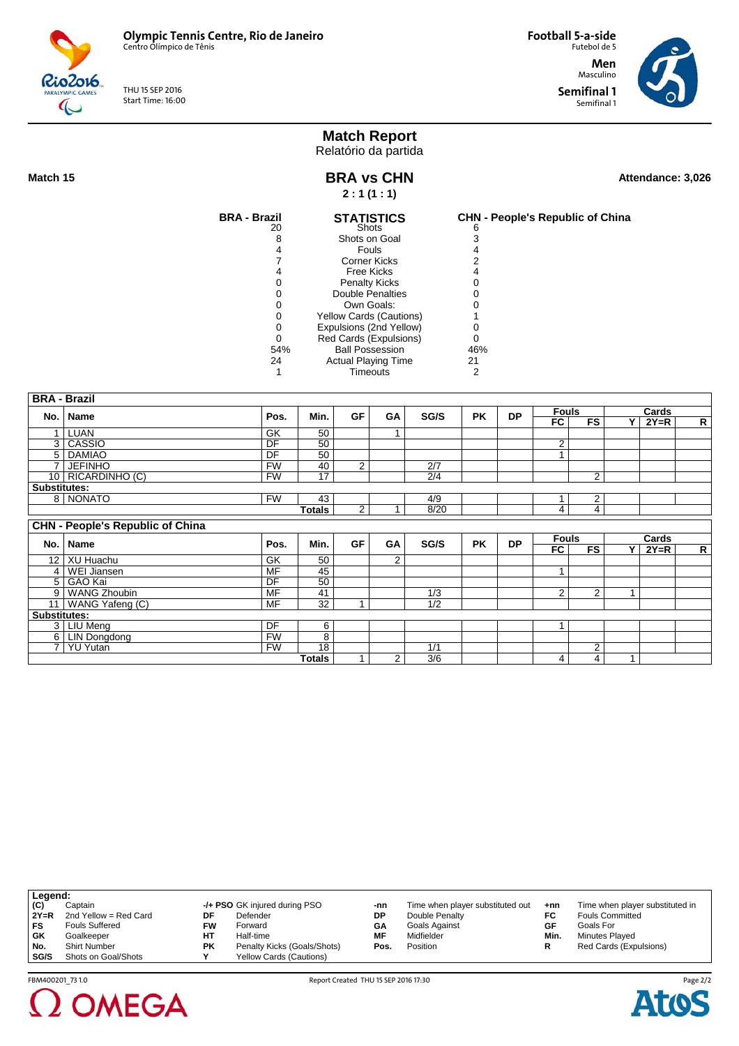**Olympic Tennis Centre, Rio de Janeiro**
Centro Olímpico de Tênis

THU 15 SEP 2016
Start Time: 16:00

**Football 5-a-side**
Futebol de 5

**Men**
Masculino

**Semifinal 1**
Semifinal 1

# Match Report
Relatório da partida

**Match 15**

## BRA vs CHN

**2 : 1 (1 : 1)**

**Attendance: 3,026**

| BRA - Brazil | STATISTICS | CHN - People's Republic of China |
|---|---|---|
| 20 | Shots | 6 |
| 8 | Shots on Goal | 3 |
| 4 | Fouls | 4 |
| 7 | Corner Kicks | 2 |
| 4 | Free Kicks | 4 |
| 0 | Penalty Kicks | 0 |
| 0 | Double Penalties | 0 |
| 0 | Own Goals: | 0 |
| 0 | Yellow Cards (Cautions) | 1 |
| 0 | Expulsions (2nd Yellow) | 0 |
| 0 | Red Cards (Expulsions) | 0 |
| 54% | Ball Possession | 46% |
| 24 | Actual Playing Time | 21 |
| 1 | Timeouts | 2 |

**BRA - Brazil**

| No. | Name | Pos. | Min. | GF | GA | SG/S | PK | DP | Fouls | | Cards | | |
|---|---|---|---|---|---|---|---|---|---|---|---|---|---|
| | | | | | | | | | FC | FS | Y | 2Y=R | R |
| 1 | LUAN | GK | 50 | | 1 | | | | | | | | |
| 3 | CASSIO | DF | 50 | | | | | | 2 | | | | |
| 5 | DAMIAO | DF | 50 | | | | | | 1 | | | | |
| 7 | JEFINHO | FW | 40 | 2 | | 2/7 | | | | | | | |
| 10 | RICARDINHO (C) | FW | 17 | | | 2/4 | | | | 2 | | | |
| **Substitutes:** | | | | | | | | | | | | | |
| 8 | NONATO | FW | 43 | | | 4/9 | | | 1 | 2 | | | |
| | | | **Totals** | 2 | 1 | 8/20 | | | 4 | 4 | | | |

**CHN - People's Republic of China**

| No. | Name | Pos. | Min. | GF | GA | SG/S | PK | DP | Fouls | | Cards | | |
|---|---|---|---|---|---|---|---|---|---|---|---|---|---|
| | | | | | | | | | FC | FS | Y | 2Y=R | R |
| 12 | XU Huachu | GK | 50 | | 2 | | | | | | | | |
| 4 | WEI Jiansen | MF | 45 | | | | | | 1 | | | | |
| 5 | GAO Kai | DF | 50 | | | | | | | | | | |
| 9 | WANG Zhoubin | MF | 41 | | | 1/3 | | | 2 | 2 | 1 | | |
| 11 | WANG Yafeng (C) | MF | 32 | 1 | | 1/2 | | | | | | | |
| **Substitutes:** | | | | | | | | | | | | | |
| 3 | LIU Meng | DF | 6 | | | | | | 1 | | | | |
| 6 | LIN Dongdong | FW | 8 | | | | | | | | | | |
| 7 | YU Yutan | FW | 18 | | | 1/1 | | | | 2 | | | |
| | | | **Totals** | 1 | 2 | 3/6 | | | 4 | 4 | 1 | | |

**Legend:**

| | | | | | | | |
|---|---|---|---|---|---|---|---|
| (C) | Captain | -/+ PSO | GK injured during PSO | -nn | Time when player substituted out | +nn | Time when player substituted in |
| 2Y=R | 2nd Yellow = Red Card | DF | Defender | DP | Double Penalty | FC | Fouls Committed |
| FS | Fouls Suffered | FW | Forward | GA | Goals Against | GF | Goals For |
| GK | Goalkeeper | HT | Half-time | MF | Midfielder | Min. | Minutes Played |
| No. | Shirt Number | PK | Penalty Kicks (Goals/Shots) | Pos. | Position | R | Red Cards (Expulsions) |
| SG/S | Shots on Goal/Shots | Y | Yellow Cards (Cautions) | | | | |

FBM400201_73 1.0 Report Created THU 15 SEP 2016 17:30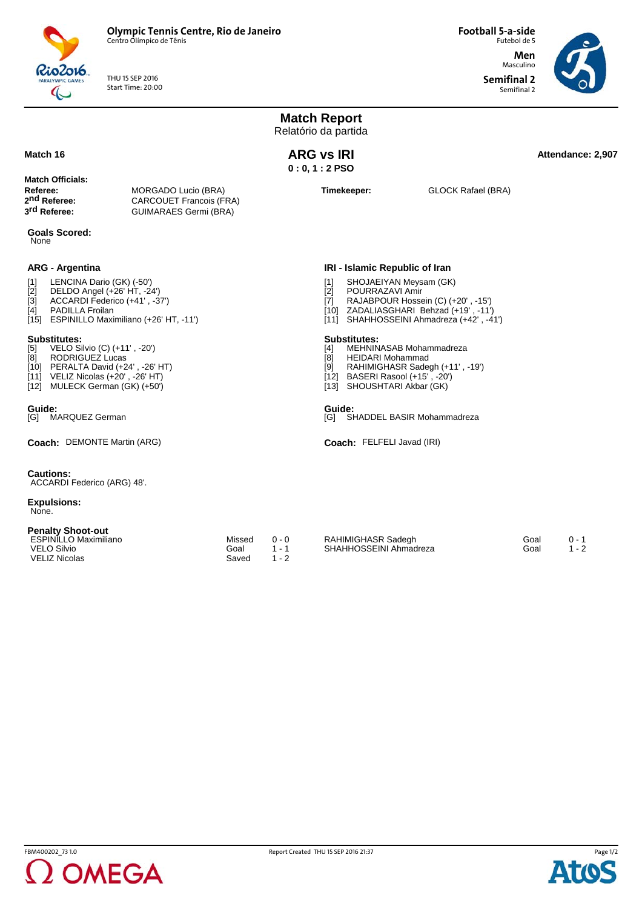Olympic Tennis Centre, Rio de Janeiro
Centro Olímpico de Tênis

THU 15 SEP 2016
Start Time: 20:00

**Football 5-a-side**
Futebol de 5
**Men**
Masculino
**Semifinal 2**
Semifinal 2

# Match Report
Relatório da partida

**Match 16**

## ARG vs IRI
**0 : 0, 1 : 2 PSO**

**Attendance: 2,907**

**Match Officials:**

| | |
|---|---|
| **Referee:** | MORGADO Lucio (BRA) |
| **2nd Referee:** | CARCOUET Francois (FRA) |
| **3rd Referee:** | GUIMARAES Germi (BRA) |
| **Timekeeper:** | GLOCK Rafael (BRA) |

**Goals Scored:**
None

### ARG - Argentina

[1] LENCINA Dario (GK) (-50')
[2] DELDO Angel (+26' HT, -24')
[3] ACCARDI Federico (+41' , -37')
[4] PADILLA Froilan
[15] ESPINILLO Maximiliano (+26' HT, -11')

**Substitutes:**
[5] VELO Silvio (C) (+11' , -20')
[8] RODRIGUEZ Lucas
[10] PERALTA David (+24' , -26' HT)
[11] VELIZ Nicolas (+20' , -26' HT)
[12] MULECK German (GK) (+50')

**Guide:**
[G] MARQUEZ German

**Coach:** DEMONTE Martin (ARG)

### IRI - Islamic Republic of Iran

[1] SHOJAEIYAN Meysam (GK)
[2] POURRAZAVI Amir
[7] RAJABPOUR Hossein (C) (+20' , -15')
[10] ZADALIASGHARI Behzad (+19' , -11')
[11] SHAHHOSSEINI Ahmadreza (+42' , -41')

**Substitutes:**
[4] MEHNINASAB Mohammadreza
[8] HEIDARI Mohammad
[9] RAHIMIGHASR Sadegh (+11' , -19')
[12] BASERI Rasool (+15' , -20')
[13] SHOUSHTARI Akbar (GK)

**Guide:**
[G] SHADDEL BASIR Mohammadreza

**Coach:** FELFELI Javad (IRI)

**Cautions:**
ACCARDI Federico (ARG) 48'.

**Expulsions:**
None.

**Penalty Shoot-out**

| ARG | Result | Score | IRI | Result | Score |
|---|---|---|---|---|---|
| ESPINILLO Maximiliano | Missed | 0 - 0 | RAHIMIGHASR Sadegh | Goal | 0 - 1 |
| VELO Silvio | Goal | 1 - 1 | SHAHHOSSEINI Ahmadreza | Goal | 1 - 2 |
| VELIZ Nicolas | Saved | 1 - 2 | | | |

FBM400202_73 1.0 Report Created THU 15 SEP 2016 21:37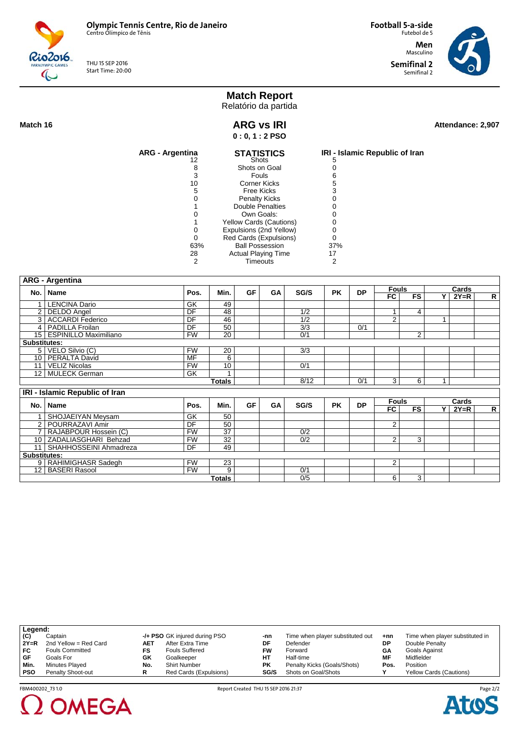**Olympic Tennis Centre, Rio de Janeiro**
Centro Olímpico de Tênis

THU 15 SEP 2016
Start Time: 20:00

**Football 5-a-side**
Futebol de 5

**Men**
Masculino

**Semifinal 2**
Semifinal 2

# Match Report
Relatório da partida

**Match 16**

## ARG vs IRI

**0 : 0, 1 : 2 PSO**

**Attendance: 2,907**

| ARG - Argentina | STATISTICS | IRI - Islamic Republic of Iran |
|---|---|---|
| 12 | Shots | 5 |
| 8 | Shots on Goal | 0 |
| 3 | Fouls | 6 |
| 10 | Corner Kicks | 5 |
| 5 | Free Kicks | 3 |
| 0 | Penalty Kicks | 0 |
| 1 | Double Penalties | 0 |
| 0 | Own Goals: | 0 |
| 1 | Yellow Cards (Cautions) | 0 |
| 0 | Expulsions (2nd Yellow) | 0 |
| 0 | Red Cards (Expulsions) | 0 |
| 63% | Ball Possession | 37% |
| 28 | Actual Playing Time | 17 |
| 2 | Timeouts | 2 |

### ARG - Argentina

| No. | Name | Pos. | Min. | GF | GA | SG/S | PK | DP | Fouls FC | Fouls FS | Cards Y | Cards 2Y=R | Cards R |
|---|---|---|---|---|---|---|---|---|---|---|---|---|---|
| 1 | LENCINA Dario | GK | 49 | | | | | | | | | | |
| 2 | DELDO Angel | DF | 48 | | | 1/2 | | | 1 | 4 | | | |
| 3 | ACCARDI Federico | DF | 46 | | | 1/2 | | | 2 | | 1 | | |
| 4 | PADILLA Froilan | DF | 50 | | | 3/3 | | 0/1 | | | | | |
| 15 | ESPINILLO Maximiliano | FW | 20 | | | 0/1 | | | | 2 | | | |
| **Substitutes:** | | | | | | | | | | | | | |
| 5 | VELO Silvio (C) | FW | 20 | | | 3/3 | | | | | | | |
| 10 | PERALTA David | MF | 6 | | | | | | | | | | |
| 11 | VELIZ Nicolas | FW | 10 | | | 0/1 | | | | | | | |
| 12 | MULECK German | GK | 1 | | | | | | | | | | |
| | | | **Totals** | | | 8/12 | | 0/1 | 3 | 6 | 1 | | |

### IRI - Islamic Republic of Iran

| No. | Name | Pos. | Min. | GF | GA | SG/S | PK | DP | Fouls FC | Fouls FS | Cards Y | Cards 2Y=R | Cards R |
|---|---|---|---|---|---|---|---|---|---|---|---|---|---|
| 1 | SHOJAEIYAN Meysam | GK | 50 | | | | | | | | | | |
| 2 | POURRAZAVI Amir | DF | 50 | | | | | | 2 | | | | |
| 7 | RAJABPOUR Hossein (C) | FW | 37 | | | 0/2 | | | | | | | |
| 10 | ZADALIASGHARI Behzad | FW | 32 | | | 0/2 | | | 2 | 3 | | | |
| 11 | SHAHHOSSEINI Ahmadreza | DF | 49 | | | | | | | | | | |
| **Substitutes:** | | | | | | | | | | | | | |
| 9 | RAHIMIGHASR Sadegh | FW | 23 | | | | | | 2 | | | | |
| 12 | BASERI Rasool | FW | 9 | | | 0/1 | | | | | | | |
| | | | **Totals** | | | 0/5 | | | 6 | 3 | | | |

**Legend:**

| | | | | | | | |
|---|---|---|---|---|---|---|---|
| (C) | Captain | -/+ PSO | GK injured during PSO | -nn | Time when player substituted out | +nn | Time when player substituted in |
| 2Y=R | 2nd Yellow = Red Card | AET | After Extra Time | DF | Defender | DP | Double Penalty |
| FC | Fouls Committed | FS | Fouls Suffered | FW | Forward | GA | Goals Against |
| GF | Goals For | GK | Goalkeeper | HT | Half-time | MF | Midfielder |
| Min. | Minutes Played | No. | Shirt Number | PK | Penalty Kicks (Goals/Shots) | Pos. | Position |
| PSO | Penalty Shoot-out | R | Red Cards (Expulsions) | SG/S | Shots on Goal/Shots | Y | Yellow Cards (Cautions) |

FBM400202_73 1.0 Report Created THU 15 SEP 2016 21:37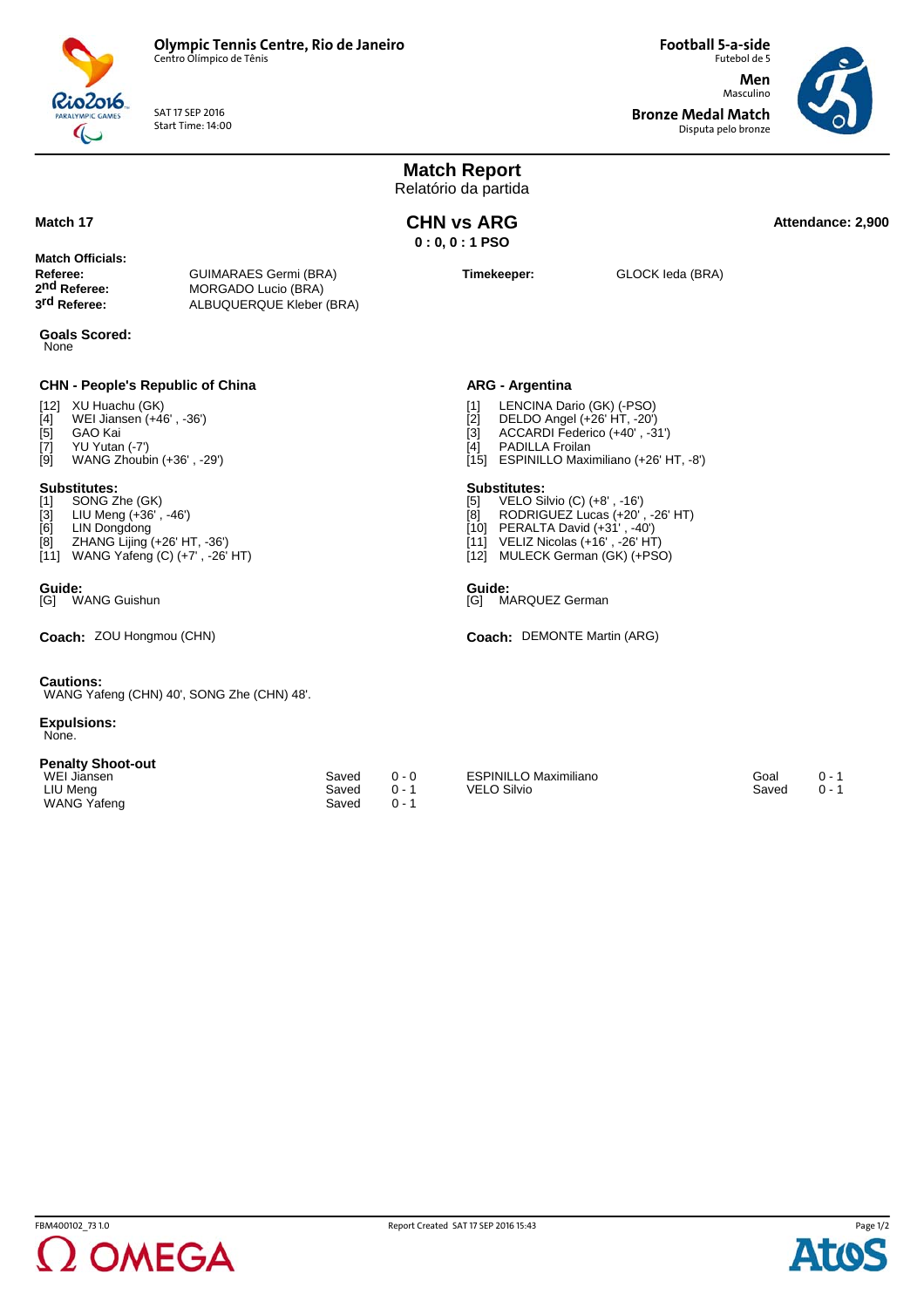**Olympic Tennis Centre, Rio de Janeiro**
Centro Olímpico de Tênis

SAT 17 SEP 2016
Start Time: 14:00

**Football 5-a-side**
Futebol de 5

**Men**
Masculino

**Bronze Medal Match**
Disputa pelo bronze

# Match Report
Relatório da partida

**Match 17**

## CHN vs ARG

**0 : 0, 0 : 1 PSO**

**Attendance: 2,900**

**Match Officials:**

| | | | |
|---|---|---|---|
| **Referee:** | GUIMARAES Germi (BRA) | **Timekeeper:** | GLOCK Ieda (BRA) |
| **2nd Referee:** | MORGADO Lucio (BRA) | | |
| **3rd Referee:** | ALBUQUERQUE Kleber (BRA) | | |

**Goals Scored:**
None

### CHN - People's Republic of China

- [12] XU Huachu (GK)
- [4] WEI Jiansen (+46' , -36')
- [5] GAO Kai
- [7] YU Yutan (-7')
- [9] WANG Zhoubin (+36' , -29')

**Substitutes:**

- [1] SONG Zhe (GK)
- [3] LIU Meng (+36' , -46')
- [6] LIN Dongdong
- [8] ZHANG Lijing (+26' HT, -36')
- [11] WANG Yafeng (C) (+7' , -26' HT)

**Guide:**
[G] WANG Guishun

**Coach:** ZOU Hongmou (CHN)

### ARG - Argentina

- [1] LENCINA Dario (GK) (-PSO)
- [2] DELDO Angel (+26' HT, -20')
- [3] ACCARDI Federico (+40' , -31')
- [4] PADILLA Froilan
- [15] ESPINILLO Maximiliano (+26' HT, -8')

**Substitutes:**

- [5] VELO Silvio (C) (+8' , -16')
- [8] RODRIGUEZ Lucas (+20' , -26' HT)
- [10] PERALTA David (+31' , -40')
- [11] VELIZ Nicolas (+16' , -26' HT)
- [12] MULECK German (GK) (+PSO)

**Guide:**
[G] MARQUEZ German

**Coach:** DEMONTE Martin (ARG)

**Cautions:**
WANG Yafeng (CHN) 40', SONG Zhe (CHN) 48'.

**Expulsions:**
None.

**Penalty Shoot-out**

| CHN | Result | Score | ARG | Result | Score |
|---|---|---|---|---|---|
| WEI Jiansen | Saved | 0 - 0 | ESPINILLO Maximiliano | Goal | 0 - 1 |
| LIU Meng | Saved | 0 - 1 | VELO Silvio | Saved | 0 - 1 |
| WANG Yafeng | Saved | 0 - 1 | | | |

FBM400102_73 1.0 Report Created SAT 17 SEP 2016 15:43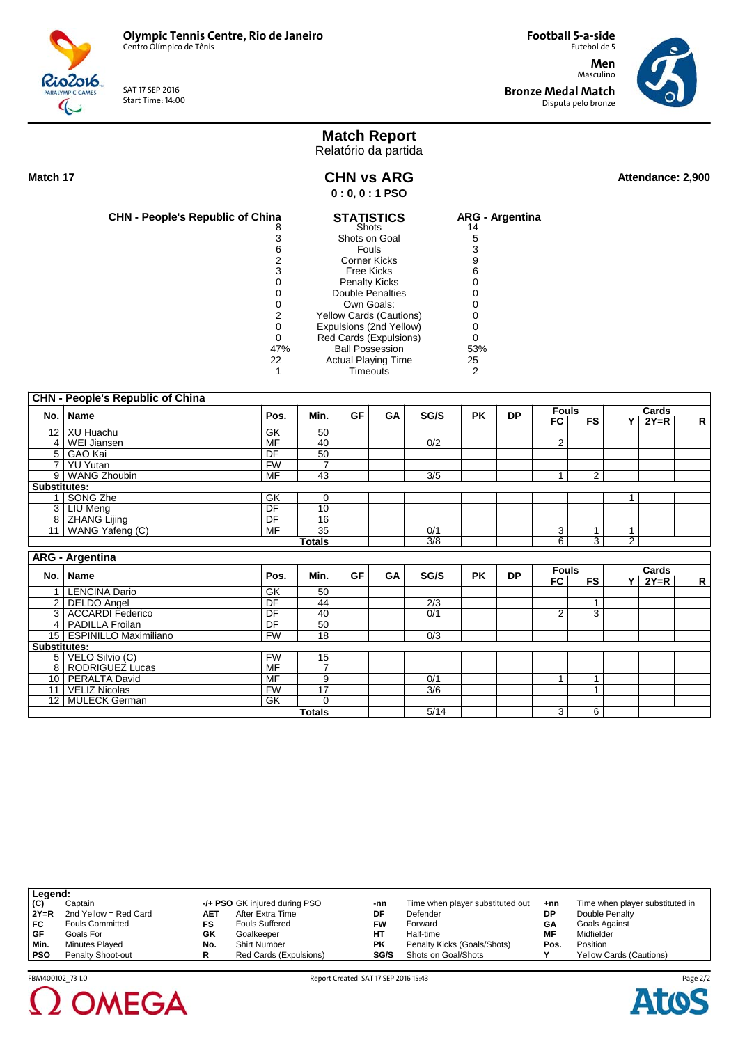**Olympic Tennis Centre, Rio de Janeiro**
Centro Olímpico de Tênis

SAT 17 SEP 2016
Start Time: 14:00

**Football 5-a-side**
Futebol de 5

**Men**
Masculino

**Bronze Medal Match**
Disputa pelo bronze

# Match Report
Relatório da partida

**Match 17**

## CHN vs ARG

**0 : 0, 0 : 1 PSO**

**Attendance: 2,900**

| CHN - People's Republic of China | STATISTICS | ARG - Argentina |
|---|---|---|
| 8 | Shots | 14 |
| 3 | Shots on Goal | 5 |
| 6 | Fouls | 3 |
| 2 | Corner Kicks | 9 |
| 3 | Free Kicks | 6 |
| 0 | Penalty Kicks | 0 |
| 0 | Double Penalties | 0 |
| 0 | Own Goals: | 0 |
| 2 | Yellow Cards (Cautions) | 0 |
| 0 | Expulsions (2nd Yellow) | 0 |
| 0 | Red Cards (Expulsions) | 0 |
| 47% | Ball Possession | 53% |
| 22 | Actual Playing Time | 25 |
| 1 | Timeouts | 2 |

**CHN - People's Republic of China**

| No. | Name | Pos. | Min. | GF | GA | SG/S | PK | DP | Fouls FC | Fouls FS | Cards Y | Cards 2Y=R | Cards R |
|---|---|---|---|---|---|---|---|---|---|---|---|---|---|
| 12 | XU Huachu | GK | 50 | | | | | | | | | | |
| 4 | WEI Jiansen | MF | 40 | | | 0/2 | | | 2 | | | | |
| 5 | GAO Kai | DF | 50 | | | | | | | | | | |
| 7 | YU Yutan | FW | 7 | | | | | | | | | | |
| 9 | WANG Zhoubin | MF | 43 | | | 3/5 | | | 1 | 2 | | | |
| **Substitutes:** | | | | | | | | | | | | | |
| 1 | SONG Zhe | GK | 0 | | | | | | | | 1 | | |
| 3 | LIU Meng | DF | 10 | | | | | | | | | | |
| 8 | ZHANG Lijing | DF | 16 | | | | | | | | | | |
| 11 | WANG Yafeng (C) | MF | 35 | | | 0/1 | | | 3 | 1 | 1 | | |
| | | | **Totals** | | | 3/8 | | | 6 | 3 | 2 | | |

**ARG - Argentina**

| No. | Name | Pos. | Min. | GF | GA | SG/S | PK | DP | Fouls FC | Fouls FS | Cards Y | Cards 2Y=R | Cards R |
|---|---|---|---|---|---|---|---|---|---|---|---|---|---|
| 1 | LENCINA Dario | GK | 50 | | | | | | | | | | |
| 2 | DELDO Angel | DF | 44 | | | 2/3 | | | | 1 | | | |
| 3 | ACCARDI Federico | DF | 40 | | | 0/1 | | | 2 | 3 | | | |
| 4 | PADILLA Froilan | DF | 50 | | | | | | | | | | |
| 15 | ESPINILLO Maximiliano | FW | 18 | | | 0/3 | | | | | | | |
| **Substitutes:** | | | | | | | | | | | | | |
| 5 | VELO Silvio (C) | FW | 15 | | | | | | | | | | |
| 8 | RODRIGUEZ Lucas | MF | 7 | | | | | | | | | | |
| 10 | PERALTA David | MF | 9 | | | 0/1 | | | 1 | 1 | | | |
| 11 | VELIZ Nicolas | FW | 17 | | | 3/6 | | | | 1 | | | |
| 12 | MULECK German | GK | 0 | | | | | | | | | | |
| | | | **Totals** | | | 5/14 | | | 3 | 6 | | | |

**Legend:**

| | | | | | | | |
|---|---|---|---|---|---|---|---|
| (C) | Captain | -/+ PSO | GK injured during PSO | -nn | Time when player substituted out | +nn | Time when player substituted in |
| 2Y=R | 2nd Yellow = Red Card | AET | After Extra Time | DF | Defender | DP | Double Penalty |
| FC | Fouls Committed | FS | Fouls Suffered | FW | Forward | GA | Goals Against |
| GF | Goals For | GK | Goalkeeper | HT | Half-time | MF | Midfielder |
| Min. | Minutes Played | No. | Shirt Number | PK | Penalty Kicks (Goals/Shots) | Pos. | Position |
| PSO | Penalty Shoot-out | R | Red Cards (Expulsions) | SG/S | Shots on Goal/Shots | Y | Yellow Cards (Cautions) |

FBM400102_73 1.0 Report Created SAT 17 SEP 2016 15:43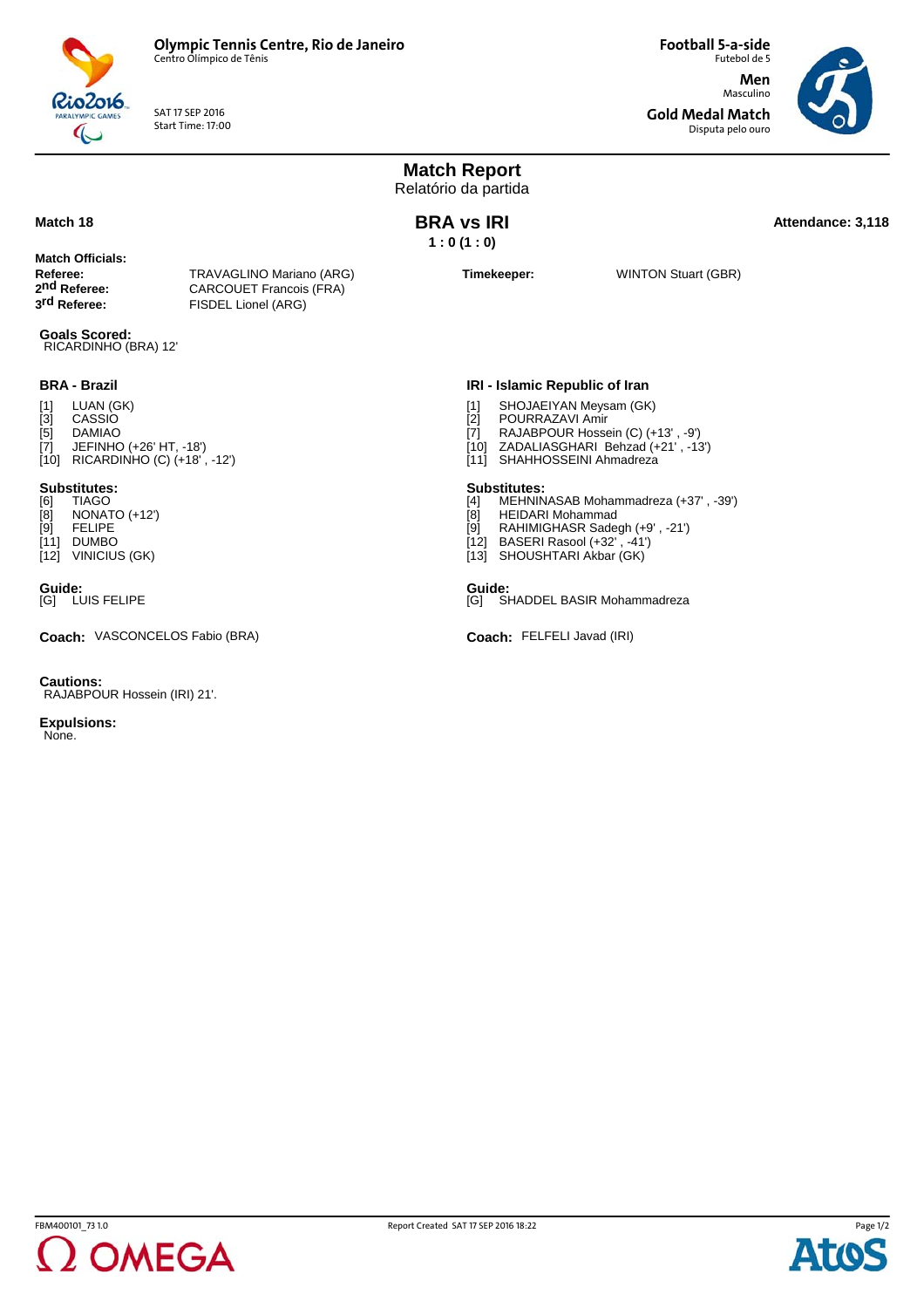**Olympic Tennis Centre, Rio de Janeiro**
Centro Olímpico de Tênis

SAT 17 SEP 2016
Start Time: 17:00

**Football 5-a-side**
Futebol de 5

**Men**
Masculino

**Gold Medal Match**
Disputa pelo ouro

# Match Report
Relatório da partida

**Match 18**

## BRA vs IRI
**1 : 0 (1 : 0)**

**Attendance: 3,118**

**Match Officials:**

| | |
|---|---|
| **Referee:** | TRAVAGLINO Mariano (ARG) |
| **2nd Referee:** | CARCOUET Francois (FRA) |
| **3rd Referee:** | FISDEL Lionel (ARG) |
| **Timekeeper:** | WINTON Stuart (GBR) |

**Goals Scored:**
RICARDINHO (BRA) 12'

### BRA - Brazil

[1] LUAN (GK)
[3] CASSIO
[5] DAMIAO
[7] JEFINHO (+26' HT, -18')
[10] RICARDINHO (C) (+18' , -12')

**Substitutes:**
[6] TIAGO
[8] NONATO (+12')
[9] FELIPE
[11] DUMBO
[12] VINICIUS (GK)

**Guide:**
[G] LUIS FELIPE

**Coach:** VASCONCELOS Fabio (BRA)

### IRI - Islamic Republic of Iran

[1] SHOJAEIYAN Meysam (GK)
[2] POURRAZAVI Amir
[7] RAJABPOUR Hossein (C) (+13' , -9')
[10] ZADALIASGHARI Behzad (+21' , -13')
[11] SHAHHOSSEINI Ahmadreza

**Substitutes:**
[4] MEHNINASAB Mohammadreza (+37' , -39')
[8] HEIDARI Mohammad
[9] RAHIMIGHASR Sadegh (+9' , -21')
[12] BASERI Rasool (+32' , -41')
[13] SHOUSHTARI Akbar (GK)

**Guide:**
[G] SHADDEL BASIR Mohammadreza

**Coach:** FELFELI Javad (IRI)

**Cautions:**
RAJABPOUR Hossein (IRI) 21'.

**Expulsions:**
None.

FBM400101_73 1.0 Report Created SAT 17 SEP 2016 18:22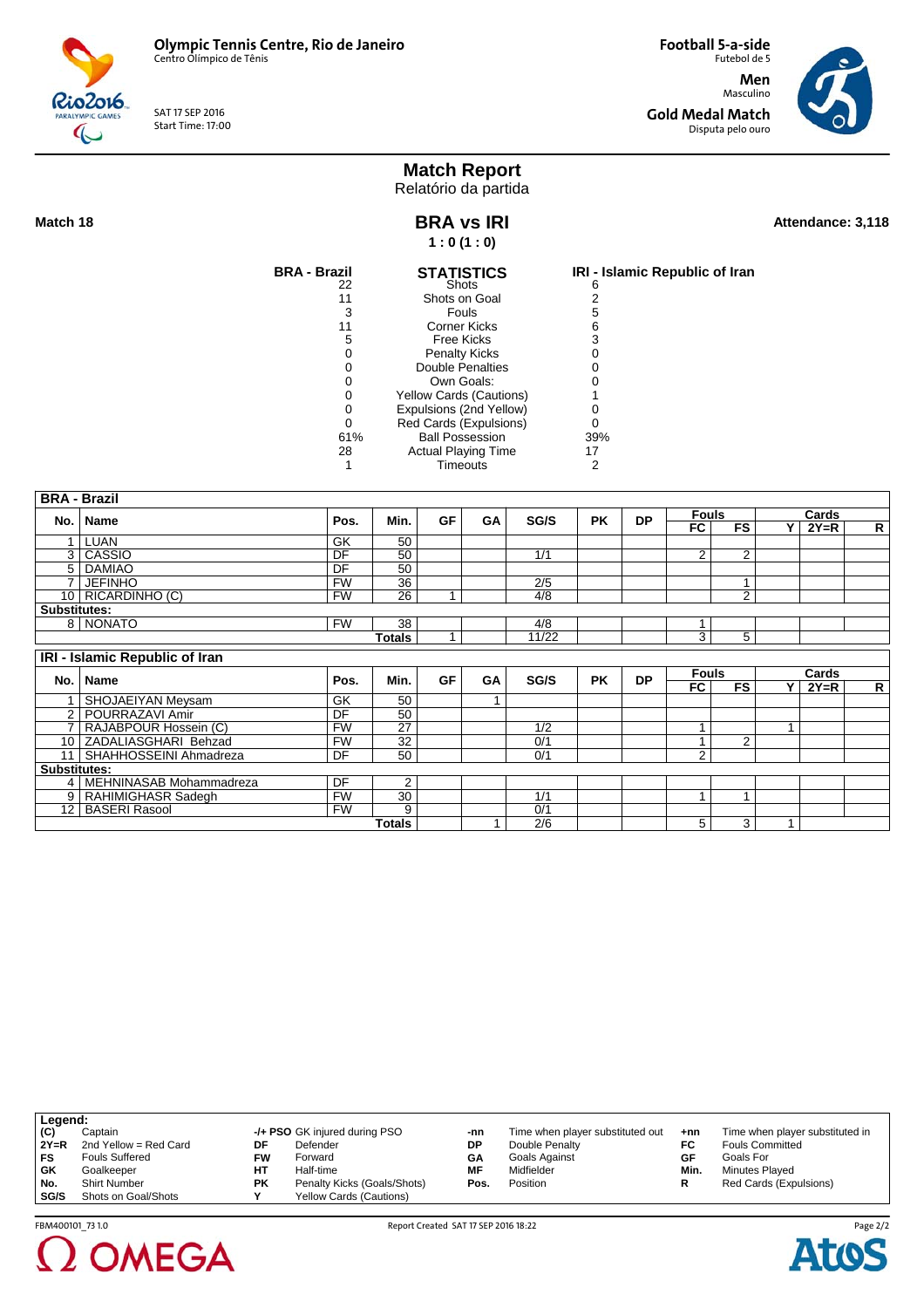**Olympic Tennis Centre, Rio de Janeiro**
Centro Olímpico de Tênis

SAT 17 SEP 2016
Start Time: 17:00

**Football 5-a-side**
Futebol de 5

**Men**
Masculino

**Gold Medal Match**
Disputa pelo ouro

# Match Report
Relatório da partida

**Match 18**

## BRA vs IRI
**1 : 0 (1 : 0)**

**Attendance: 3,118**

| BRA - Brazil | STATISTICS | IRI - Islamic Republic of Iran |
|---|---|---|
| 22 | Shots | 6 |
| 11 | Shots on Goal | 2 |
| 3 | Fouls | 5 |
| 11 | Corner Kicks | 6 |
| 5 | Free Kicks | 3 |
| 0 | Penalty Kicks | 0 |
| 0 | Double Penalties | 0 |
| 0 | Own Goals: | 0 |
| 0 | Yellow Cards (Cautions) | 1 |
| 0 | Expulsions (2nd Yellow) | 0 |
| 0 | Red Cards (Expulsions) | 0 |
| 61% | Ball Possession | 39% |
| 28 | Actual Playing Time | 17 |
| 1 | Timeouts | 2 |

**BRA - Brazil**

| No. | Name | Pos. | Min. | GF | GA | SG/S | PK | DP | Fouls FC | Fouls FS | Cards Y | Cards 2Y=R | Cards R |
|---|---|---|---|---|---|---|---|---|---|---|---|---|---|
| 1 | LUAN | GK | 50 | | | | | | | | | | |
| 3 | CASSIO | DF | 50 | | | 1/1 | | | 2 | 2 | | | |
| 5 | DAMIAO | DF | 50 | | | | | | | | | | |
| 7 | JEFINHO | FW | 36 | | | 2/5 | | | | 1 | | | |
| 10 | RICARDINHO (C) | FW | 26 | 1 | | 4/8 | | | | 2 | | | |
| **Substitutes:** | | | | | | | | | | | | | |
| 8 | NONATO | FW | 38 | | | 4/8 | | | 1 | | | | |
| | | | **Totals** | 1 | | 11/22 | | | 3 | 5 | | | |

**IRI - Islamic Republic of Iran**

| No. | Name | Pos. | Min. | GF | GA | SG/S | PK | DP | Fouls FC | Fouls FS | Cards Y | Cards 2Y=R | Cards R |
|---|---|---|---|---|---|---|---|---|---|---|---|---|---|
| 1 | SHOJAEIYAN Meysam | GK | 50 | | 1 | | | | | | | | |
| 2 | POURRAZAVI Amir | DF | 50 | | | | | | | | | | |
| 7 | RAJABPOUR Hossein (C) | FW | 27 | | | 1/2 | | | 1 | | 1 | | |
| 10 | ZADALIASGHARI Behzad | FW | 32 | | | 0/1 | | | 1 | 2 | | | |
| 11 | SHAHHOSSEINI Ahmadreza | DF | 50 | | | 0/1 | | | 2 | | | | |
| **Substitutes:** | | | | | | | | | | | | | |
| 4 | MEHNINASAB Mohammadreza | DF | 2 | | | | | | | | | | |
| 9 | RAHIMIGHASR Sadegh | FW | 30 | | | 1/1 | | | 1 | 1 | | | |
| 12 | BASERI Rasool | FW | 9 | | | 0/1 | | | | | | | |
| | | | **Totals** | | 1 | 2/6 | | | 5 | 3 | 1 | | |

**Legend:**

| | | | | | | | |
|---|---|---|---|---|---|---|---|
| (C) | Captain | -/+ PSO | GK injured during PSO | -nn | Time when player substituted out | +nn | Time when player substituted in |
| 2Y=R | 2nd Yellow = Red Card | DF | Defender | DP | Double Penalty | FC | Fouls Committed |
| FS | Fouls Suffered | FW | Forward | GA | Goals Against | GF | Goals For |
| GK | Goalkeeper | HT | Half-time | MF | Midfielder | Min. | Minutes Played |
| No. | Shirt Number | PK | Penalty Kicks (Goals/Shots) | Pos. | Position | R | Red Cards (Expulsions) |
| SG/S | Shots on Goal/Shots | Y | Yellow Cards (Cautions) | | | | |

FBM400101_73 1.0 Report Created SAT 17 SEP 2016 18:22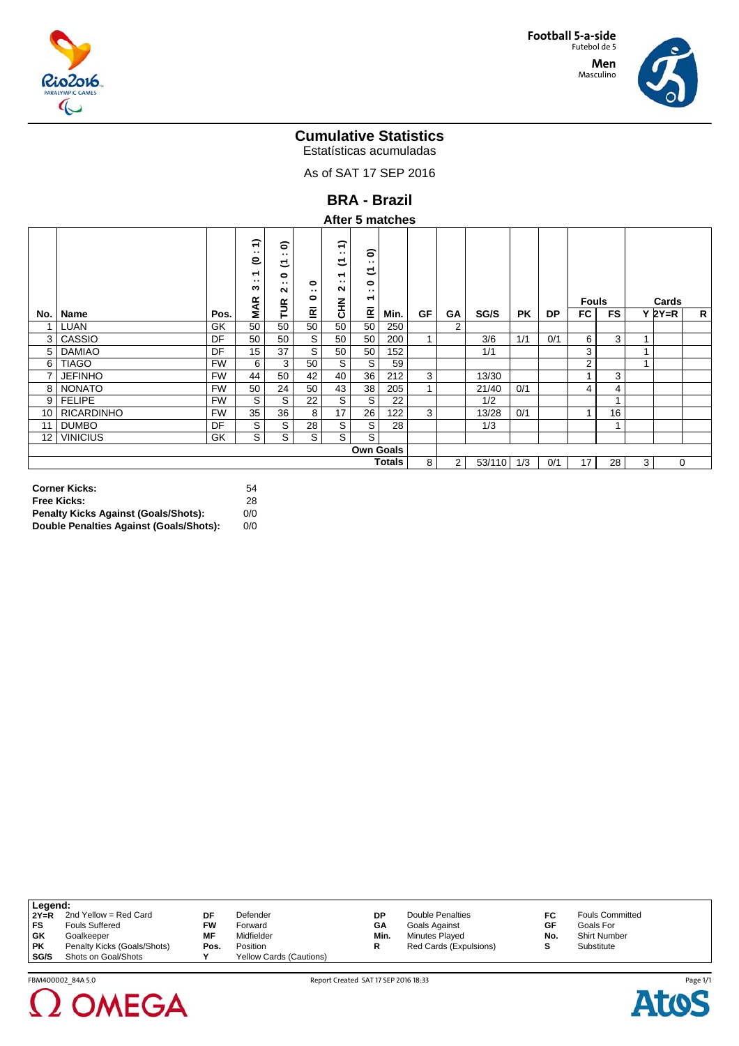Football 5-a-side
Futebol de 5

Men
Masculino

# Cumulative Statistics

Estatísticas acumuladas

As of SAT 17 SEP 2016

## BRA - Brazil

### After 5 matches

| No. | Name | Pos. | MAR 3 : 1 (0 : 1) | TUR 2 : 0 (1 : 0) | IRI 0 : 0 | CHN 2 : 1 (1 : 1) | IRI 1 : 0 (1 : 0) | Min. | GF | GA | SG/S | PK | DP | Fouls FC | Fouls FS | Cards Y | Cards 2Y=R | Cards R |
|---|---|---|---|---|---|---|---|---|---|---|---|---|---|---|---|---|---|---|
| 1 | LUAN | GK | 50 | 50 | 50 | 50 | 50 | 250 | | 2 | | | | | | | | |
| 3 | CASSIO | DF | 50 | 50 | S | 50 | 50 | 200 | 1 | | 3/6 | 1/1 | 0/1 | 6 | 3 | 1 | | |
| 5 | DAMIAO | DF | 15 | 37 | S | 50 | 50 | 152 | | | 1/1 | | | 3 | | 1 | | |
| 6 | TIAGO | FW | 6 | 3 | 50 | S | S | 59 | | | | | | 2 | | 1 | | |
| 7 | JEFINHO | FW | 44 | 50 | 42 | 40 | 36 | 212 | 3 | | 13/30 | | | 1 | 3 | | | |
| 8 | NONATO | FW | 50 | 24 | 50 | 43 | 38 | 205 | 1 | | 21/40 | 0/1 | | 4 | 4 | | | |
| 9 | FELIPE | FW | S | S | 22 | S | S | 22 | | | 1/2 | | | | 1 | | | |
| 10 | RICARDINHO | FW | 35 | 36 | 8 | 17 | 26 | 122 | 3 | | 13/28 | 0/1 | | 1 | 16 | | | |
| 11 | DUMBO | DF | S | S | 28 | S | S | 28 | | | 1/3 | | | | 1 | | | |
| 12 | VINICIUS | GK | S | S | S | S | S | | | | | | | | | | | |
| | | | | | | | | Own Goals | | | | | | | | | | |
| | | | | | | | | Totals | 8 | 2 | 53/110 | 1/3 | 0/1 | 17 | 28 | 3 | 0 | |

| | |
|---|---|
| **Corner Kicks:** | 54 |
| **Free Kicks:** | 28 |
| **Penalty Kicks Against (Goals/Shots):** | 0/0 |
| **Double Penalties Against (Goals/Shots):** | 0/0 |

**Legend:**

| | | | | | | | |
|---|---|---|---|---|---|---|---|
| **2Y=R** | 2nd Yellow = Red Card | **DF** | Defender | **DP** | Double Penalties | **FC** | Fouls Committed |
| **FS** | Fouls Suffered | **FW** | Forward | **GA** | Goals Against | **GF** | Goals For |
| **GK** | Goalkeeper | **MF** | Midfielder | **Min.** | Minutes Played | **No.** | Shirt Number |
| **PK** | Penalty Kicks (Goals/Shots) | **Pos.** | Position | **R** | Red Cards (Expulsions) | **S** | Substitute |
| **SG/S** | Shots on Goal/Shots | **Y** | Yellow Cards (Cautions) | | | | |

FBM400002_84A 5.0 Report Created SAT 17 SEP 2016 18:33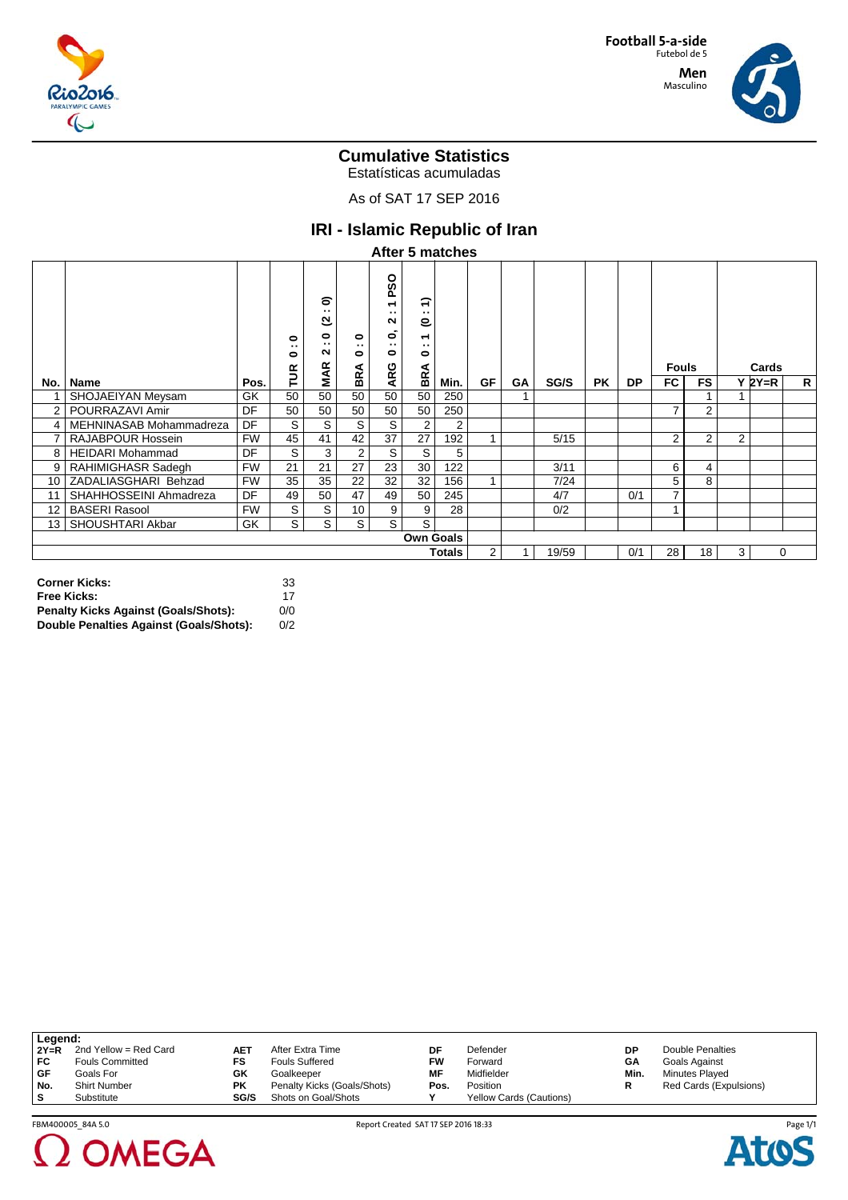Football 5-a-side
Futebol de 5
Men
Masculino

# Cumulative Statistics
Estatísticas acumuladas

As of SAT 17 SEP 2016

## IRI - Islamic Republic of Iran

### After 5 matches

| No. | Name | Pos. | TUR 0 : 0 | MAR 2 : 0 (2 : 0) | BRA 0 : 0 | ARG 0 : 0, 2 : 1 PSO | BRA 0 : 1 (0 : 1) | Min. | GF | GA | SG/S | PK | DP | Fouls FC | Fouls FS | Cards Y | Cards 2Y=R | Cards R |
|---|---|---|---|---|---|---|---|---|---|---|---|---|---|---|---|---|---|---|
| 1 | SHOJAEIYAN Meysam | GK | 50 | 50 | 50 | 50 | 50 | 250 | | 1 | | | | | 1 | 1 | | |
| 2 | POURRAZAVI Amir | DF | 50 | 50 | 50 | 50 | 50 | 250 | | | | | | 7 | 2 | | | |
| 4 | MEHNINASAB Mohammadreza | DF | S | S | S | S | 2 | 2 | | | | | | | | | | |
| 7 | RAJABPOUR Hossein | FW | 45 | 41 | 42 | 37 | 27 | 192 | 1 | | 5/15 | | | 2 | 2 | 2 | | |
| 8 | HEIDARI Mohammad | DF | S | 3 | 2 | S | S | 5 | | | | | | | | | | |
| 9 | RAHIMIGHASR Sadegh | FW | 21 | 21 | 27 | 23 | 30 | 122 | | | 3/11 | | | 6 | 4 | | | |
| 10 | ZADALIASGHARI Behzad | FW | 35 | 35 | 22 | 32 | 32 | 156 | 1 | | 7/24 | | | 5 | 8 | | | |
| 11 | SHAHHOSSEINI Ahmadreza | DF | 49 | 50 | 47 | 49 | 50 | 245 | | | 4/7 | | 0/1 | 7 | | | | |
| 12 | BASERI Rasool | FW | S | S | 10 | 9 | 9 | 28 | | | 0/2 | | | 1 | | | | |
| 13 | SHOUSHTARI Akbar | GK | S | S | S | S | S | | | | | | | | | | | |
| | | | | | | | Own Goals | | | | | | | | | | | |
| | | | | | | | | Totals | 2 | 1 | 19/59 | | 0/1 | 28 | 18 | 3 | 0 | |

**Corner Kicks:** 33
**Free Kicks:** 17
**Penalty Kicks Against (Goals/Shots):** 0/0
**Double Penalties Against (Goals/Shots):** 0/2

**Legend:**

| | | | | | | | |
|---|---|---|---|---|---|---|---|
| 2Y=R | 2nd Yellow = Red Card | AET | After Extra Time | DF | Defender | DP | Double Penalties |
| FC | Fouls Committed | FS | Fouls Suffered | FW | Forward | GA | Goals Against |
| GF | Goals For | GK | Goalkeeper | MF | Midfielder | Min. | Minutes Played |
| No. | Shirt Number | PK | Penalty Kicks (Goals/Shots) | Pos. | Position | R | Red Cards (Expulsions) |
| S | Substitute | SG/S | Shots on Goal/Shots | Y | Yellow Cards (Cautions) | | |

FBM400005_84A 5.0 Report Created SAT 17 SEP 2016 18:33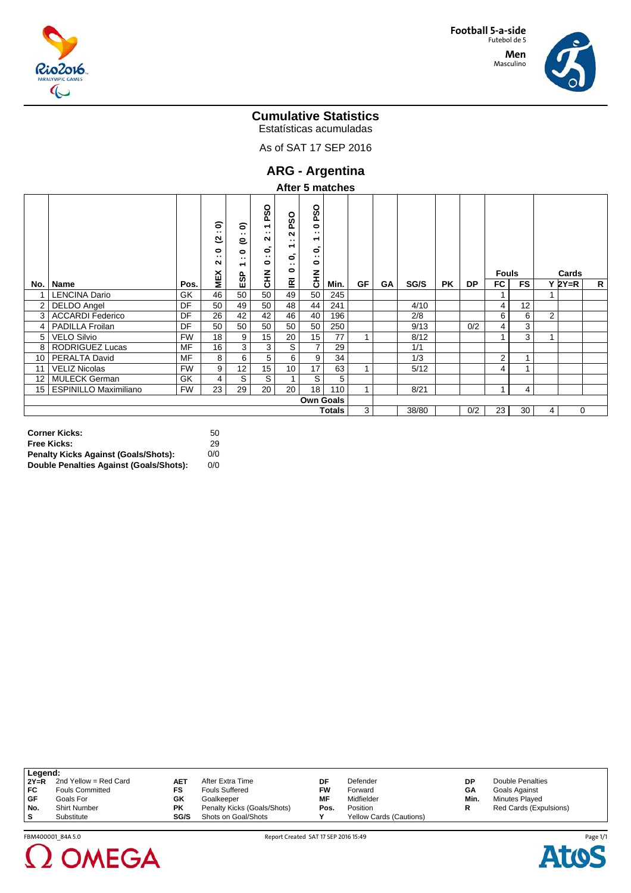Football 5-a-side
Futebol de 5

Men
Masculino

# Cumulative Statistics
Estatísticas acumuladas

As of SAT 17 SEP 2016

## ARG - Argentina

### After 5 matches

| No. | Name | Pos. | MEX 2 : 0 (2 : 0) | ESP 1 : 0 (0 : 0) | CHN 0 : 0, 2 : 1 PSO | IRI 0 : 0, 1 : 2 PSO | CHN 0 : 0, 1 : 0 PSO | Min. | GF | GA | SG/S | PK | DP | Fouls FC | Fouls FS | Cards Y | Cards 2Y=R | Cards R |
|---|---|---|---|---|---|---|---|---|---|---|---|---|---|---|---|---|---|---|
| 1 | LENCINA Dario | GK | 46 | 50 | 50 | 49 | 50 | 245 | | | | | | 1 | | 1 | | |
| 2 | DELDO Angel | DF | 50 | 49 | 50 | 48 | 44 | 241 | | | 4/10 | | | 4 | 12 | | | |
| 3 | ACCARDI Federico | DF | 26 | 42 | 42 | 46 | 40 | 196 | | | 2/8 | | | 6 | 6 | 2 | | |
| 4 | PADILLA Froilan | DF | 50 | 50 | 50 | 50 | 50 | 250 | | | 9/13 | | 0/2 | 4 | 3 | | | |
| 5 | VELO Silvio | FW | 18 | 9 | 15 | 20 | 15 | 77 | 1 | | 8/12 | | | 1 | 3 | 1 | | |
| 8 | RODRIGUEZ Lucas | MF | 16 | 3 | 3 | S | 7 | 29 | | | 1/1 | | | | | | | |
| 10 | PERALTA David | MF | 8 | 6 | 5 | 6 | 9 | 34 | | | 1/3 | | | 2 | 1 | | | |
| 11 | VELIZ Nicolas | FW | 9 | 12 | 15 | 10 | 17 | 63 | 1 | | 5/12 | | | 4 | 1 | | | |
| 12 | MULECK German | GK | 4 | S | S | 1 | S | 5 | | | | | | | | | | |
| 15 | ESPINILLO Maximiliano | FW | 23 | 29 | 20 | 20 | 18 | 110 | 1 | | 8/21 | | | 1 | 4 | | | |
| | | | | | | | | Own Goals | | | | | | | | | | |
| | | | | | | | | Totals | 3 | | 38/80 | | 0/2 | 23 | 30 | 4 | 0 | |

| | |
|---|---|
| **Corner Kicks:** | 50 |
| **Free Kicks:** | 29 |
| **Penalty Kicks Against (Goals/Shots):** | 0/0 |
| **Double Penalties Against (Goals/Shots):** | 0/0 |

**Legend:**

| | | | | | | | |
|---|---|---|---|---|---|---|---|
| 2Y=R | 2nd Yellow = Red Card | AET | After Extra Time | DF | Defender | DP | Double Penalties |
| FC | Fouls Committed | FS | Fouls Suffered | FW | Forward | GA | Goals Against |
| GF | Goals For | GK | Goalkeeper | MF | Midfielder | Min. | Minutes Played |
| No. | Shirt Number | PK | Penalty Kicks (Goals/Shots) | Pos. | Position | R | Red Cards (Expulsions) |
| S | Substitute | SG/S | Shots on Goal/Shots | Y | Yellow Cards (Cautions) | | |

FBM400001_84A 5.0 Report Created SAT 17 SEP 2016 15:49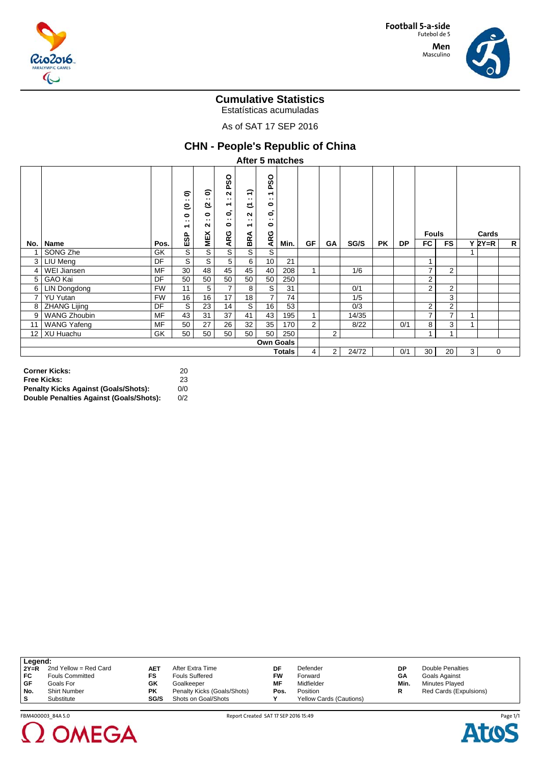Football 5-a-side
Futebol de 5

Men
Masculino

# Cumulative Statistics

Estatísticas acumuladas

As of SAT 17 SEP 2016

## CHN - People's Republic of China

### After 5 matches

| No. | Name | Pos. | ESP 1 : 0 (0 : 0) | MEX 2 : 0 (2 : 0) | ARG 0 : 0, 1 : 2 PSO | BRA 1 : 2 (1 : 1) | ARG 0 : 0, 0 : 1 PSO | Min. | GF | GA | SG/S | PK | DP | Fouls FC | Fouls FS | Cards Y | Cards 2Y=R | Cards R |
|---|---|---|---|---|---|---|---|---|---|---|---|---|---|---|---|---|---|---|
| 1 | SONG Zhe | GK | S | S | S | S | S | | | | | | | | | 1 | | |
| 3 | LIU Meng | DF | S | S | 5 | 6 | 10 | 21 | | | | | | 1 | | | | |
| 4 | WEI Jiansen | MF | 30 | 48 | 45 | 45 | 40 | 208 | 1 | | 1/6 | | | 7 | 2 | | | |
| 5 | GAO Kai | DF | 50 | 50 | 50 | 50 | 50 | 250 | | | | | | 2 | | | | |
| 6 | LIN Dongdong | FW | 11 | 5 | 7 | 8 | S | 31 | | | 0/1 | | | 2 | 2 | | | |
| 7 | YU Yutan | FW | 16 | 16 | 17 | 18 | 7 | 74 | | | 1/5 | | | | 3 | | | |
| 8 | ZHANG Lijing | DF | S | 23 | 14 | S | 16 | 53 | | | 0/3 | | | 2 | 2 | | | |
| 9 | WANG Zhoubin | MF | 43 | 31 | 37 | 41 | 43 | 195 | 1 | | 14/35 | | | 7 | 7 | 1 | | |
| 11 | WANG Yafeng | MF | 50 | 27 | 26 | 32 | 35 | 170 | 2 | | 8/22 | | 0/1 | 8 | 3 | 1 | | |
| 12 | XU Huachu | GK | 50 | 50 | 50 | 50 | 50 | 250 | | 2 | | | | 1 | 1 | | | |
| | | | | | | | Own Goals | | | | | | | | | | | |
| | | | | | | | | Totals | 4 | 2 | 24/72 | | 0/1 | 30 | 20 | 3 | 0 | |

**Corner Kicks:** 20
**Free Kicks:** 23
**Penalty Kicks Against (Goals/Shots):** 0/0
**Double Penalties Against (Goals/Shots):** 0/2

| Legend: | | | | | | | |
|---|---|---|---|---|---|---|---|
| 2Y=R | 2nd Yellow = Red Card | AET | After Extra Time | DF | Defender | DP | Double Penalties |
| FC | Fouls Committed | FS | Fouls Suffered | FW | Forward | GA | Goals Against |
| GF | Goals For | GK | Goalkeeper | MF | Midfielder | Min. | Minutes Played |
| No. | Shirt Number | PK | Penalty Kicks (Goals/Shots) | Pos. | Position | R | Red Cards (Expulsions) |
| S | Substitute | SG/S | Shots on Goal/Shots | Y | Yellow Cards (Cautions) | | |

FBM400003_84A 5.0 Report Created SAT 17 SEP 2016 15:49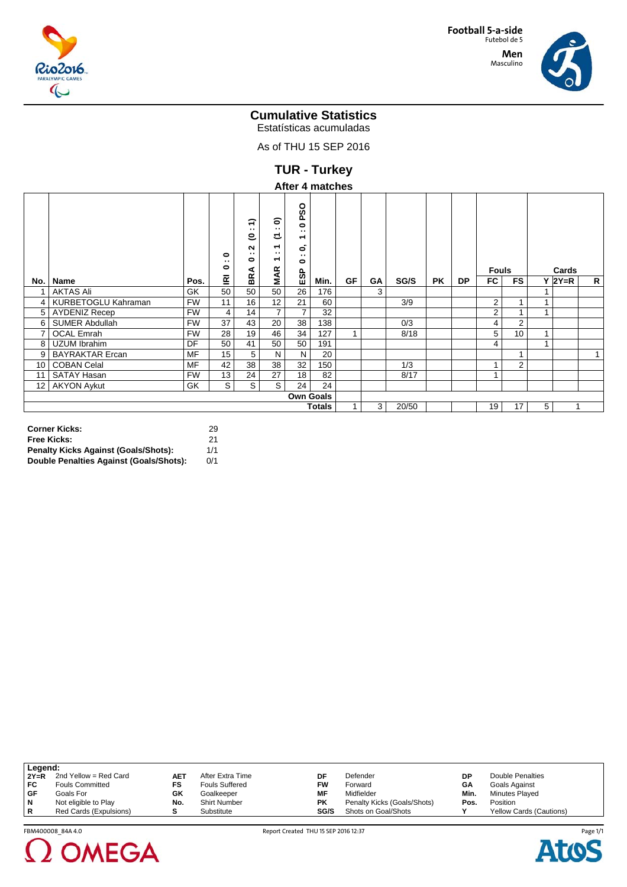Football 5-a-side
Futebol de 5

Men
Masculino

# Cumulative Statistics
Estatísticas acumuladas

As of THU 15 SEP 2016

## TUR - Turkey

### After 4 matches

| No. | Name | Pos. | IRI 0 : 0 | BRA 0 : 2 (0 : 1) | MAR 1 : 1 (1 : 0) | ESP 0 : 0, 1 : 0 PSO | Min. | GF | GA | SG/S | PK | DP | Fouls FC | Fouls FS | Cards Y | Cards 2Y=R | Cards R |
|---|---|---|---|---|---|---|---|---|---|---|---|---|---|---|---|---|---|
| 1 | AKTAS Ali | GK | 50 | 50 | 50 | 26 | 176 | | 3 | | | | | | 1 | | |
| 4 | KURBETOGLU Kahraman | FW | 11 | 16 | 12 | 21 | 60 | | | 3/9 | | | 2 | 1 | 1 | | |
| 5 | AYDENIZ Recep | FW | 4 | 14 | 7 | 7 | 32 | | | | | | 2 | 1 | 1 | | |
| 6 | SUMER Abdullah | FW | 37 | 43 | 20 | 38 | 138 | | | 0/3 | | | 4 | 2 | | | |
| 7 | OCAL Emrah | FW | 28 | 19 | 46 | 34 | 127 | 1 | | 8/18 | | | 5 | 10 | 1 | | |
| 8 | UZUM Ibrahim | DF | 50 | 41 | 50 | 50 | 191 | | | | | | 4 | | 1 | | |
| 9 | BAYRAKTAR Ercan | MF | 15 | 5 | N | N | 20 | | | | | | | 1 | | | 1 |
| 10 | COBAN Celal | MF | 42 | 38 | 38 | 32 | 150 | | | 1/3 | | | 1 | 2 | | | |
| 11 | SATAY Hasan | FW | 13 | 24 | 27 | 18 | 82 | | | 8/17 | | | 1 | | | | |
| 12 | AKYON Aykut | GK | S | S | S | 24 | 24 | | | | | | | | | | |
| | | | | | | | Own Goals | | | | | | | | | | |
| | | | | | | | Totals | 1 | 3 | 20/50 | | | 19 | 17 | 5 | 1 | |

**Corner Kicks:** 29
**Free Kicks:** 21
**Penalty Kicks Against (Goals/Shots):** 1/1
**Double Penalties Against (Goals/Shots):** 0/1

**Legend:**

| | | | | | | | |
|---|---|---|---|---|---|---|---|
| 2Y=R | 2nd Yellow = Red Card | AET | After Extra Time | DF | Defender | DP | Double Penalties |
| FC | Fouls Committed | FS | Fouls Suffered | FW | Forward | GA | Goals Against |
| GF | Goals For | GK | Goalkeeper | MF | Midfielder | Min. | Minutes Played |
| N | Not eligible to Play | No. | Shirt Number | PK | Penalty Kicks (Goals/Shots) | Pos. | Position |
| R | Red Cards (Expulsions) | S | Substitute | SG/S | Shots on Goal/Shots | Y | Yellow Cards (Cautions) |

FBM400008_84A 4.0 Report Created THU 15 SEP 2016 12:37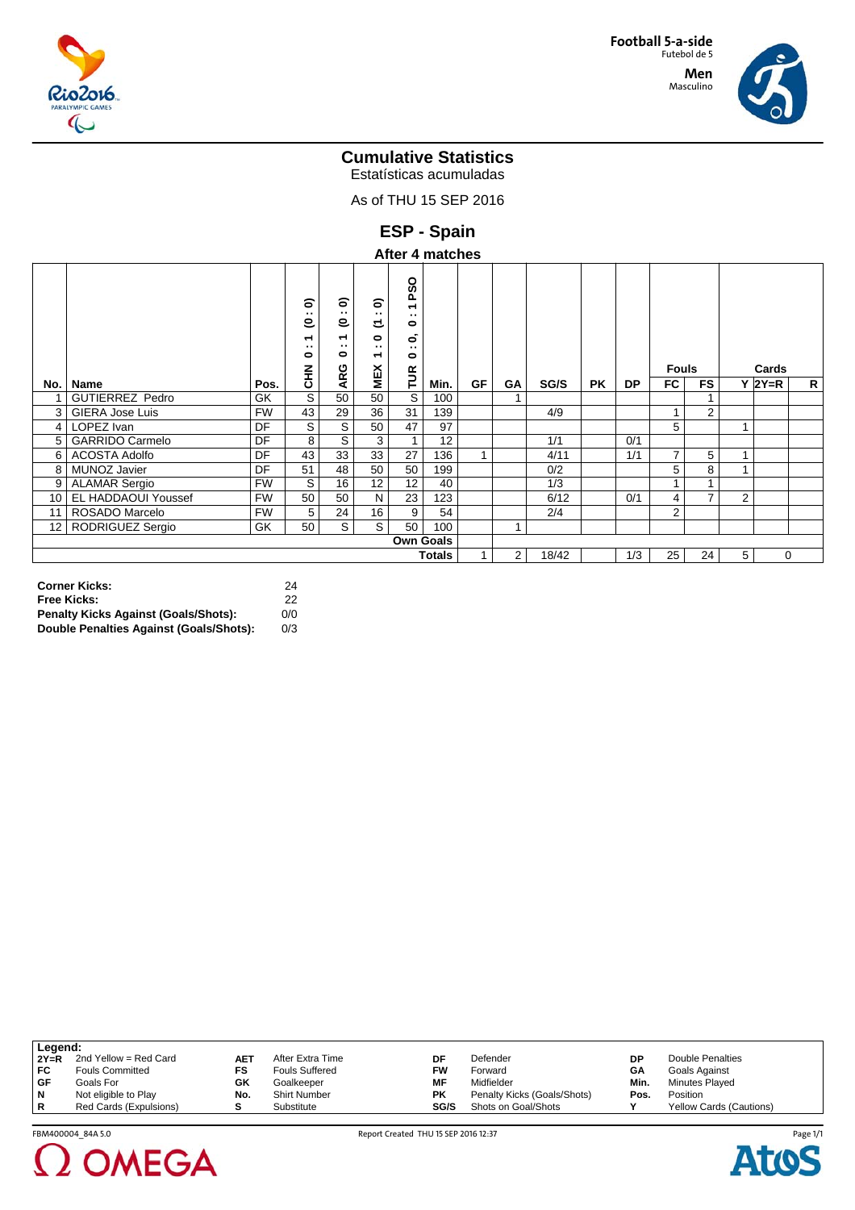Football 5-a-side
Futebol de 5

Men
Masculino

# Cumulative Statistics

Estatísticas acumuladas

As of THU 15 SEP 2016

## ESP - Spain

### After 4 matches

| No. | Name | Pos. | CHN 0 : 1 (0 : 0) | ARG 0 : 1 (0 : 0) | MEX 1 : 0 (1 : 0) | TUR 0 : 0, 0 : 1 PSO | Min. | GF | GA | SG/S | PK | DP | Fouls FC | Fouls FS | Cards Y | Cards 2Y=R | Cards R |
|---|---|---|---|---|---|---|---|---|---|---|---|---|---|---|---|---|---|
| 1 | GUTIERREZ Pedro | GK | S | 50 | 50 | S | 100 | | 1 | | | | | 1 | | | |
| 3 | GIERA Jose Luis | FW | 43 | 29 | 36 | 31 | 139 | | | 4/9 | | | 1 | 2 | | | |
| 4 | LOPEZ Ivan | DF | S | S | 50 | 47 | 97 | | | | | | 5 | | 1 | | |
| 5 | GARRIDO Carmelo | DF | 8 | S | 3 | 1 | 12 | | | 1/1 | | 0/1 | | | | | |
| 6 | ACOSTA Adolfo | DF | 43 | 33 | 33 | 27 | 136 | 1 | | 4/11 | | 1/1 | 7 | 5 | 1 | | |
| 8 | MUNOZ Javier | DF | 51 | 48 | 50 | 50 | 199 | | | 0/2 | | | 5 | 8 | 1 | | |
| 9 | ALAMAR Sergio | FW | S | 16 | 12 | 12 | 40 | | | 1/3 | | | 1 | 1 | | | |
| 10 | EL HADDAOUI Youssef | FW | 50 | 50 | N | 23 | 123 | | | 6/12 | | 0/1 | 4 | 7 | 2 | | |
| 11 | ROSADO Marcelo | FW | 5 | 24 | 16 | 9 | 54 | | | 2/4 | | | 2 | | | | |
| 12 | RODRIGUEZ Sergio | GK | 50 | S | S | 50 | 100 | | 1 | | | | | | | | |
| | | | | | | | Own Goals | | | | | | | | | | |
| | | | | | | | Totals | 1 | 2 | 18/42 | | 1/3 | 25 | 24 | 5 | 0 | |

**Corner Kicks:** 24
**Free Kicks:** 22
**Penalty Kicks Against (Goals/Shots):** 0/0
**Double Penalties Against (Goals/Shots):** 0/3

| Legend: | | | | | | | |
|---|---|---|---|---|---|---|---|
| 2Y=R | 2nd Yellow = Red Card | AET | After Extra Time | DF | Defender | DP | Double Penalties |
| FC | Fouls Committed | FS | Fouls Suffered | FW | Forward | GA | Goals Against |
| GF | Goals For | GK | Goalkeeper | MF | Midfielder | Min. | Minutes Played |
| N | Not eligible to Play | No. | Shirt Number | PK | Penalty Kicks (Goals/Shots) | Pos. | Position |
| R | Red Cards (Expulsions) | S | Substitute | SG/S | Shots on Goal/Shots | Y | Yellow Cards (Cautions) |

FBM400004_84A 5.0 Report Created THU 15 SEP 2016 12:37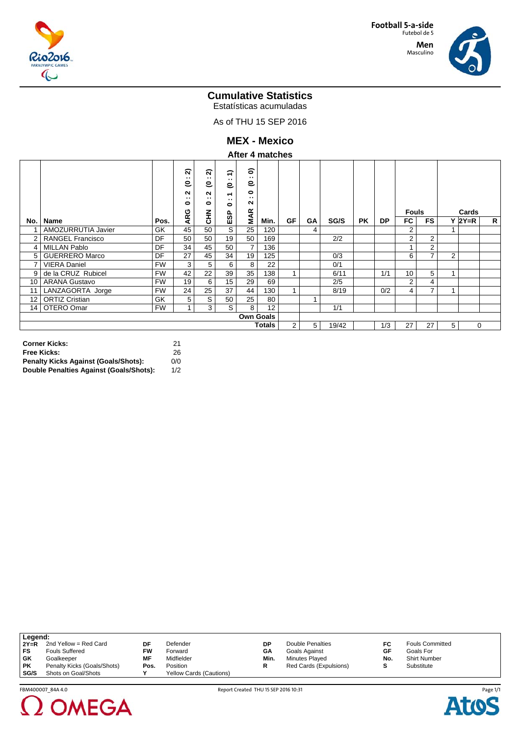Football 5-a-side
Futebol de 5

Men
Masculino

# Cumulative Statistics

Estatísticas acumuladas

As of THU 15 SEP 2016

## MEX - Mexico

### After 4 matches

| No. | Name | Pos. | ARG 0 : 2 (0 : 2) | CHN 0 : 2 (0 : 2) | ESP 0 : 1 (0 : 1) | MAR 2 : 0 (0 : 0) | Min. | GF | GA | SG/S | PK | DP | Fouls FC | Fouls FS | Cards Y | Cards 2Y=R | Cards R |
|---|---|---|---|---|---|---|---|---|---|---|---|---|---|---|---|---|---|
| 1 | AMOZURRUTIA Javier | GK | 45 | 50 | S | 25 | 120 | | 4 | | | | 2 | | 1 | | |
| 2 | RANGEL Francisco | DF | 50 | 50 | 19 | 50 | 169 | | | 2/2 | | | 2 | 2 | | | |
| 4 | MILLAN Pablo | DF | 34 | 45 | 50 | 7 | 136 | | | | | | 1 | 2 | | | |
| 5 | GUERRERO Marco | DF | 27 | 45 | 34 | 19 | 125 | | | 0/3 | | | 6 | 7 | 2 | | |
| 7 | VIERA Daniel | FW | 3 | 5 | 6 | 8 | 22 | | | 0/1 | | | | | | | |
| 9 | de la CRUZ Rubicel | FW | 42 | 22 | 39 | 35 | 138 | 1 | | 6/11 | | 1/1 | 10 | 5 | 1 | | |
| 10 | ARANA Gustavo | FW | 19 | 6 | 15 | 29 | 69 | | | 2/5 | | | 2 | 4 | | | |
| 11 | LANZAGORTA Jorge | FW | 24 | 25 | 37 | 44 | 130 | 1 | | 8/19 | | 0/2 | 4 | 7 | 1 | | |
| 12 | ORTIZ Cristian | GK | 5 | S | 50 | 25 | 80 | | 1 | | | | | | | | |
| 14 | OTERO Omar | FW | 1 | 3 | S | 8 | 12 | | | 1/1 | | | | | | | |
| | | | | | | | Own Goals | | | | | | | | | | |
| | | | | | | | Totals | 2 | 5 | 19/42 | | 1/3 | 27 | 27 | 5 | 0 | |

| | |
|---|---|
| **Corner Kicks:** | 21 |
| **Free Kicks:** | 26 |
| **Penalty Kicks Against (Goals/Shots):** | 0/0 |
| **Double Penalties Against (Goals/Shots):** | 1/2 |

**Legend:**

| | | | | | | | |
|---|---|---|---|---|---|---|---|
| 2Y=R | 2nd Yellow = Red Card | DF | Defender | DP | Double Penalties | FC | Fouls Committed |
| FS | Fouls Suffered | FW | Forward | GA | Goals Against | GF | Goals For |
| GK | Goalkeeper | MF | Midfielder | Min. | Minutes Played | No. | Shirt Number |
| PK | Penalty Kicks (Goals/Shots) | Pos. | Position | R | Red Cards (Expulsions) | S | Substitute |
| SG/S | Shots on Goal/Shots | Y | Yellow Cards (Cautions) | | | | |

FBM400007_84A 4.0 Report Created THU 15 SEP 2016 10:31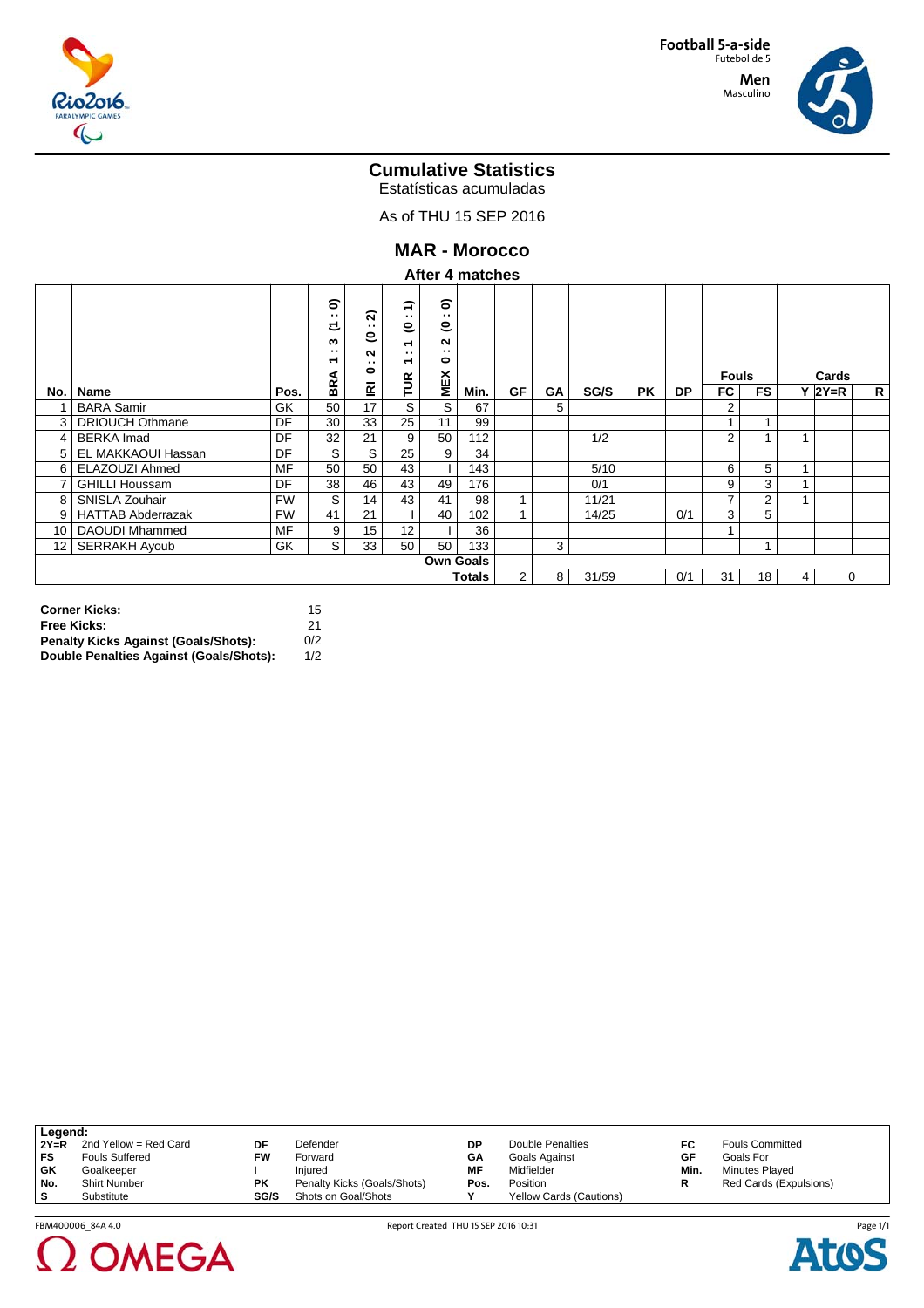Football 5-a-side
Futebol de 5
**Men**
Masculino

# Cumulative Statistics
Estatísticas acumuladas

As of THU 15 SEP 2016

## MAR - Morocco

### After 4 matches

| No. | Name | Pos. | BRA 1 : 3 (1 : 0) | IRI 0 : 2 (0 : 2) | TUR 1 : 1 (0 : 1) | MEX 0 : 2 (0 : 0) | Min. | GF | GA | SG/S | PK | DP | Fouls FC | Fouls FS | Cards Y | Cards 2Y=R | Cards R |
|---|---|---|---|---|---|---|---|---|---|---|---|---|---|---|---|---|---|
| 1 | BARA Samir | GK | 50 | 17 | S | S | 67 | | 5 | | | | 2 | | | | |
| 3 | DRIOUCH Othmane | DF | 30 | 33 | 25 | 11 | 99 | | | | | | 1 | 1 | | | |
| 4 | BERKA Imad | DF | 32 | 21 | 9 | 50 | 112 | | | 1/2 | | | 2 | 1 | 1 | | |
| 5 | EL MAKKAOUI Hassan | DF | S | S | 25 | 9 | 34 | | | | | | | | | | |
| 6 | ELAZOUZI Ahmed | MF | 50 | 50 | 43 | I | 143 | | | 5/10 | | | 6 | 5 | 1 | | |
| 7 | GHILLI Houssam | DF | 38 | 46 | 43 | 49 | 176 | | | 0/1 | | | 9 | 3 | 1 | | |
| 8 | SNISLA Zouhair | FW | S | 14 | 43 | 41 | 98 | 1 | | 11/21 | | | 7 | 2 | 1 | | |
| 9 | HATTAB Abderrazak | FW | 41 | 21 | I | 40 | 102 | 1 | | 14/25 | | 0/1 | 3 | 5 | | | |
| 10 | DAOUDI Mhammed | MF | 9 | 15 | 12 | I | 36 | | | | | | 1 | | | | |
| 12 | SERRAKH Ayoub | GK | S | 33 | 50 | 50 | 133 | | 3 | | | | | 1 | | | |
| | | | | | | | **Own Goals** | | | | | | | | | | |
| | | | | | | | **Totals** | 2 | 8 | 31/59 | | 0/1 | 31 | 18 | 4 | 0 | |

| | |
|---|---|
| **Corner Kicks:** | 15 |
| **Free Kicks:** | 21 |
| **Penalty Kicks Against (Goals/Shots):** | 0/2 |
| **Double Penalties Against (Goals/Shots):** | 1/2 |

**Legend:**

| | | | | | | | |
|---|---|---|---|---|---|---|---|
| 2Y=R | 2nd Yellow = Red Card | DF | Defender | DP | Double Penalties | FC | Fouls Committed |
| FS | Fouls Suffered | FW | Forward | GA | Goals Against | GF | Goals For |
| GK | Goalkeeper | I | Injured | MF | Midfielder | Min. | Minutes Played |
| No. | Shirt Number | PK | Penalty Kicks (Goals/Shots) | Pos. | Position | R | Red Cards (Expulsions) |
| S | Substitute | SG/S | Shots on Goal/Shots | Y | Yellow Cards (Cautions) | | |

FBM400006_84A 4.0 Report Created THU 15 SEP 2016 10:31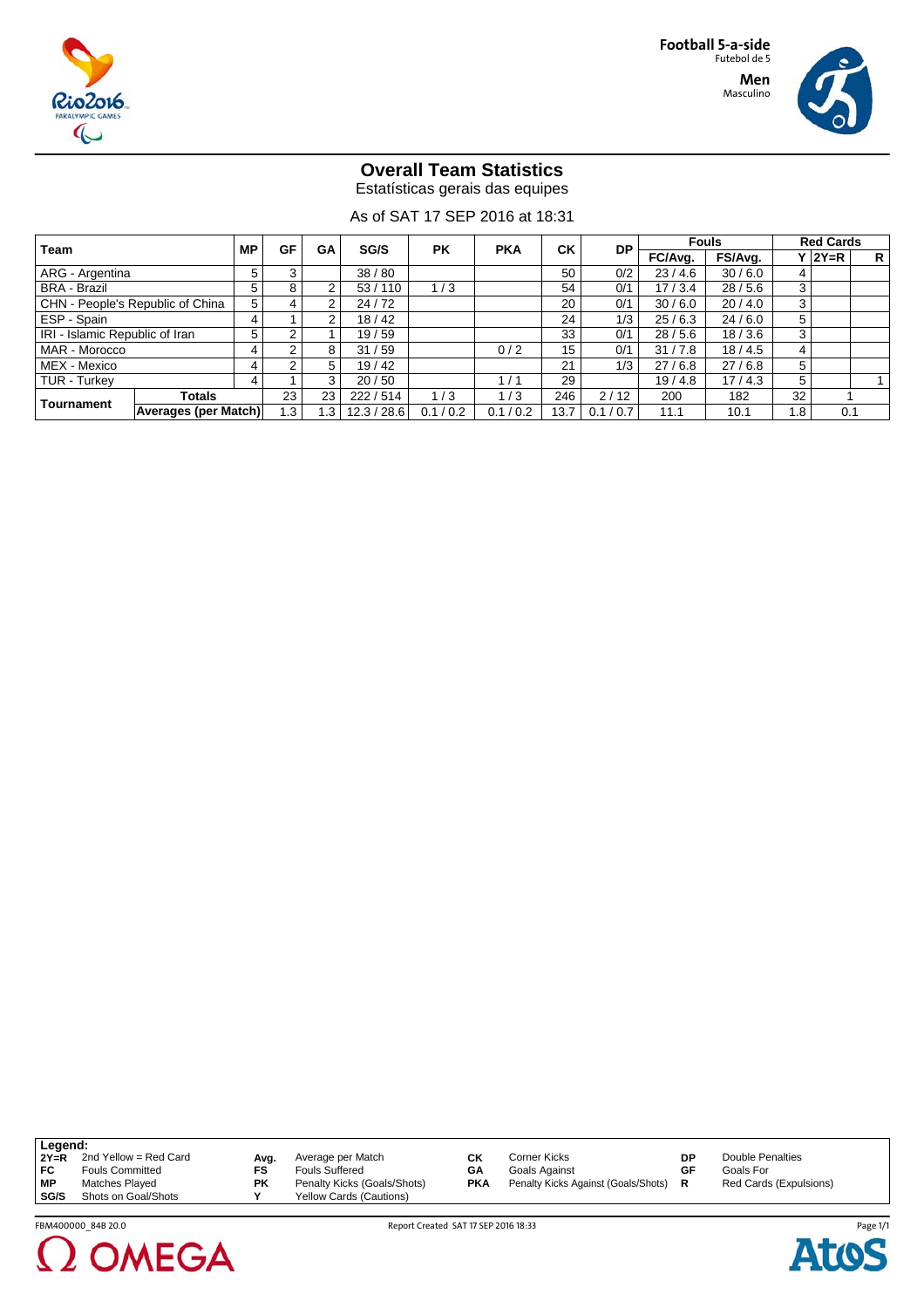Football 5-a-side
Futebol de 5

Men
Masculino

# Overall Team Statistics

Estatísticas gerais das equipes

As of SAT 17 SEP 2016 at 18:31

| Team | | MP | GF | GA | SG/S | PK | PKA | CK | DP | Fouls | | Red Cards | | |
|---|---|---|---|---|---|---|---|---|---|---|---|---|---|---|
| | | | | | | | | | | FC/Avg. | FS/Avg. | Y | 2Y=R | R |
| ARG - Argentina | | 5 | 3 | | 38 / 80 | | | 50 | 0/2 | 23 / 4.6 | 30 / 6.0 | 4 | | |
| BRA - Brazil | | 5 | 8 | 2 | 53 / 110 | 1 / 3 | | 54 | 0/1 | 17 / 3.4 | 28 / 5.6 | 3 | | |
| CHN - People's Republic of China | | 5 | 4 | 2 | 24 / 72 | | | 20 | 0/1 | 30 / 6.0 | 20 / 4.0 | 3 | | |
| ESP - Spain | | 4 | 1 | 2 | 18 / 42 | | | 24 | 1/3 | 25 / 6.3 | 24 / 6.0 | 5 | | |
| IRI - Islamic Republic of Iran | | 5 | 2 | 1 | 19 / 59 | | | 33 | 0/1 | 28 / 5.6 | 18 / 3.6 | 3 | | |
| MAR - Morocco | | 4 | 2 | 8 | 31 / 59 | | 0 / 2 | 15 | 0/1 | 31 / 7.8 | 18 / 4.5 | 4 | | |
| MEX - Mexico | | 4 | 2 | 5 | 19 / 42 | | | 21 | 1/3 | 27 / 6.8 | 27 / 6.8 | 5 | | |
| TUR - Turkey | | 4 | 1 | 3 | 20 / 50 | | 1 / 1 | 29 | | 19 / 4.8 | 17 / 4.3 | 5 | | 1 |
| Tournament | Totals | | 23 | 23 | 222 / 514 | 1 / 3 | 1 / 3 | 246 | 2 / 12 | 200 | 182 | 32 | 1 | |
| | Averages (per Match) | | 1.3 | 1.3 | 12.3 / 28.6 | 0.1 / 0.2 | 0.1 / 0.2 | 13.7 | 0.1 / 0.7 | 11.1 | 10.1 | 1.8 | 0.1 | |

**Legend:**

| | | | | | | | |
|---|---|---|---|---|---|---|---|
| **2Y=R** | 2nd Yellow = Red Card | **Avg.** | Average per Match | **CK** | Corner Kicks | **DP** | Double Penalties |
| **FC** | Fouls Committed | **FS** | Fouls Suffered | **GA** | Goals Against | **GF** | Goals For |
| **MP** | Matches Played | **PK** | Penalty Kicks (Goals/Shots) | **PKA** | Penalty Kicks Against (Goals/Shots) | **R** | Red Cards (Expulsions) |
| **SG/S** | Shots on Goal/Shots | **Y** | Yellow Cards (Cautions) | | | | |

FBM400000_84B 20.0 Report Created SAT 17 SEP 2016 18:33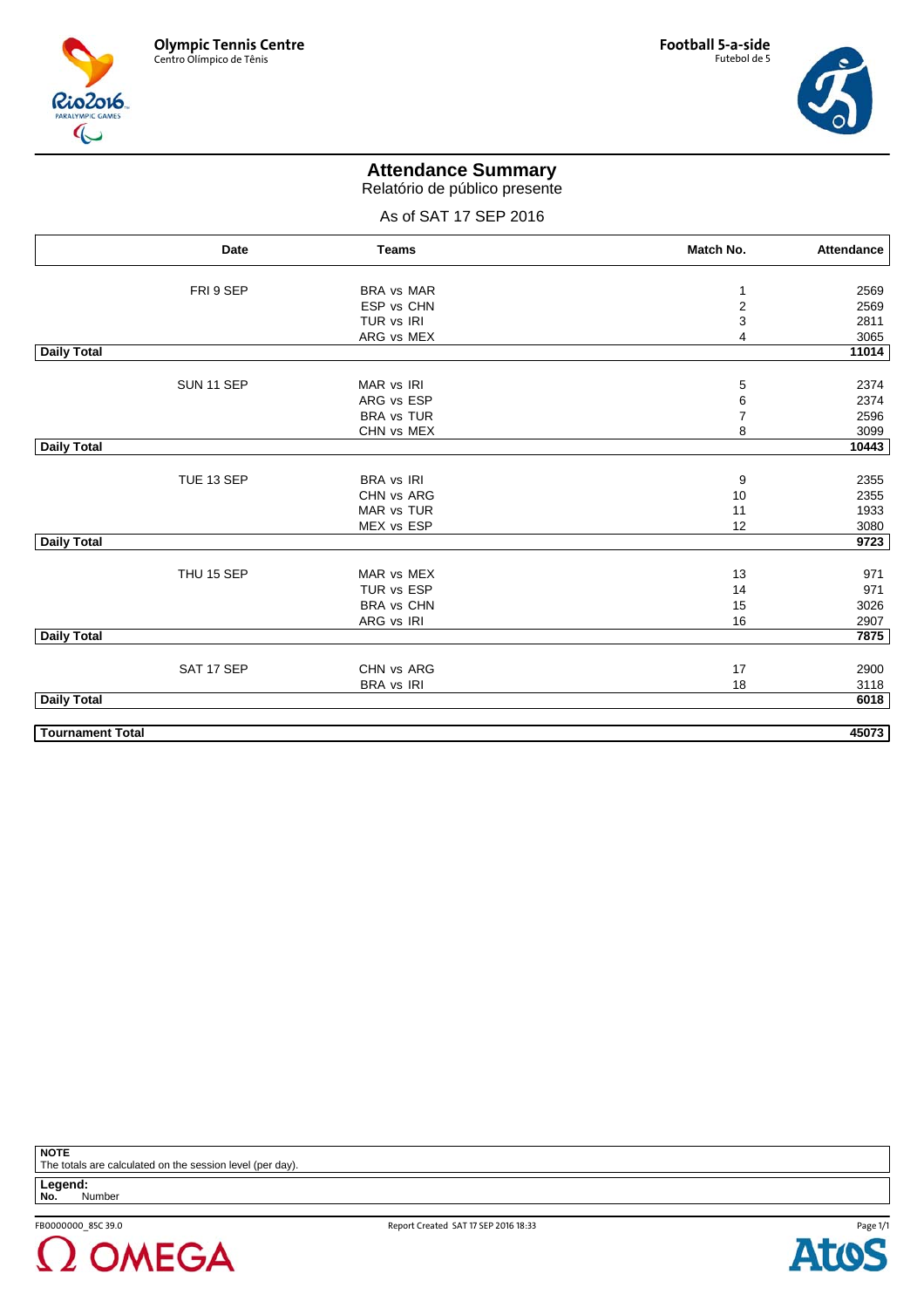Olympic Tennis Centre
Centro Olímpico de Tênis

Football 5-a-side
Futebol de 5

# Attendance Summary
## Relatório de público presente

As of SAT 17 SEP 2016

| Date | Teams | Match No. | Attendance |
|---|---|---|---|
| FRI 9 SEP | BRA vs MAR | 1 | 2569 |
| | ESP vs CHN | 2 | 2569 |
| | TUR vs IRI | 3 | 2811 |
| | ARG vs MEX | 4 | 3065 |
| **Daily Total** | | | **11014** |
| SUN 11 SEP | MAR vs IRI | 5 | 2374 |
| | ARG vs ESP | 6 | 2374 |
| | BRA vs TUR | 7 | 2596 |
| | CHN vs MEX | 8 | 3099 |
| **Daily Total** | | | **10443** |
| TUE 13 SEP | BRA vs IRI | 9 | 2355 |
| | CHN vs ARG | 10 | 2355 |
| | MAR vs TUR | 11 | 1933 |
| | MEX vs ESP | 12 | 3080 |
| **Daily Total** | | | **9723** |
| THU 15 SEP | MAR vs MEX | 13 | 971 |
| | TUR vs ESP | 14 | 971 |
| | BRA vs CHN | 15 | 3026 |
| | ARG vs IRI | 16 | 2907 |
| **Daily Total** | | | **7875** |
| SAT 17 SEP | CHN vs ARG | 17 | 2900 |
| | BRA vs IRI | 18 | 3118 |
| **Daily Total** | | | **6018** |
| **Tournament Total** | | | **45073** |

**NOTE**
The totals are calculated on the session level (per day).

**Legend:**
**No.** Number

FB0000000_85C 39.0 Report Created SAT 17 SEP 2016 18:33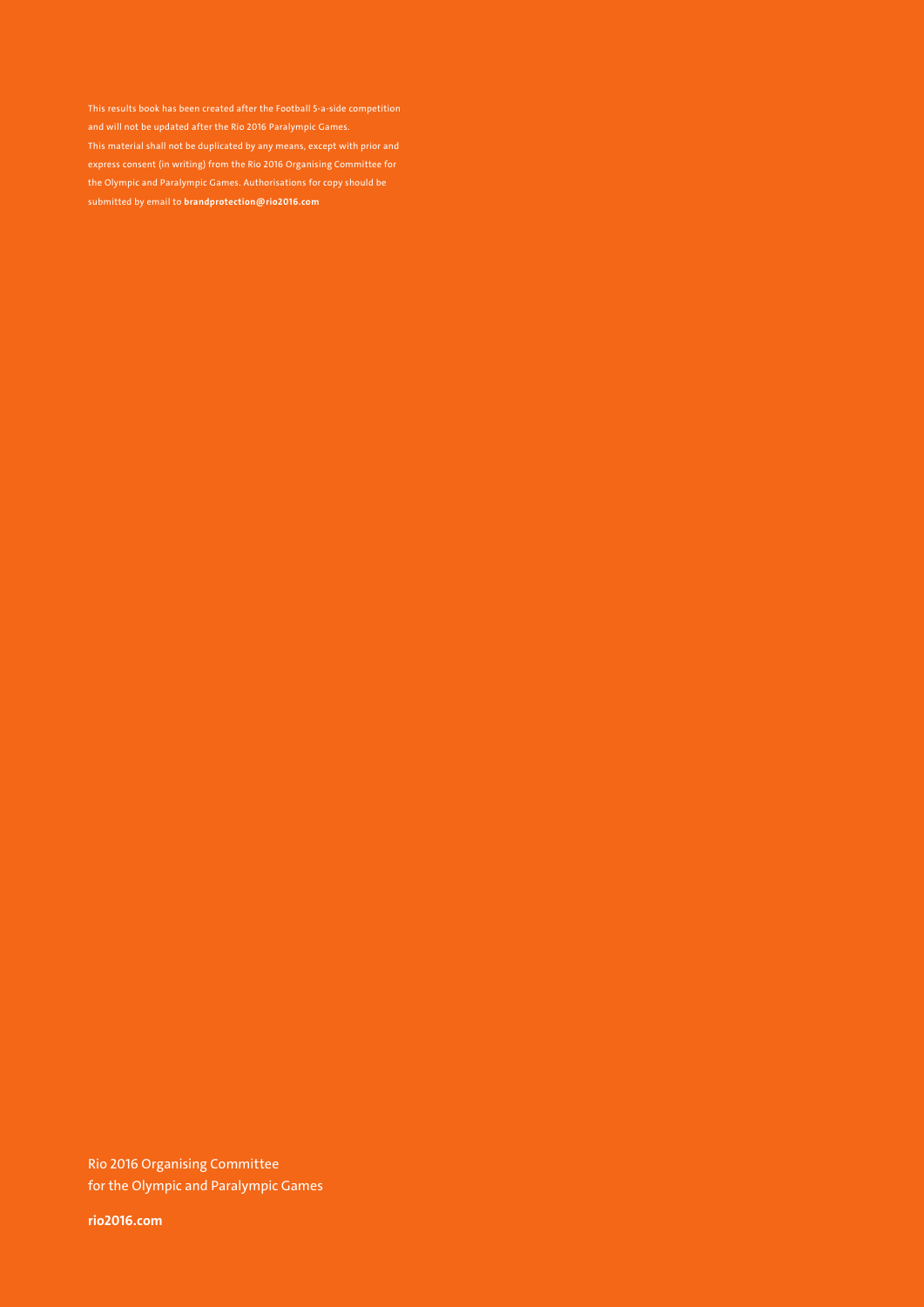This results book has been created after the Football 5-a-side competition and will not be updated after the Rio 2016 Paralympic Games.
This material shall not be duplicated by any means, except with prior and express consent (in writing) from the Rio 2016 Organising Committee for the Olympic and Paralympic Games. Authorisations for copy should be submitted by email to **brandprotection@rio2016.com**

Rio 2016 Organising Committee
for the Olympic and Paralympic Games

**rio2016.com**